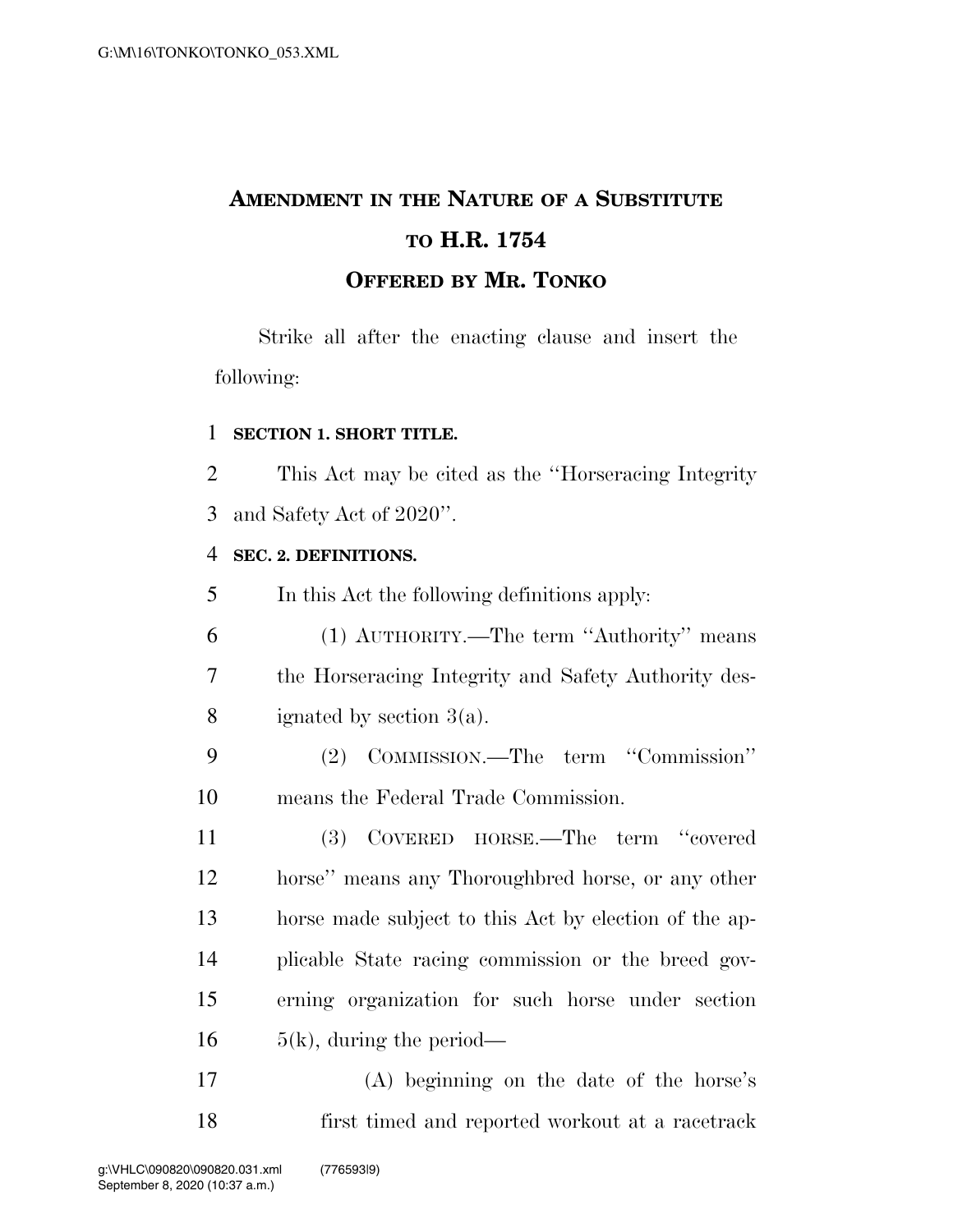# AMENDMENT IN THE NATURE OF A SUBSTITUTE TO H.R. 1754

## OFFERED BY MR. TONKO

Strike all after the enacting clause and insert the following:

**SECTION 1. SHORT TITLE.**

This Act may be cited as the ''Horseracing Integrity and Safety Act of 2020''.

**SEC. 2. DEFINITIONS.**

In this Act the following definitions apply:

(1) AUTHORITY.—The term ''Authority'' means the Horseracing Integrity and Safety Authority designated by section 3(a).

(2) COMMISSION.—The term ''Commission'' means the Federal Trade Commission.

(3) COVERED HORSE.—The term ''covered horse'' means any Thoroughbred horse, or any other horse made subject to this Act by election of the applicable State racing commission or the breed governing organization for such horse under section 5(k), during the period—

(A) beginning on the date of the horse's first timed and reported workout at a racetrack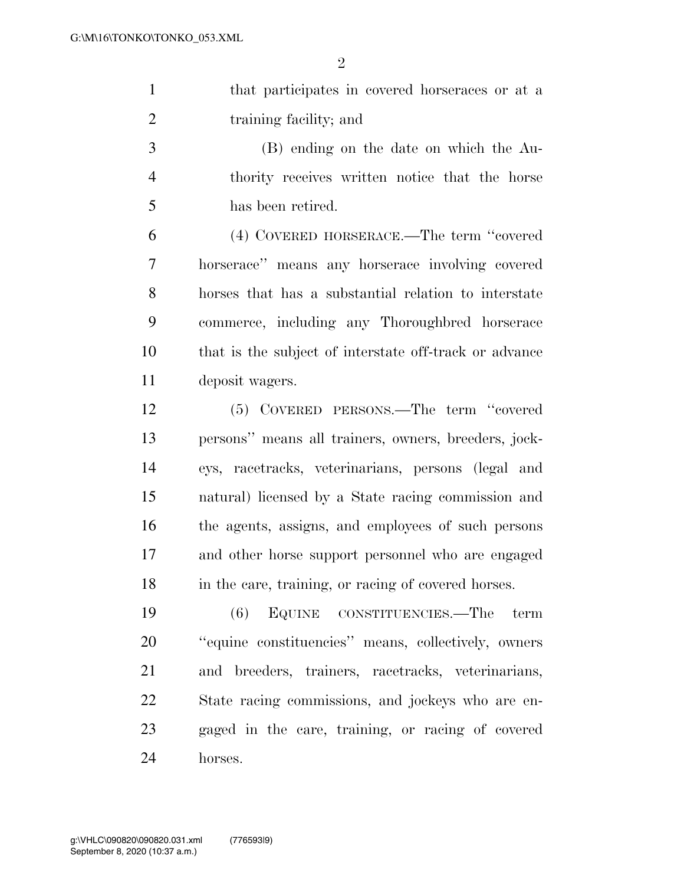that participates in covered horseraces or at a training facility; and

(B) ending on the date on which the Authority receives written notice that the horse has been retired.

(4) COVERED HORSERACE.—The term "covered horserace" means any horserace involving covered horses that has a substantial relation to interstate commerce, including any Thoroughbred horserace that is the subject of interstate off-track or advance deposit wagers.

(5) COVERED PERSONS.—The term "covered persons" means all trainers, owners, breeders, jockeys, racetracks, veterinarians, persons (legal and natural) licensed by a State racing commission and the agents, assigns, and employees of such persons and other horse support personnel who are engaged in the care, training, or racing of covered horses.

(6) EQUINE CONSTITUENCIES.—The term "equine constituencies" means, collectively, owners and breeders, trainers, racetracks, veterinarians, State racing commissions, and jockeys who are engaged in the care, training, or racing of covered horses.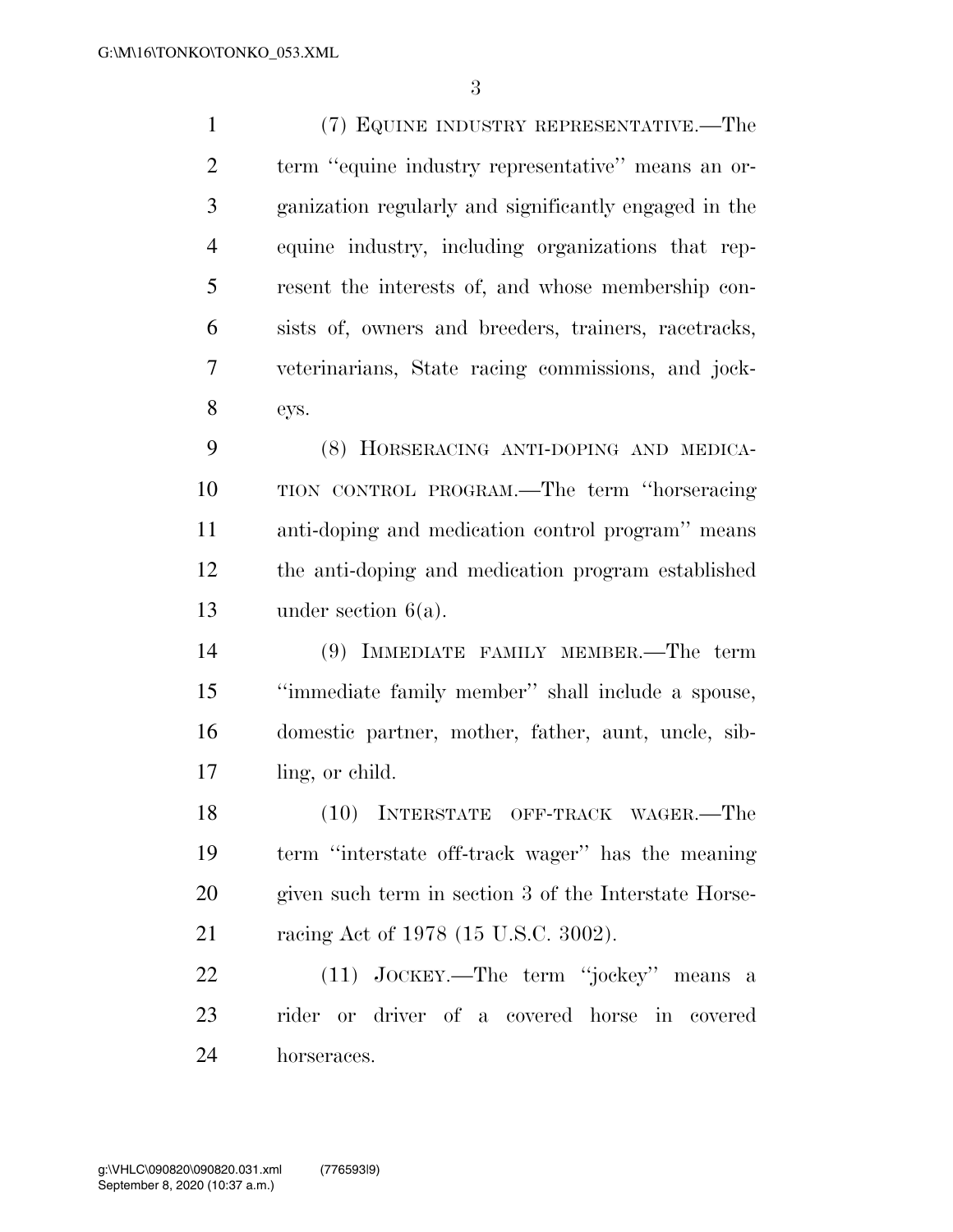(7) EQUINE INDUSTRY REPRESENTATIVE.—The term ''equine industry representative'' means an organization regularly and significantly engaged in the equine industry, including organizations that represent the interests of, and whose membership consists of, owners and breeders, trainers, racetracks, veterinarians, State racing commissions, and jockeys.

(8) HORSERACING ANTI-DOPING AND MEDICATION CONTROL PROGRAM.—The term ''horseracing anti-doping and medication control program'' means the anti-doping and medication program established under section 6(a).

(9) IMMEDIATE FAMILY MEMBER.—The term ''immediate family member'' shall include a spouse, domestic partner, mother, father, aunt, uncle, sibling, or child.

(10) INTERSTATE OFF-TRACK WAGER.—The term ''interstate off-track wager'' has the meaning given such term in section 3 of the Interstate Horseracing Act of 1978 (15 U.S.C. 3002).

(11) JOCKEY.—The term ''jockey'' means a rider or driver of a covered horse in covered horseraces.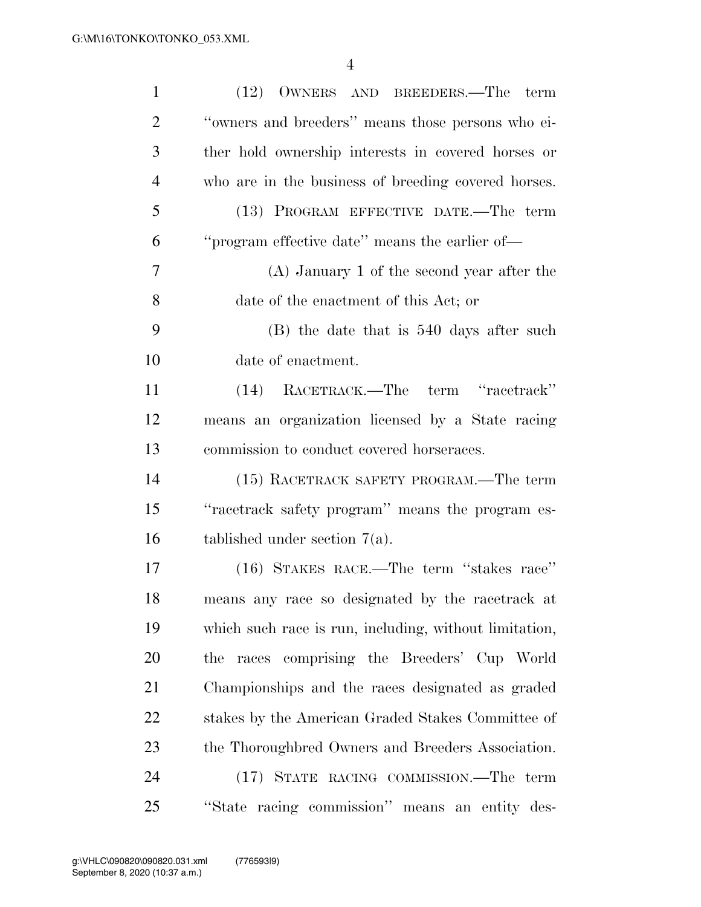(12) OWNERS AND BREEDERS.—The term "owners and breeders" means those persons who either hold ownership interests in covered horses or who are in the business of breeding covered horses.

(13) PROGRAM EFFECTIVE DATE.—The term "program effective date" means the earlier of—

(A) January 1 of the second year after the date of the enactment of this Act; or

(B) the date that is 540 days after such date of enactment.

(14) RACETRACK.—The term "racetrack" means an organization licensed by a State racing commission to conduct covered horseraces.

(15) RACETRACK SAFETY PROGRAM.—The term "racetrack safety program" means the program established under section 7(a).

(16) STAKES RACE.—The term "stakes race" means any race so designated by the racetrack at which such race is run, including, without limitation, the races comprising the Breeders' Cup World Championships and the races designated as graded stakes by the American Graded Stakes Committee of the Thoroughbred Owners and Breeders Association.

(17) STATE RACING COMMISSION.—The term "State racing commission" means an entity des-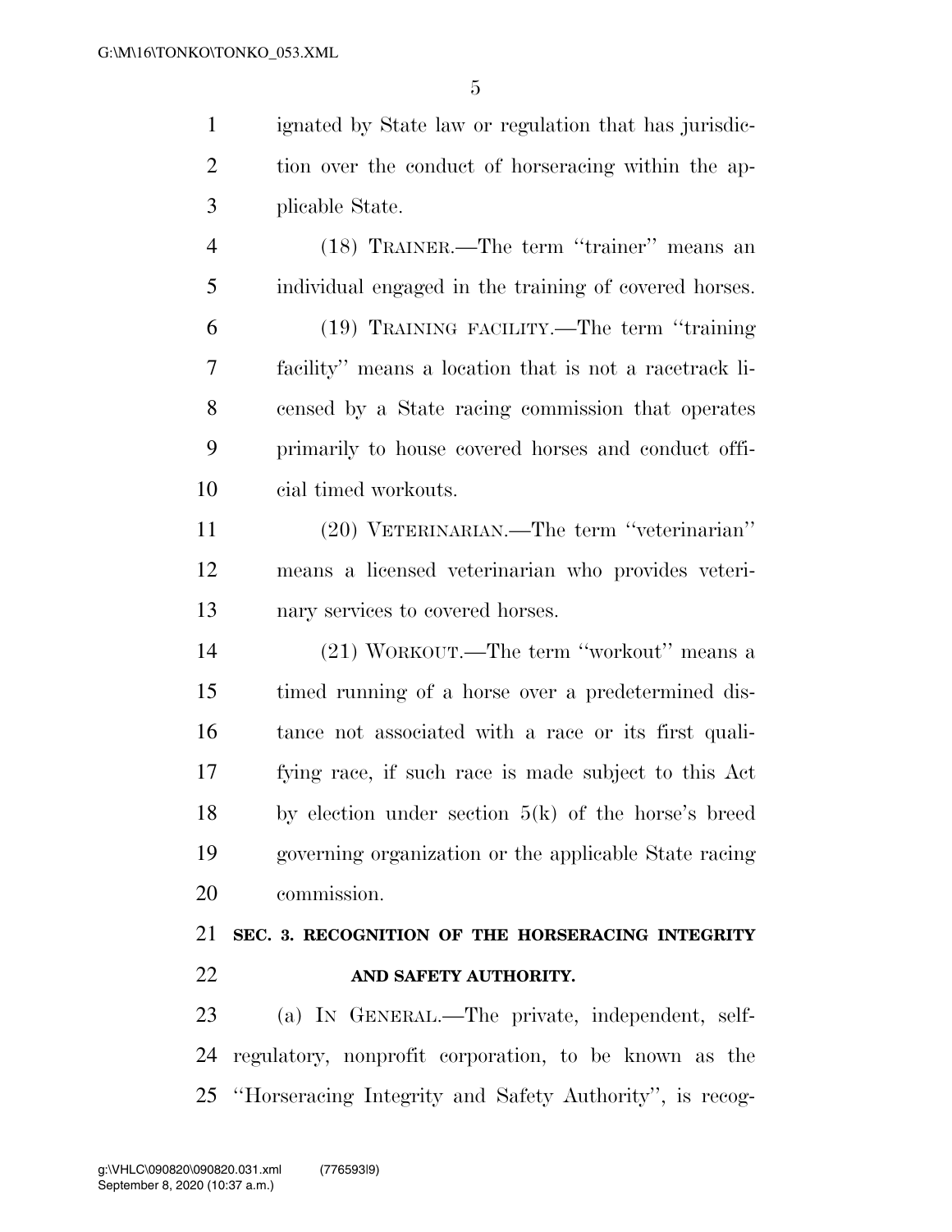ignated by State law or regulation that has jurisdiction over the conduct of horseracing within the applicable State.

(18) TRAINER.—The term ''trainer'' means an individual engaged in the training of covered horses.

(19) TRAINING FACILITY.—The term ''training facility'' means a location that is not a racetrack licensed by a State racing commission that operates primarily to house covered horses and conduct official timed workouts.

(20) VETERINARIAN.—The term ''veterinarian'' means a licensed veterinarian who provides veterinary services to covered horses.

(21) WORKOUT.—The term ''workout'' means a timed running of a horse over a predetermined distance not associated with a race or its first qualifying race, if such race is made subject to this Act by election under section 5(k) of the horse's breed governing organization or the applicable State racing commission.

## SEC. 3. RECOGNITION OF THE HORSERACING INTEGRITY AND SAFETY AUTHORITY.

(a) IN GENERAL.—The private, independent, self-regulatory, nonprofit corporation, to be known as the ''Horseracing Integrity and Safety Authority'', is recog-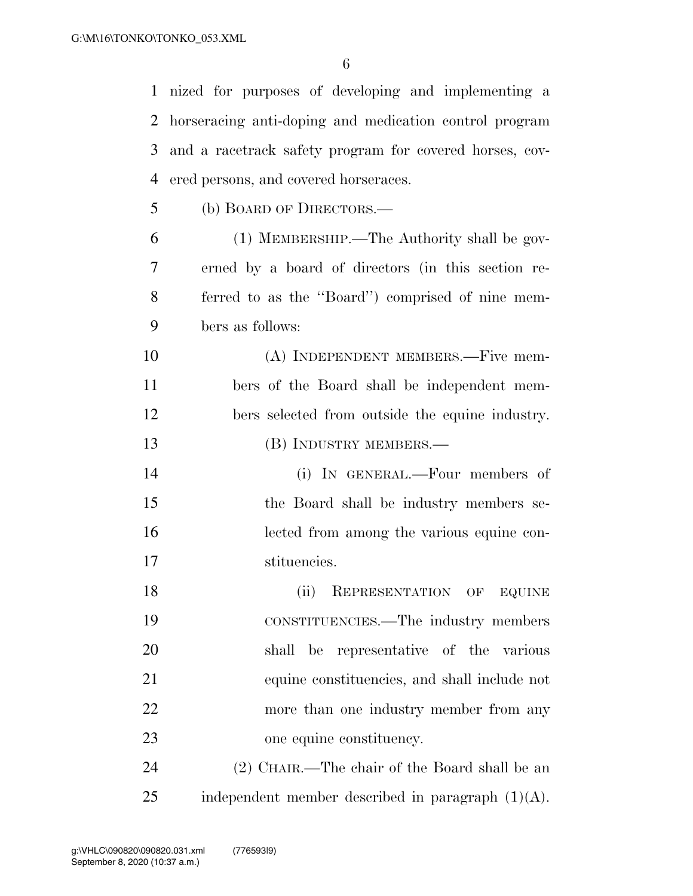nized for purposes of developing and implementing a horseracing anti-doping and medication control program and a racetrack safety program for covered horses, covered persons, and covered horseraces.

(b) BOARD OF DIRECTORS.—

(1) MEMBERSHIP.—The Authority shall be governed by a board of directors (in this section referred to as the ''Board'') comprised of nine members as follows:

(A) INDEPENDENT MEMBERS.—Five members of the Board shall be independent members selected from outside the equine industry.

(B) INDUSTRY MEMBERS.—

(i) IN GENERAL.—Four members of the Board shall be industry members selected from among the various equine constituencies.

(ii) REPRESENTATION OF EQUINE CONSTITUENCIES.—The industry members shall be representative of the various equine constituencies, and shall include not more than one industry member from any one equine constituency.

(2) CHAIR.—The chair of the Board shall be an independent member described in paragraph (1)(A).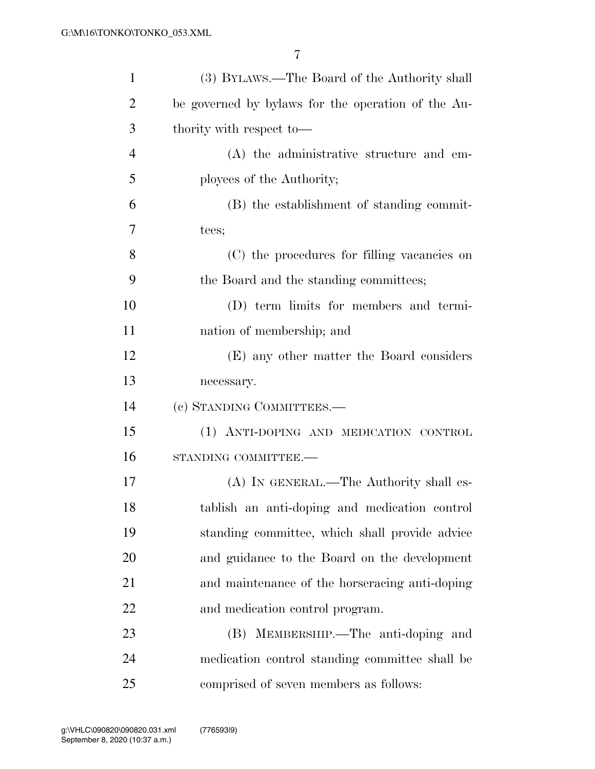(3) BYLAWS.—The Board of the Authority shall be governed by bylaws for the operation of the Authority with respect to—

(A) the administrative structure and employees of the Authority;

(B) the establishment of standing committees;

(C) the procedures for filling vacancies on the Board and the standing committees;

(D) term limits for members and termination of membership; and

(E) any other matter the Board considers necessary.

(c) STANDING COMMITTEES.—

(1) ANTI-DOPING AND MEDICATION CONTROL STANDING COMMITTEE.—

(A) IN GENERAL.—The Authority shall establish an anti-doping and medication control standing committee, which shall provide advice and guidance to the Board on the development and maintenance of the horseracing anti-doping and medication control program.

(B) MEMBERSHIP.—The anti-doping and medication control standing committee shall be comprised of seven members as follows: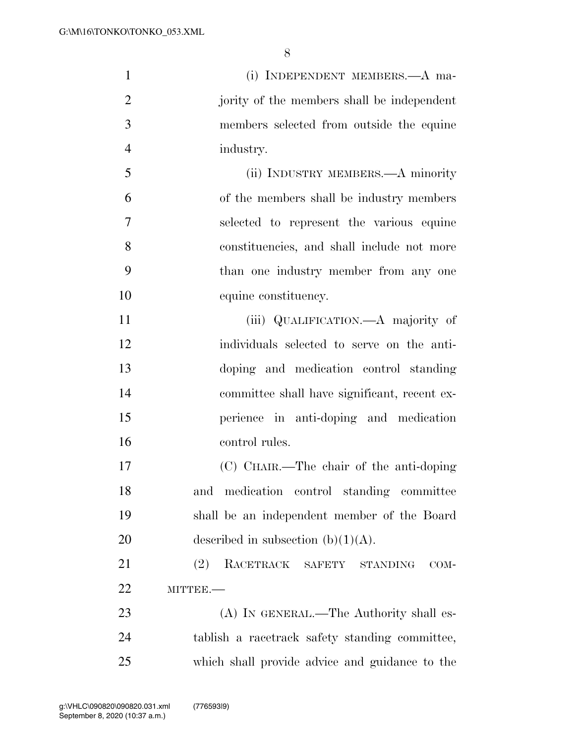(i) INDEPENDENT MEMBERS.—A majority of the members shall be independent members selected from outside the equine industry.

(ii) INDUSTRY MEMBERS.—A minority of the members shall be industry members selected to represent the various equine constituencies, and shall include not more than one industry member from any one equine constituency.

(iii) QUALIFICATION.—A majority of individuals selected to serve on the anti-doping and medication control standing committee shall have significant, recent experience in anti-doping and medication control rules.

(C) CHAIR.—The chair of the anti-doping and medication control standing committee shall be an independent member of the Board described in subsection (b)(1)(A).

(2) RACETRACK SAFETY STANDING COMMITTEE.—

(A) IN GENERAL.—The Authority shall establish a racetrack safety standing committee, which shall provide advice and guidance to the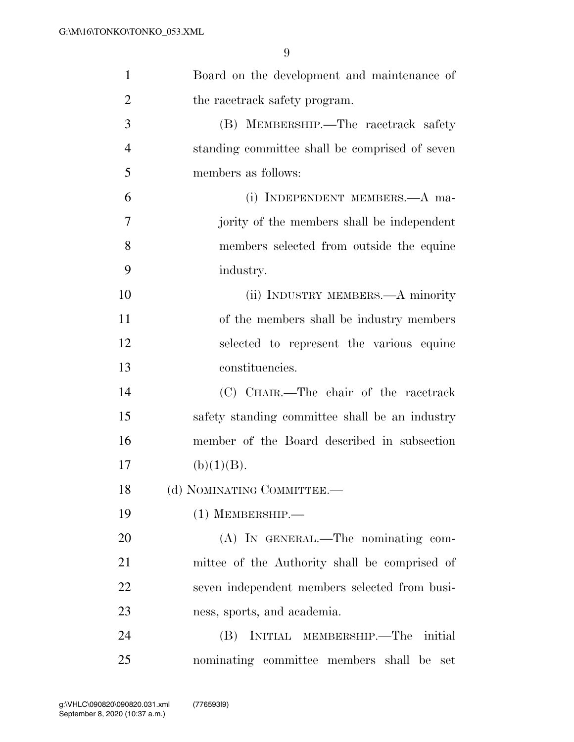Board on the development and maintenance of the racetrack safety program.

(B) MEMBERSHIP.—The racetrack safety standing committee shall be comprised of seven members as follows:

(i) INDEPENDENT MEMBERS.—A majority of the members shall be independent members selected from outside the equine industry.

(ii) INDUSTRY MEMBERS.—A minority of the members shall be industry members selected to represent the various equine constituencies.

(C) CHAIR.—The chair of the racetrack safety standing committee shall be an industry member of the Board described in subsection (b)(1)(B).

(d) NOMINATING COMMITTEE.—

(1) MEMBERSHIP.—

(A) IN GENERAL.—The nominating committee of the Authority shall be comprised of seven independent members selected from business, sports, and academia.

(B) INITIAL MEMBERSHIP.—The initial nominating committee members shall be set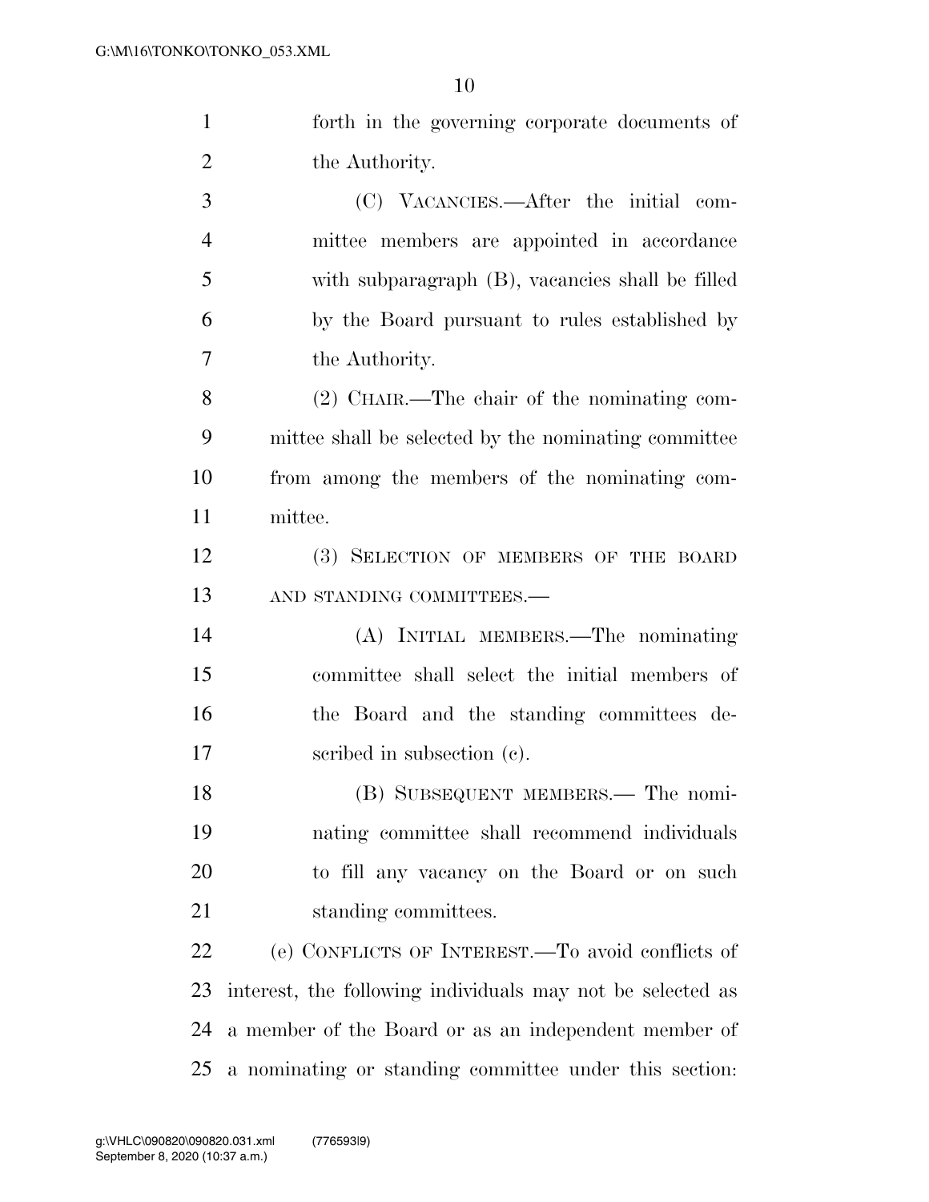forth in the governing corporate documents of the Authority.

(C) VACANCIES.—After the initial committee members are appointed in accordance with subparagraph (B), vacancies shall be filled by the Board pursuant to rules established by the Authority.

(2) CHAIR.—The chair of the nominating committee shall be selected by the nominating committee from among the members of the nominating committee.

(3) SELECTION OF MEMBERS OF THE BOARD AND STANDING COMMITTEES.—

(A) INITIAL MEMBERS.—The nominating committee shall select the initial members of the Board and the standing committees described in subsection (c).

(B) SUBSEQUENT MEMBERS.— The nominating committee shall recommend individuals to fill any vacancy on the Board or on such standing committees.

(e) CONFLICTS OF INTEREST.—To avoid conflicts of interest, the following individuals may not be selected as a member of the Board or as an independent member of a nominating or standing committee under this section: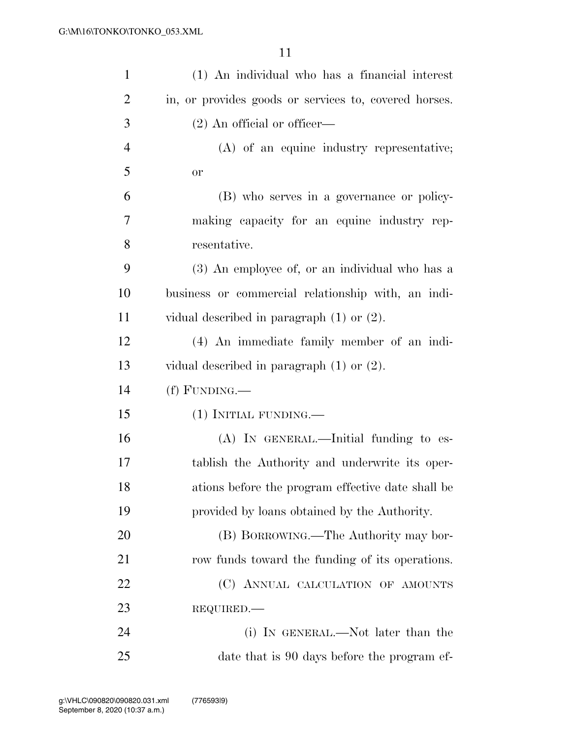(1) An individual who has a financial interest in, or provides goods or services to, covered horses.

(2) An official or officer—

(A) of an equine industry representative; or

(B) who serves in a governance or policy-making capacity for an equine industry representative.

(3) An employee of, or an individual who has a business or commercial relationship with, an individual described in paragraph (1) or (2).

(4) An immediate family member of an individual described in paragraph (1) or (2).

(f) FUNDING.—

(1) INITIAL FUNDING.—

(A) IN GENERAL.—Initial funding to establish the Authority and underwrite its operations before the program effective date shall be provided by loans obtained by the Authority.

(B) BORROWING.—The Authority may borrow funds toward the funding of its operations.

(C) ANNUAL CALCULATION OF AMOUNTS REQUIRED.—

(i) IN GENERAL.—Not later than the date that is 90 days before the program ef-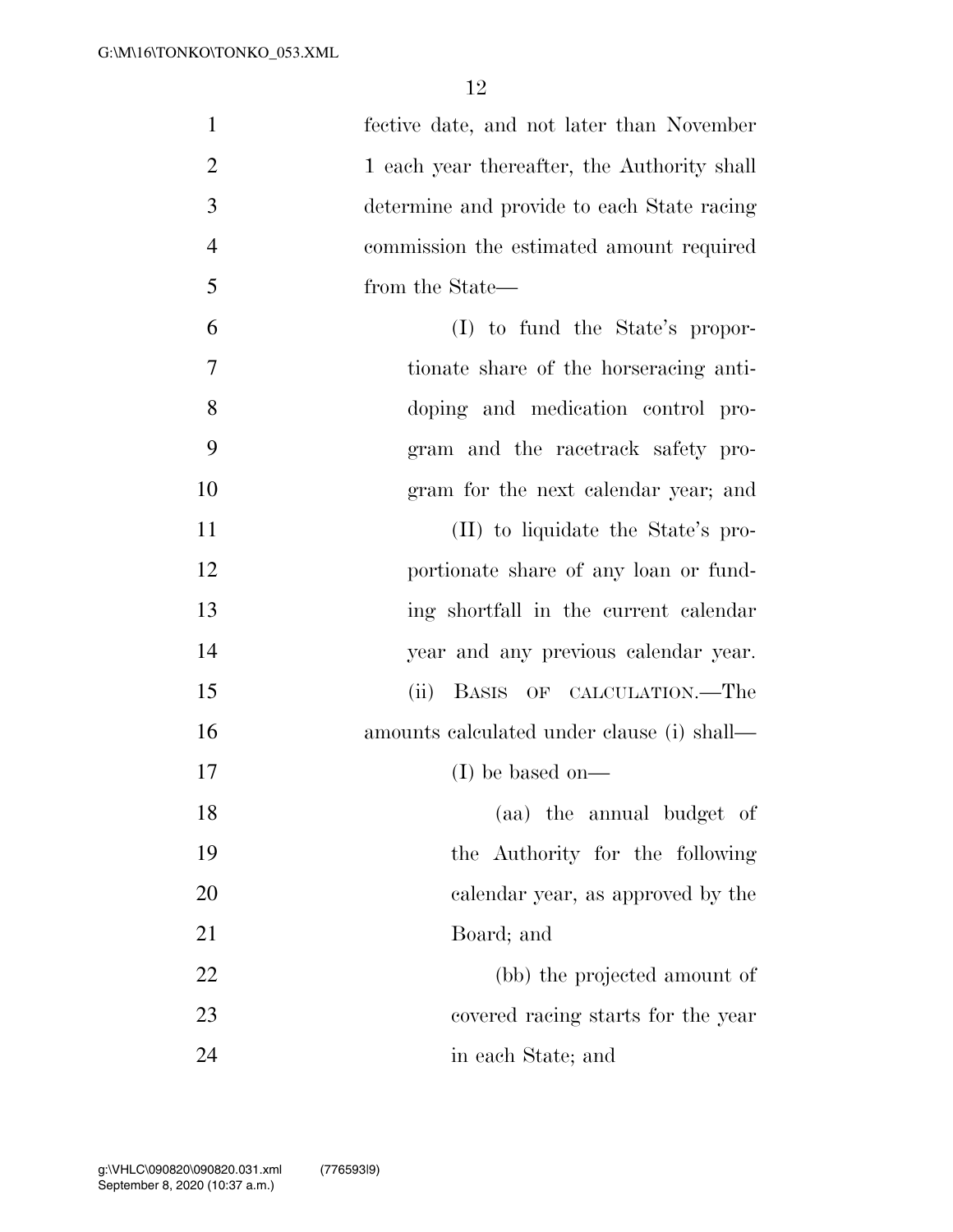fective date, and not later than November 1 each year thereafter, the Authority shall determine and provide to each State racing commission the estimated amount required from the State—

(I) to fund the State's proportionate share of the horseracing anti-doping and medication control program and the racetrack safety program for the next calendar year; and

(II) to liquidate the State's proportionate share of any loan or funding shortfall in the current calendar year and any previous calendar year.

(ii) BASIS OF CALCULATION.—The amounts calculated under clause (i) shall—

(I) be based on—

(aa) the annual budget of the Authority for the following calendar year, as approved by the Board; and

(bb) the projected amount of covered racing starts for the year in each State; and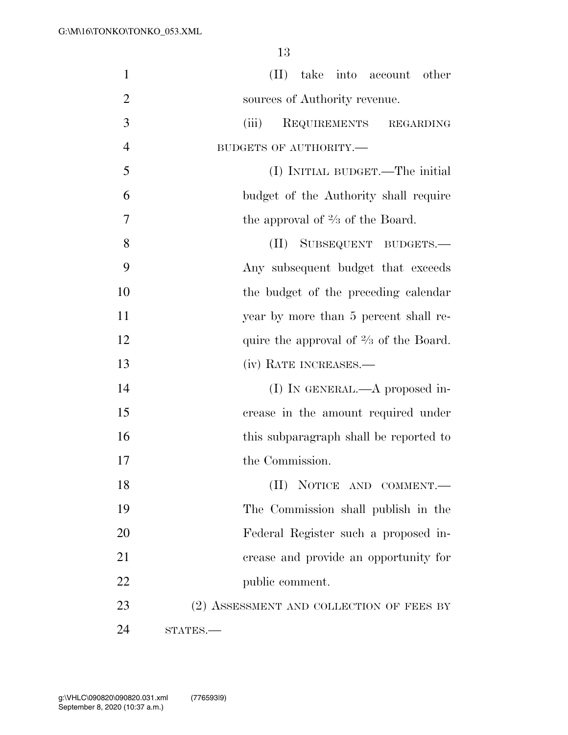(II) take into account other sources of Authority revenue.

(iii) REQUIREMENTS REGARDING BUDGETS OF AUTHORITY.—

(I) INITIAL BUDGET.—The initial budget of the Authority shall require the approval of ⅔ of the Board.

(II) SUBSEQUENT BUDGETS.—Any subsequent budget that exceeds the budget of the preceding calendar year by more than 5 percent shall require the approval of ⅔ of the Board.

(iv) RATE INCREASES.—

(I) IN GENERAL.—A proposed increase in the amount required under this subparagraph shall be reported to the Commission.

(II) NOTICE AND COMMENT.—The Commission shall publish in the Federal Register such a proposed increase and provide an opportunity for public comment.

(2) ASSESSMENT AND COLLECTION OF FEES BY STATES.—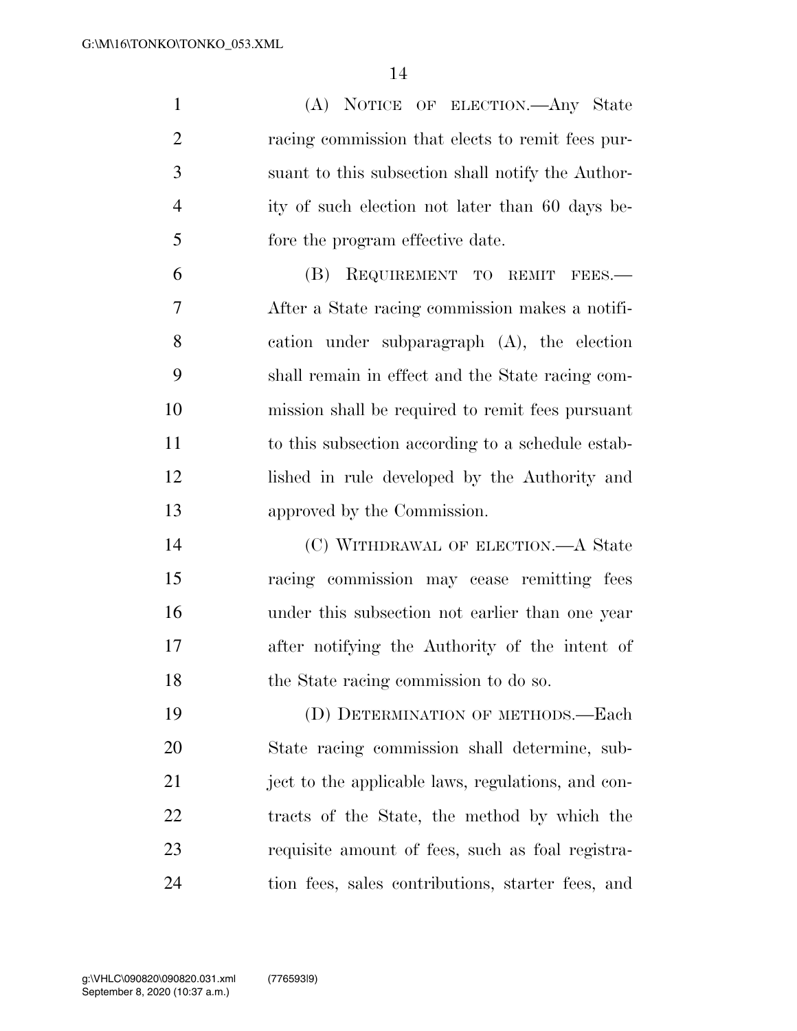(A) NOTICE OF ELECTION.—Any State racing commission that elects to remit fees pursuant to this subsection shall notify the Authority of such election not later than 60 days before the program effective date.

(B) REQUIREMENT TO REMIT FEES.—After a State racing commission makes a notification under subparagraph (A), the election shall remain in effect and the State racing commission shall be required to remit fees pursuant to this subsection according to a schedule established in rule developed by the Authority and approved by the Commission.

(C) WITHDRAWAL OF ELECTION.—A State racing commission may cease remitting fees under this subsection not earlier than one year after notifying the Authority of the intent of the State racing commission to do so.

(D) DETERMINATION OF METHODS.—Each State racing commission shall determine, subject to the applicable laws, regulations, and contracts of the State, the method by which the requisite amount of fees, such as foal registration fees, sales contributions, starter fees, and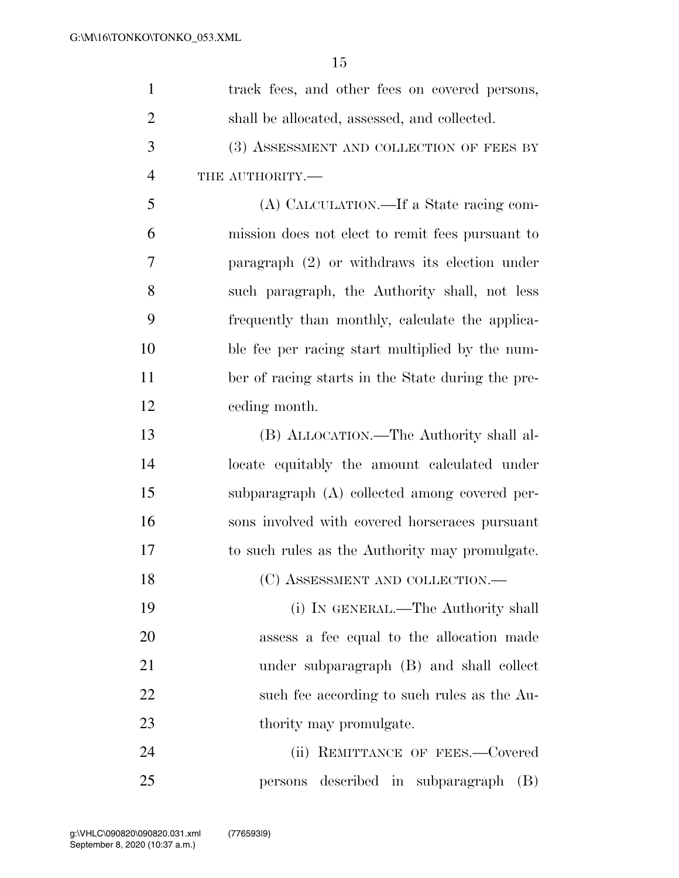track fees, and other fees on covered persons, shall be allocated, assessed, and collected.

(3) ASSESSMENT AND COLLECTION OF FEES BY THE AUTHORITY.—

(A) CALCULATION.—If a State racing commission does not elect to remit fees pursuant to paragraph (2) or withdraws its election under such paragraph, the Authority shall, not less frequently than monthly, calculate the applicable fee per racing start multiplied by the number of racing starts in the State during the preceding month.

(B) ALLOCATION.—The Authority shall allocate equitably the amount calculated under subparagraph (A) collected among covered persons involved with covered horseraces pursuant to such rules as the Authority may promulgate.

(C) ASSESSMENT AND COLLECTION.—

(i) IN GENERAL.—The Authority shall assess a fee equal to the allocation made under subparagraph (B) and shall collect such fee according to such rules as the Authority may promulgate.

(ii) REMITTANCE OF FEES.—Covered persons described in subparagraph (B)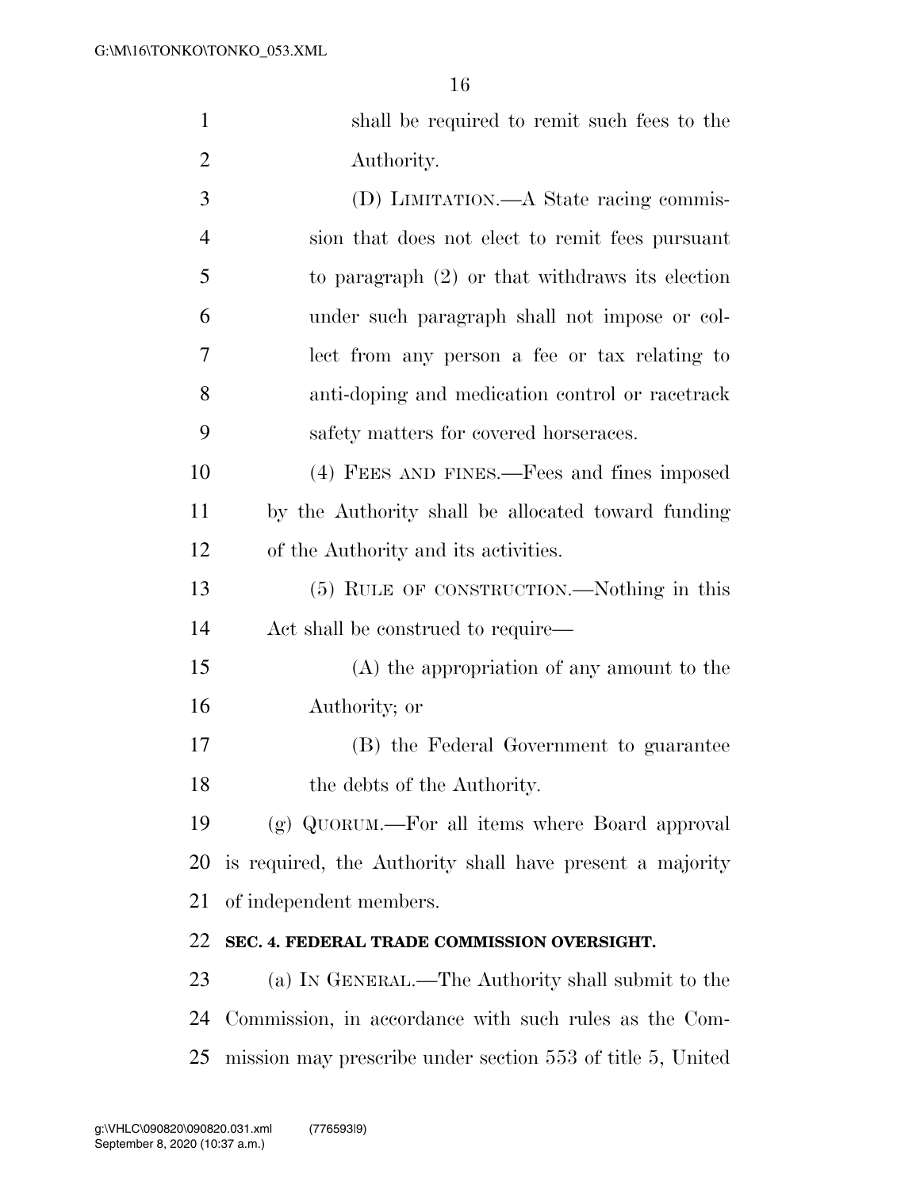shall be required to remit such fees to the Authority.

(D) LIMITATION.—A State racing commission that does not elect to remit fees pursuant to paragraph (2) or that withdraws its election under such paragraph shall not impose or collect from any person a fee or tax relating to anti-doping and medication control or racetrack safety matters for covered horseraces.

(4) FEES AND FINES.—Fees and fines imposed by the Authority shall be allocated toward funding of the Authority and its activities.

(5) RULE OF CONSTRUCTION.—Nothing in this Act shall be construed to require—

(A) the appropriation of any amount to the Authority; or

(B) the Federal Government to guarantee the debts of the Authority.

(g) QUORUM.—For all items where Board approval is required, the Authority shall have present a majority of independent members.

**SEC. 4. FEDERAL TRADE COMMISSION OVERSIGHT.**

(a) IN GENERAL.—The Authority shall submit to the Commission, in accordance with such rules as the Commission may prescribe under section 553 of title 5, United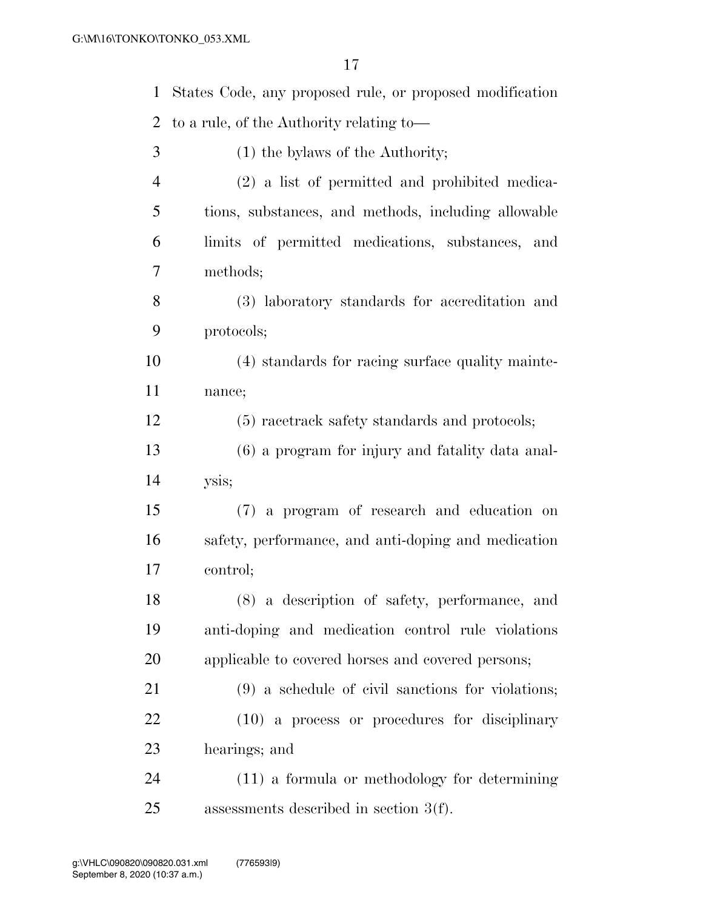States Code, any proposed rule, or proposed modification to a rule, of the Authority relating to—

(1) the bylaws of the Authority;

(2) a list of permitted and prohibited medications, substances, and methods, including allowable limits of permitted medications, substances, and methods;

(3) laboratory standards for accreditation and protocols;

(4) standards for racing surface quality maintenance;

(5) racetrack safety standards and protocols;

(6) a program for injury and fatality data analysis;

(7) a program of research and education on safety, performance, and anti-doping and medication control;

(8) a description of safety, performance, and anti-doping and medication control rule violations applicable to covered horses and covered persons;

(9) a schedule of civil sanctions for violations;

(10) a process or procedures for disciplinary hearings; and

(11) a formula or methodology for determining assessments described in section 3(f).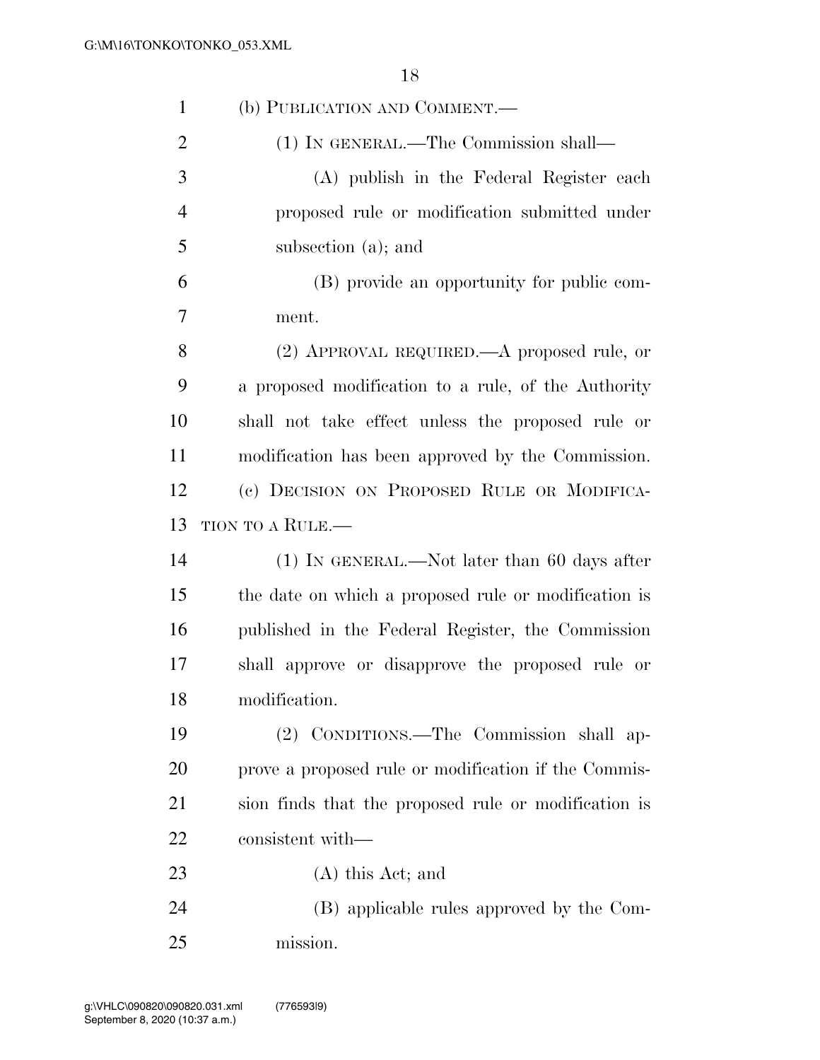(b) PUBLICATION AND COMMENT.—

(1) IN GENERAL.—The Commission shall—

(A) publish in the Federal Register each proposed rule or modification submitted under subsection (a); and

(B) provide an opportunity for public comment.

(2) APPROVAL REQUIRED.—A proposed rule, or a proposed modification to a rule, of the Authority shall not take effect unless the proposed rule or modification has been approved by the Commission.

(c) DECISION ON PROPOSED RULE OR MODIFICATION TO A RULE.—

(1) IN GENERAL.—Not later than 60 days after the date on which a proposed rule or modification is published in the Federal Register, the Commission shall approve or disapprove the proposed rule or modification.

(2) CONDITIONS.—The Commission shall approve a proposed rule or modification if the Commission finds that the proposed rule or modification is consistent with—

(A) this Act; and

(B) applicable rules approved by the Commission.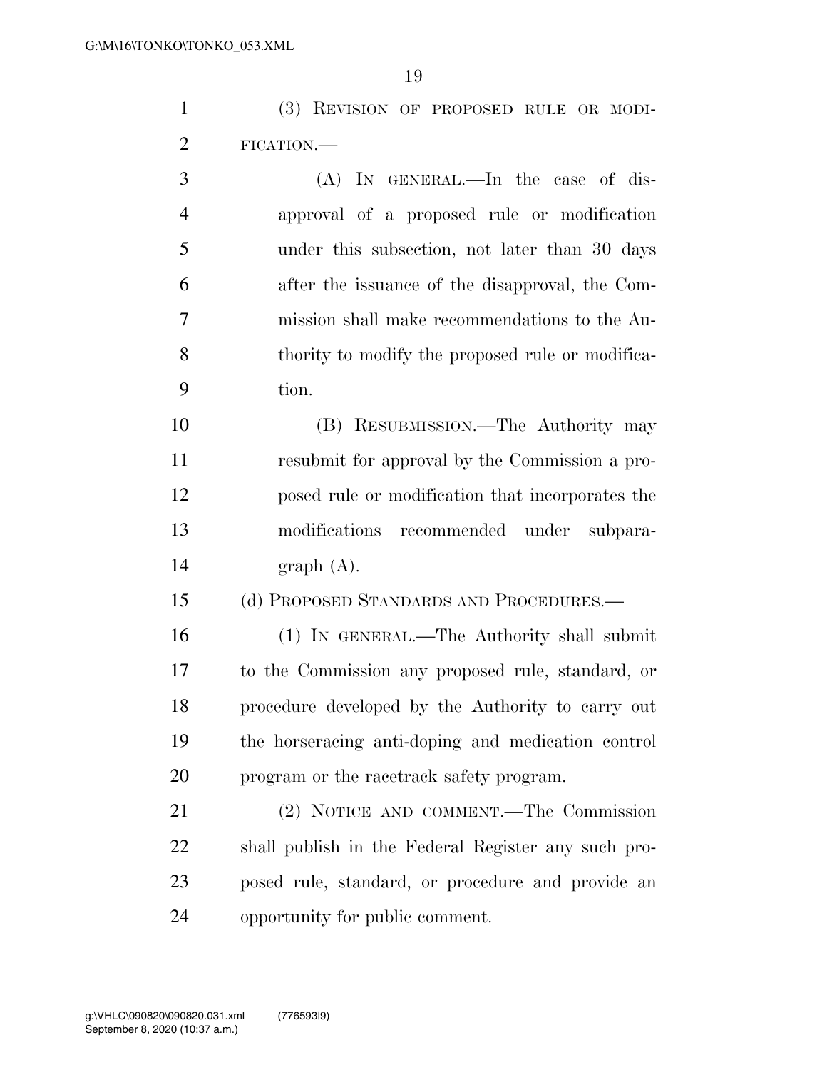(3) REVISION OF PROPOSED RULE OR MODIFICATION.—

(A) IN GENERAL.—In the case of disapproval of a proposed rule or modification under this subsection, not later than 30 days after the issuance of the disapproval, the Commission shall make recommendations to the Authority to modify the proposed rule or modification.

(B) RESUBMISSION.—The Authority may resubmit for approval by the Commission a proposed rule or modification that incorporates the modifications recommended under subparagraph (A).

(d) PROPOSED STANDARDS AND PROCEDURES.—

(1) IN GENERAL.—The Authority shall submit to the Commission any proposed rule, standard, or procedure developed by the Authority to carry out the horseracing anti-doping and medication control program or the racetrack safety program.

(2) NOTICE AND COMMENT.—The Commission shall publish in the Federal Register any such proposed rule, standard, or procedure and provide an opportunity for public comment.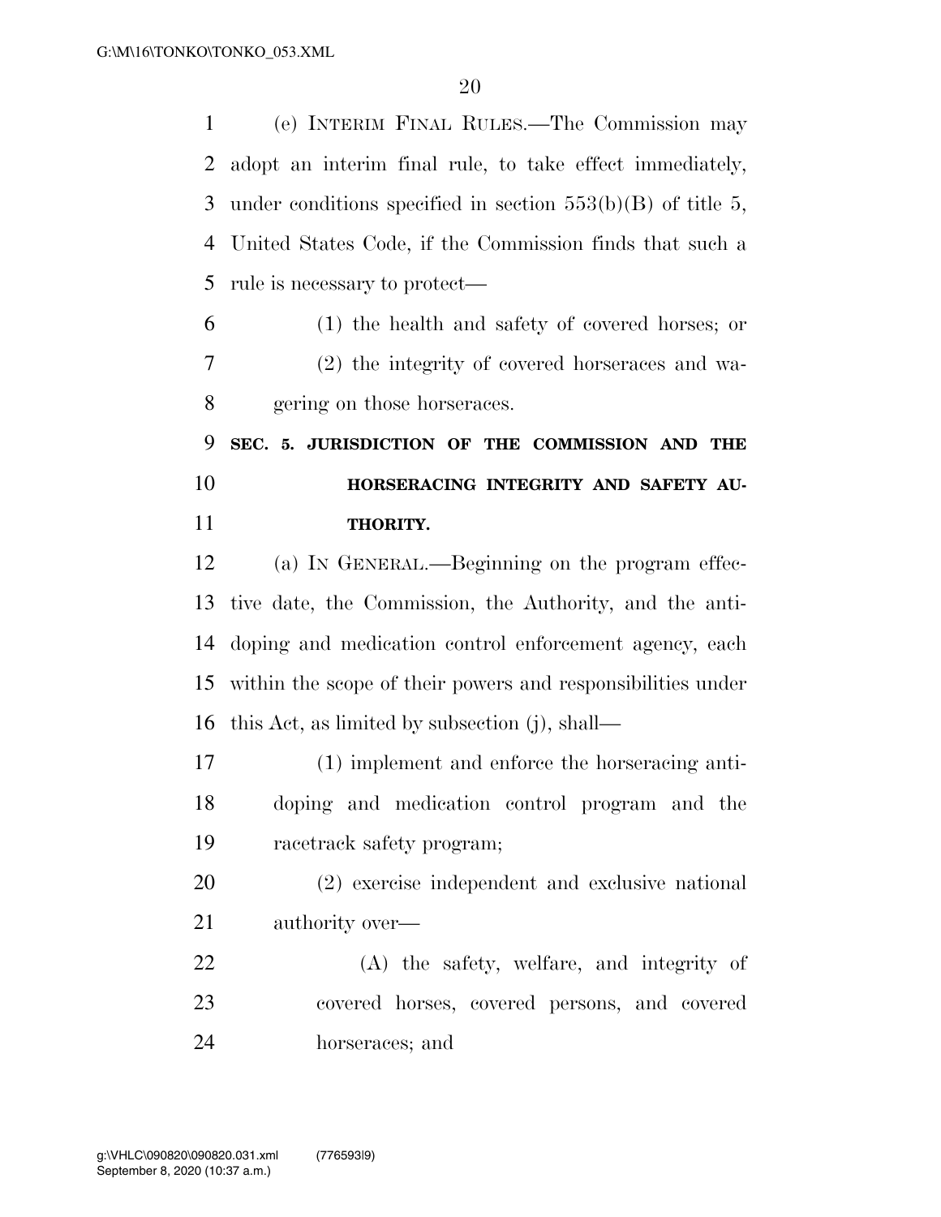(e) INTERIM FINAL RULES.—The Commission may adopt an interim final rule, to take effect immediately, under conditions specified in section 553(b)(B) of title 5, United States Code, if the Commission finds that such a rule is necessary to protect—

(1) the health and safety of covered horses; or

(2) the integrity of covered horseraces and wagering on those horseraces.

**SEC. 5. JURISDICTION OF THE COMMISSION AND THE HORSERACING INTEGRITY AND SAFETY AUTHORITY.**

(a) IN GENERAL.—Beginning on the program effective date, the Commission, the Authority, and the anti-doping and medication control enforcement agency, each within the scope of their powers and responsibilities under this Act, as limited by subsection (j), shall—

(1) implement and enforce the horseracing anti-doping and medication control program and the racetrack safety program;

(2) exercise independent and exclusive national authority over—

(A) the safety, welfare, and integrity of covered horses, covered persons, and covered horseraces; and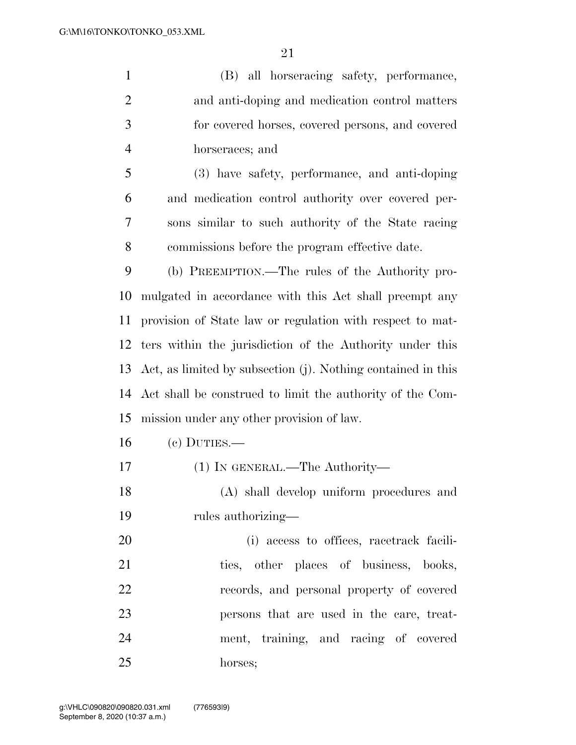(B) all horseracing safety, performance, and anti-doping and medication control matters for covered horses, covered persons, and covered horseraces; and

(3) have safety, performance, and anti-doping and medication control authority over covered persons similar to such authority of the State racing commissions before the program effective date.

(b) PREEMPTION.—The rules of the Authority promulgated in accordance with this Act shall preempt any provision of State law or regulation with respect to matters within the jurisdiction of the Authority under this Act, as limited by subsection (j). Nothing contained in this Act shall be construed to limit the authority of the Commission under any other provision of law.

(c) DUTIES.—

(1) IN GENERAL.—The Authority—

(A) shall develop uniform procedures and rules authorizing—

(i) access to offices, racetrack facilities, other places of business, books, records, and personal property of covered persons that are used in the care, treatment, training, and racing of covered horses;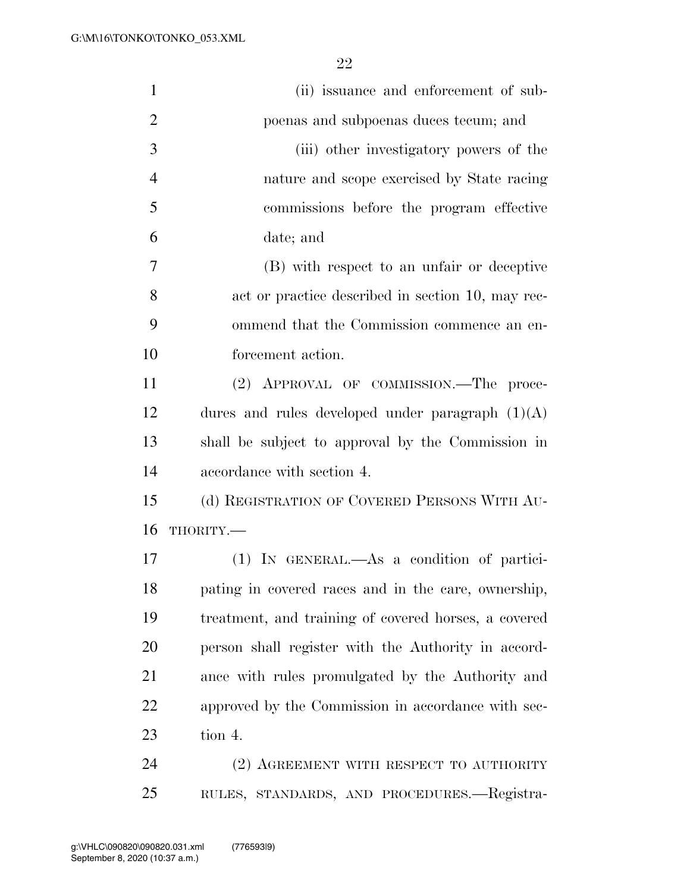(ii) issuance and enforcement of subpoenas and subpoenas duces tecum; and

(iii) other investigatory powers of the nature and scope exercised by State racing commissions before the program effective date; and

(B) with respect to an unfair or deceptive act or practice described in section 10, may recommend that the Commission commence an enforcement action.

(2) APPROVAL OF COMMISSION.—The procedures and rules developed under paragraph (1)(A) shall be subject to approval by the Commission in accordance with section 4.

(d) REGISTRATION OF COVERED PERSONS WITH AUTHORITY.—

(1) IN GENERAL.—As a condition of participating in covered races and in the care, ownership, treatment, and training of covered horses, a covered person shall register with the Authority in accordance with rules promulgated by the Authority and approved by the Commission in accordance with section 4.

(2) AGREEMENT WITH RESPECT TO AUTHORITY RULES, STANDARDS, AND PROCEDURES.—Registra-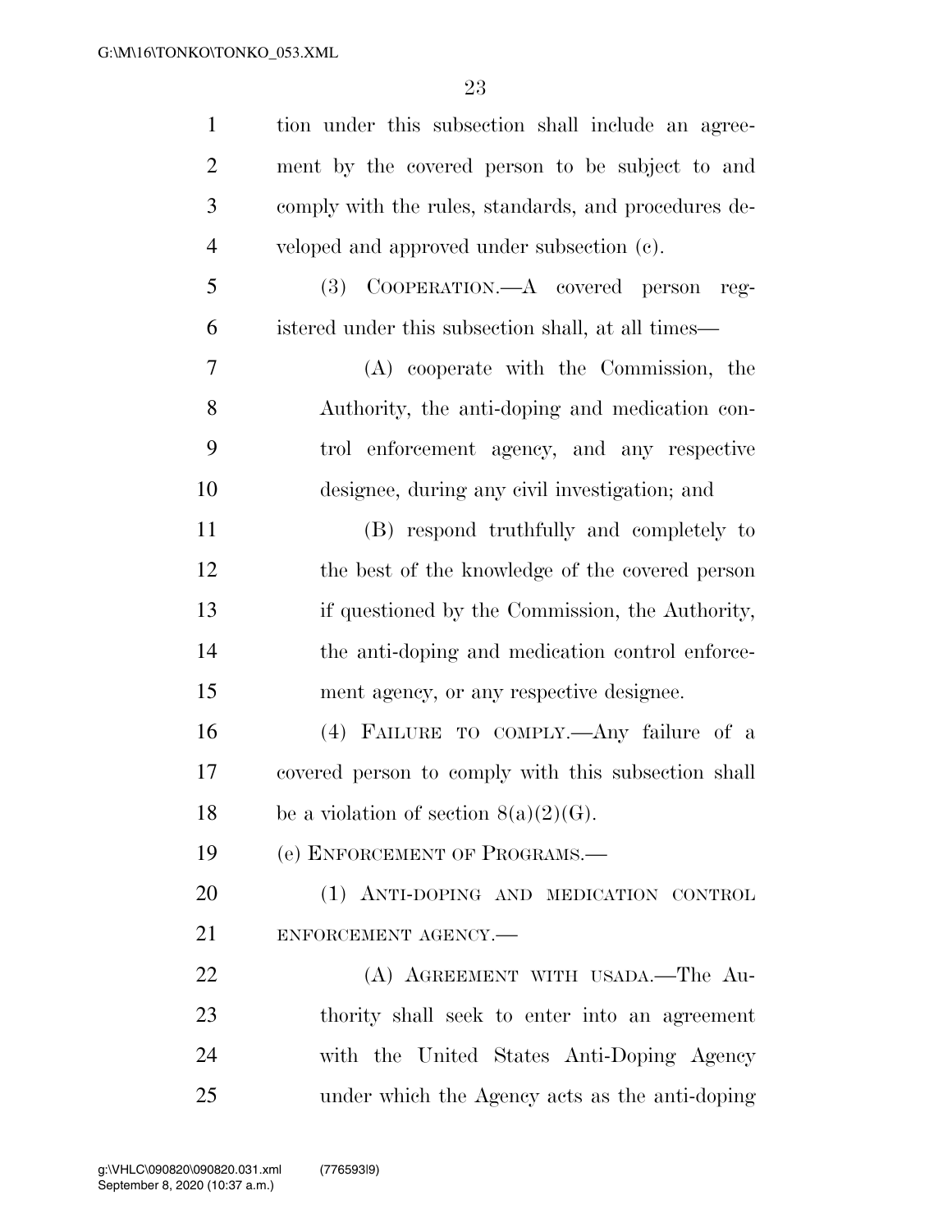tion under this subsection shall include an agreement by the covered person to be subject to and comply with the rules, standards, and procedures developed and approved under subsection (c).

(3) COOPERATION.—A covered person registered under this subsection shall, at all times—

(A) cooperate with the Commission, the Authority, the anti-doping and medication control enforcement agency, and any respective designee, during any civil investigation; and

(B) respond truthfully and completely to the best of the knowledge of the covered person if questioned by the Commission, the Authority, the anti-doping and medication control enforcement agency, or any respective designee.

(4) FAILURE TO COMPLY.—Any failure of a covered person to comply with this subsection shall be a violation of section 8(a)(2)(G).

(e) ENFORCEMENT OF PROGRAMS.—

(1) ANTI-DOPING AND MEDICATION CONTROL ENFORCEMENT AGENCY.—

(A) AGREEMENT WITH USADA.—The Authority shall seek to enter into an agreement with the United States Anti-Doping Agency under which the Agency acts as the anti-doping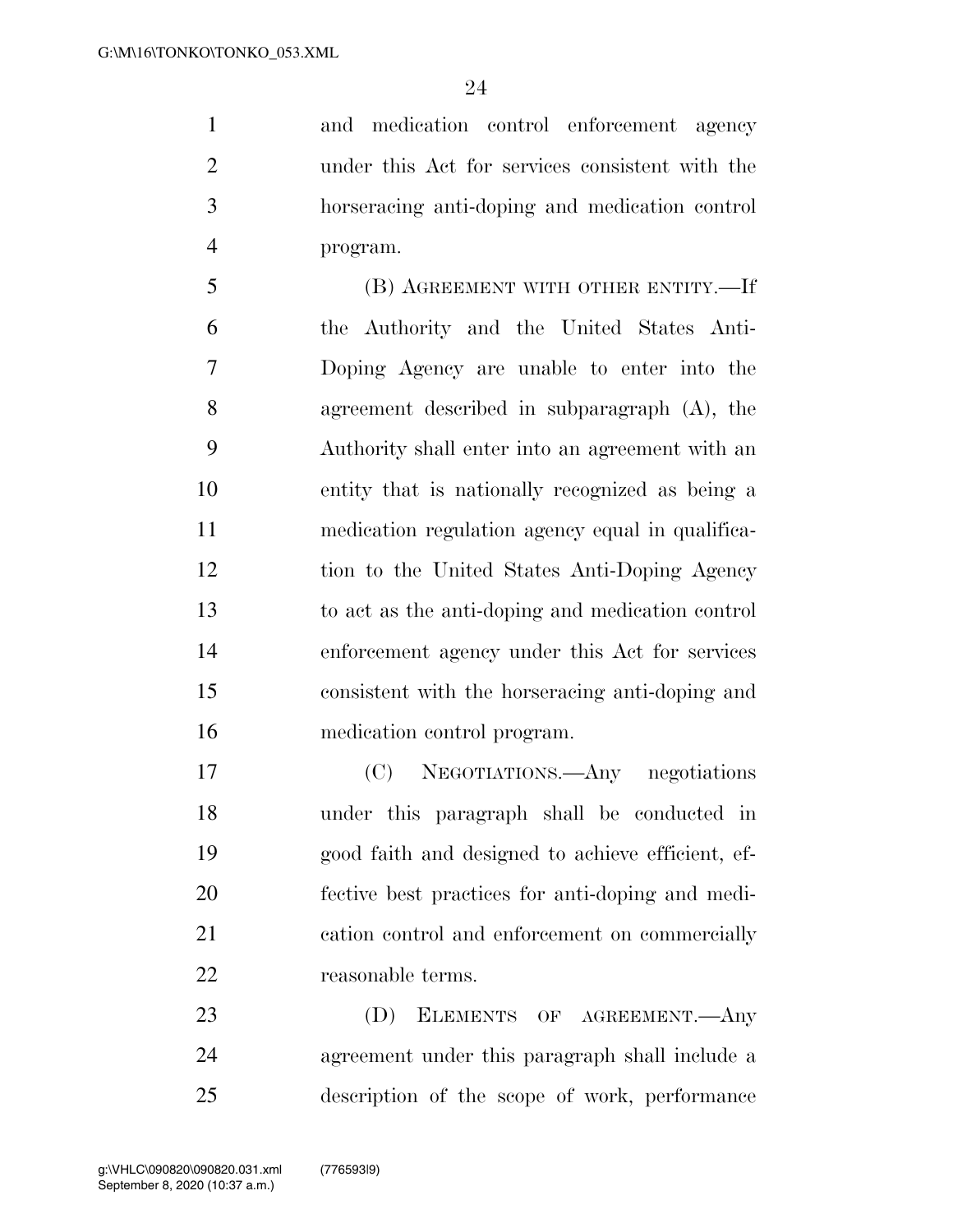and medication control enforcement agency under this Act for services consistent with the horseracing anti-doping and medication control program.

(B) AGREEMENT WITH OTHER ENTITY.—If the Authority and the United States Anti-Doping Agency are unable to enter into the agreement described in subparagraph (A), the Authority shall enter into an agreement with an entity that is nationally recognized as being a medication regulation agency equal in qualification to the United States Anti-Doping Agency to act as the anti-doping and medication control enforcement agency under this Act for services consistent with the horseracing anti-doping and medication control program.

(C) NEGOTIATIONS.—Any negotiations under this paragraph shall be conducted in good faith and designed to achieve efficient, effective best practices for anti-doping and medication control and enforcement on commercially reasonable terms.

(D) ELEMENTS OF AGREEMENT.—Any agreement under this paragraph shall include a description of the scope of work, performance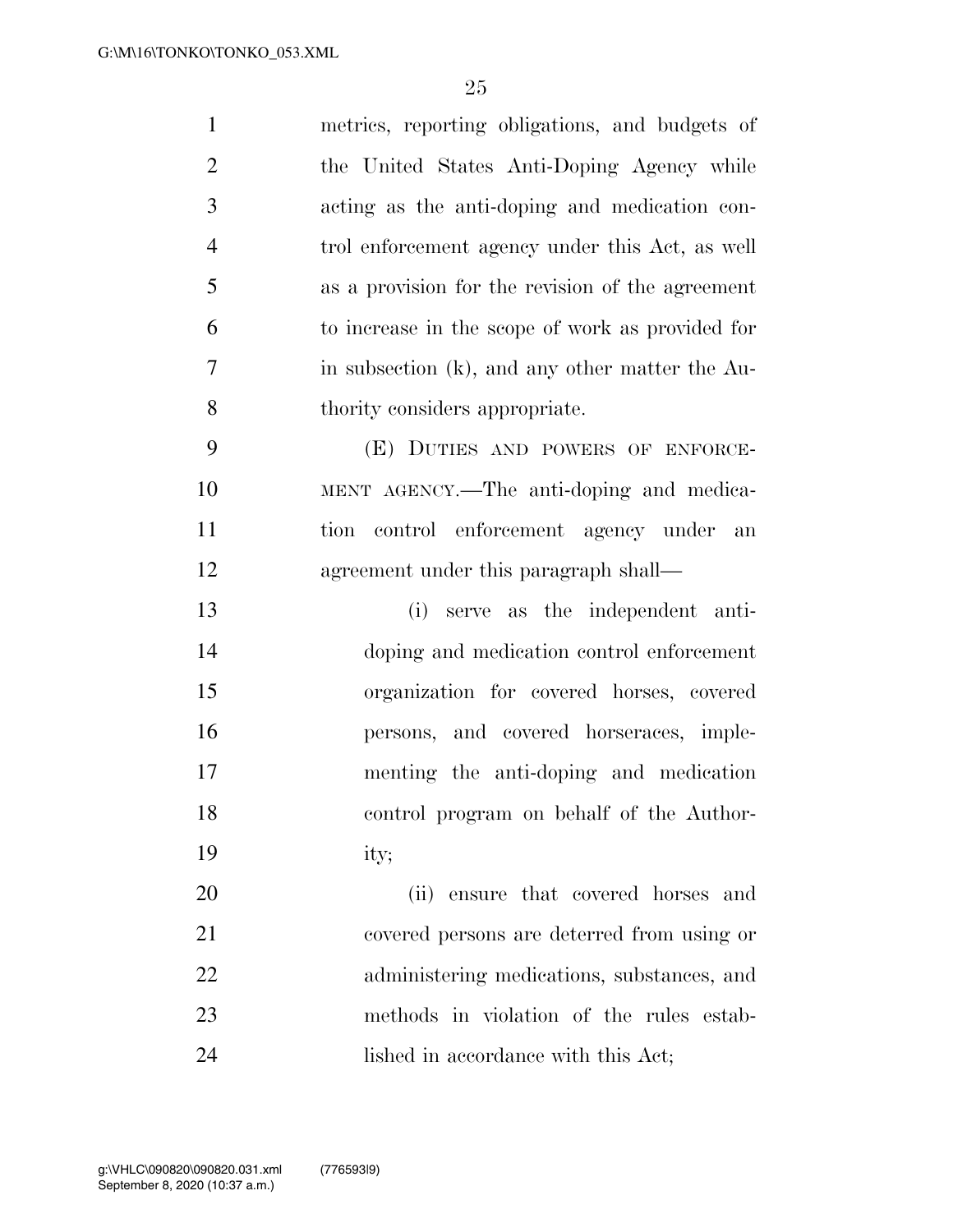metrics, reporting obligations, and budgets of the United States Anti-Doping Agency while acting as the anti-doping and medication control enforcement agency under this Act, as well as a provision for the revision of the agreement to increase in the scope of work as provided for in subsection (k), and any other matter the Authority considers appropriate.

(E) DUTIES AND POWERS OF ENFORCEMENT AGENCY.—The anti-doping and medication control enforcement agency under an agreement under this paragraph shall—

(i) serve as the independent anti-doping and medication control enforcement organization for covered horses, covered persons, and covered horseraces, implementing the anti-doping and medication control program on behalf of the Authority;

(ii) ensure that covered horses and covered persons are deterred from using or administering medications, substances, and methods in violation of the rules established in accordance with this Act;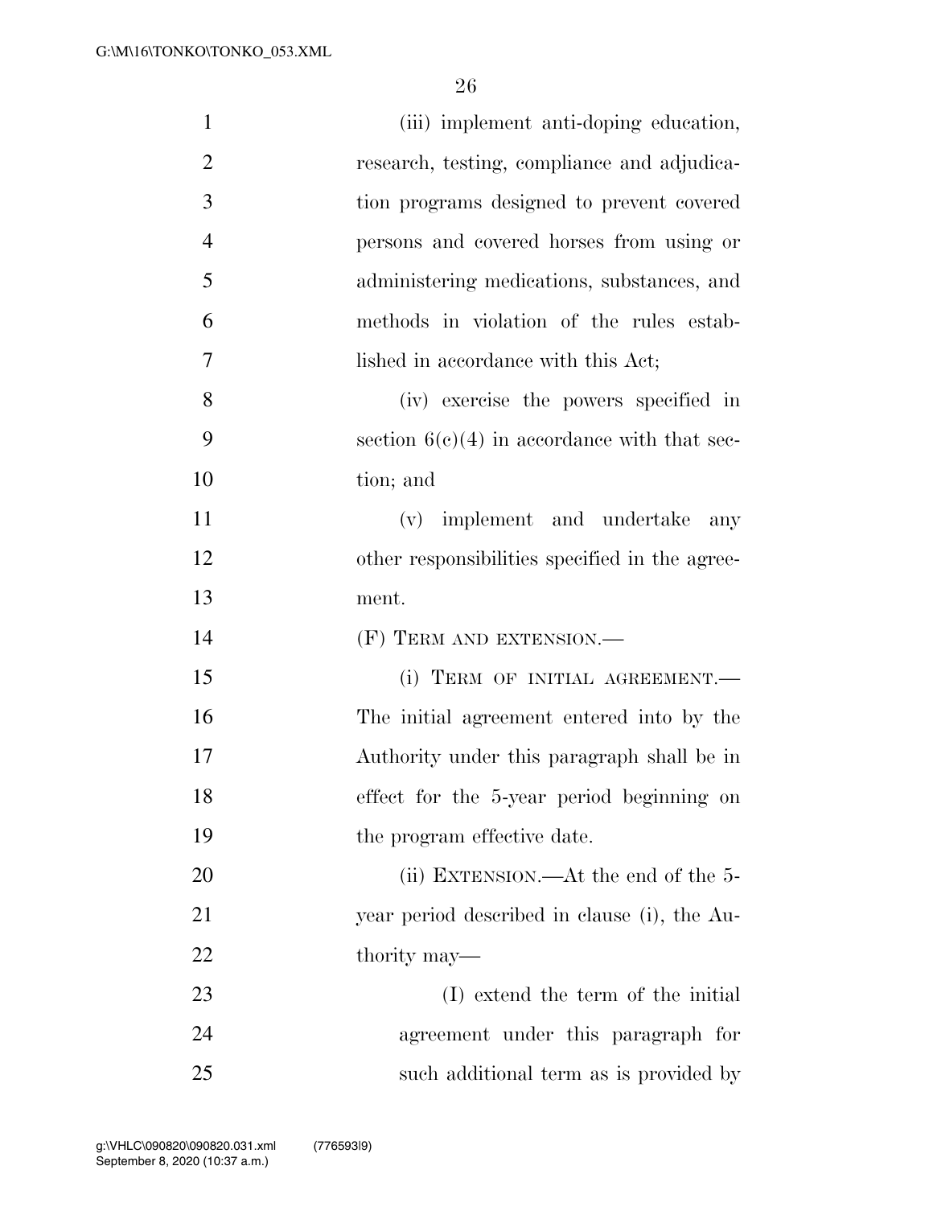(iii) implement anti-doping education, research, testing, compliance and adjudication programs designed to prevent covered persons and covered horses from using or administering medications, substances, and methods in violation of the rules established in accordance with this Act;

(iv) exercise the powers specified in section 6(c)(4) in accordance with that section; and

(v) implement and undertake any other responsibilities specified in the agreement.

(F) TERM AND EXTENSION.—

(i) TERM OF INITIAL AGREEMENT.— The initial agreement entered into by the Authority under this paragraph shall be in effect for the 5-year period beginning on the program effective date.

(ii) EXTENSION.—At the end of the 5-year period described in clause (i), the Authority may—

(I) extend the term of the initial agreement under this paragraph for such additional term as is provided by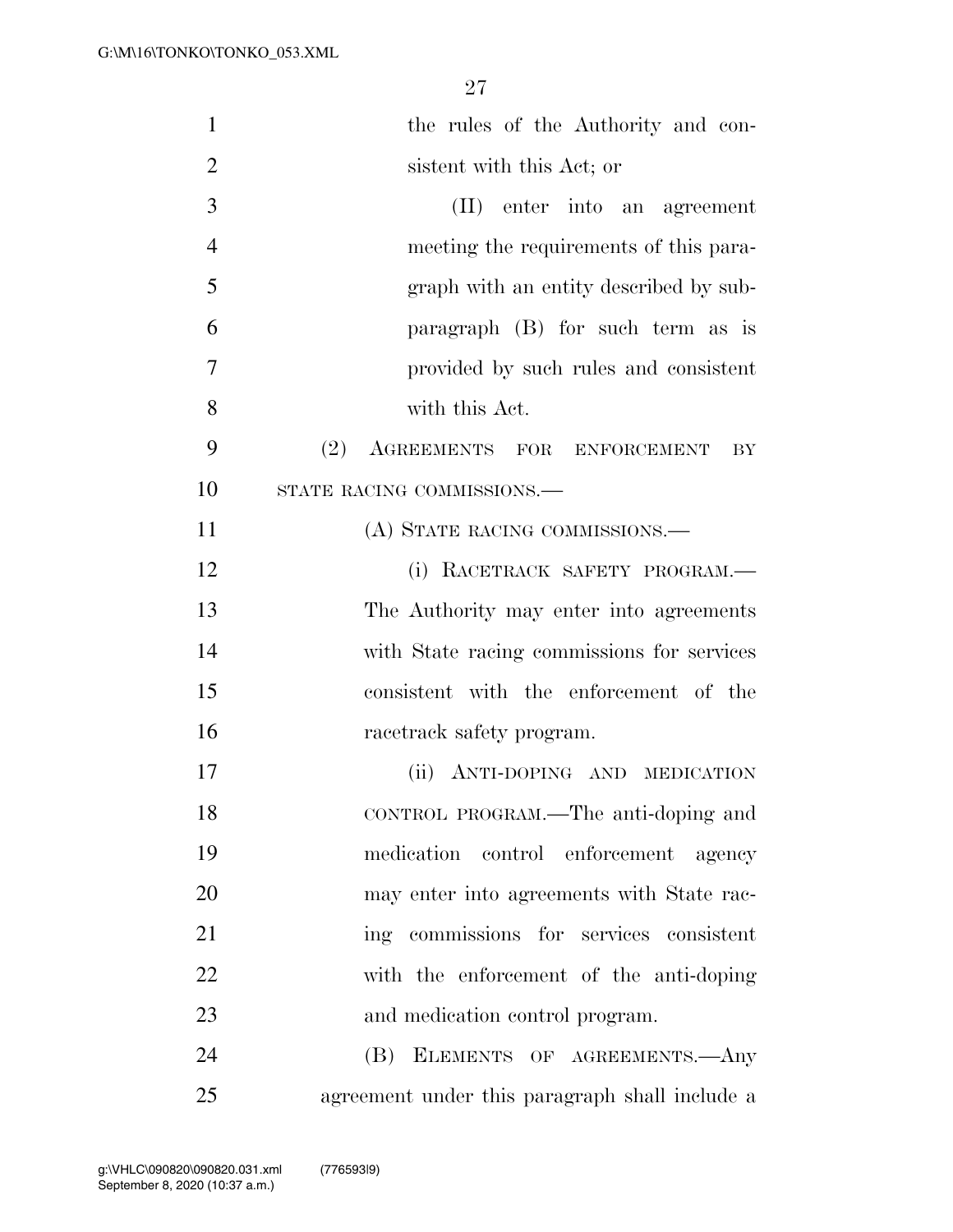the rules of the Authority and consistent with this Act; or

(II) enter into an agreement meeting the requirements of this paragraph with an entity described by subparagraph (B) for such term as is provided by such rules and consistent with this Act.

(2) AGREEMENTS FOR ENFORCEMENT BY STATE RACING COMMISSIONS.—

(A) STATE RACING COMMISSIONS.—

(i) RACETRACK SAFETY PROGRAM.—The Authority may enter into agreements with State racing commissions for services consistent with the enforcement of the racetrack safety program.

(ii) ANTI-DOPING AND MEDICATION CONTROL PROGRAM.—The anti-doping and medication control enforcement agency may enter into agreements with State racing commissions for services consistent with the enforcement of the anti-doping and medication control program.

(B) ELEMENTS OF AGREEMENTS.—Any agreement under this paragraph shall include a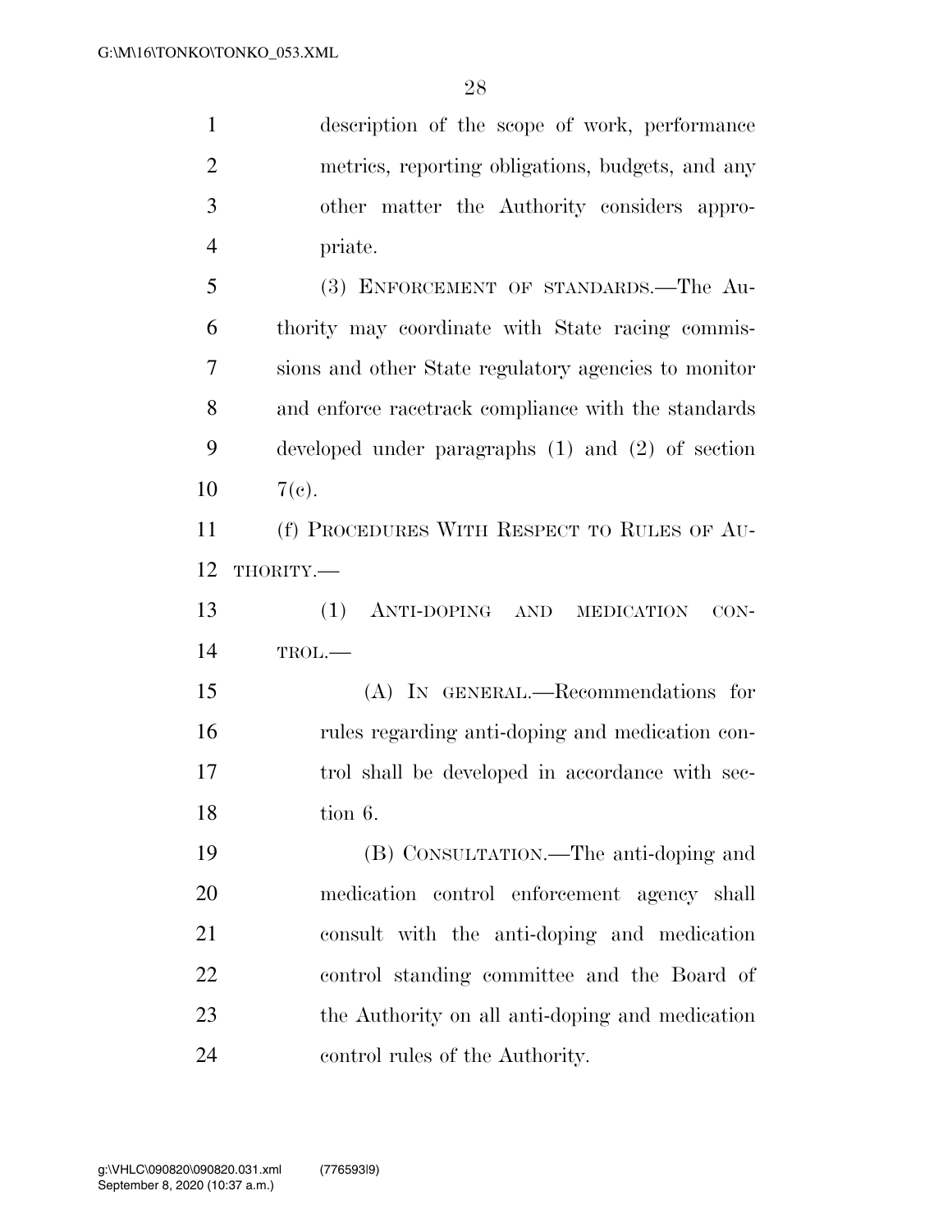description of the scope of work, performance metrics, reporting obligations, budgets, and any other matter the Authority considers appropriate.

(3) ENFORCEMENT OF STANDARDS.—The Authority may coordinate with State racing commissions and other State regulatory agencies to monitor and enforce racetrack compliance with the standards developed under paragraphs (1) and (2) of section 7(c).

(f) PROCEDURES WITH RESPECT TO RULES OF AUTHORITY.—

(1) ANTI-DOPING AND MEDICATION CONTROL.—

(A) IN GENERAL.—Recommendations for rules regarding anti-doping and medication control shall be developed in accordance with section 6.

(B) CONSULTATION.—The anti-doping and medication control enforcement agency shall consult with the anti-doping and medication control standing committee and the Board of the Authority on all anti-doping and medication control rules of the Authority.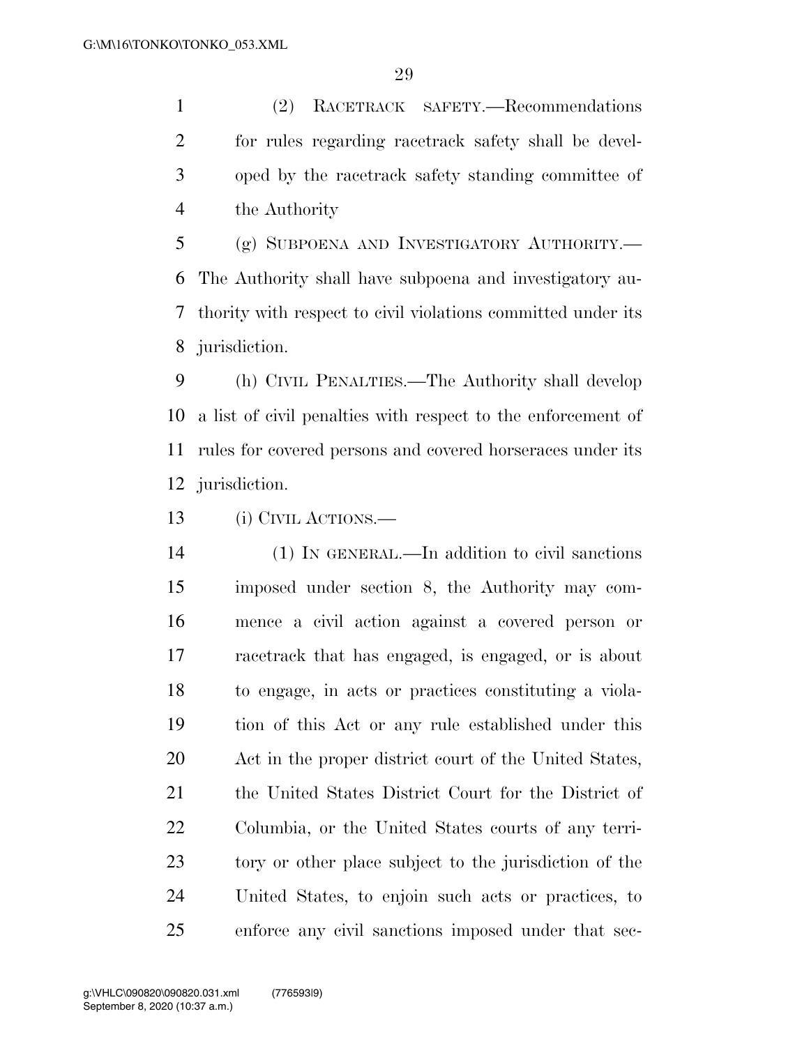(2) RACETRACK SAFETY.—Recommendations for rules regarding racetrack safety shall be developed by the racetrack safety standing committee of the Authority

(g) SUBPOENA AND INVESTIGATORY AUTHORITY.—The Authority shall have subpoena and investigatory authority with respect to civil violations committed under its jurisdiction.

(h) CIVIL PENALTIES.—The Authority shall develop a list of civil penalties with respect to the enforcement of rules for covered persons and covered horseraces under its jurisdiction.

(i) CIVIL ACTIONS.—

(1) IN GENERAL.—In addition to civil sanctions imposed under section 8, the Authority may commence a civil action against a covered person or racetrack that has engaged, is engaged, or is about to engage, in acts or practices constituting a violation of this Act or any rule established under this Act in the proper district court of the United States, the United States District Court for the District of Columbia, or the United States courts of any territory or other place subject to the jurisdiction of the United States, to enjoin such acts or practices, to enforce any civil sanctions imposed under that sec-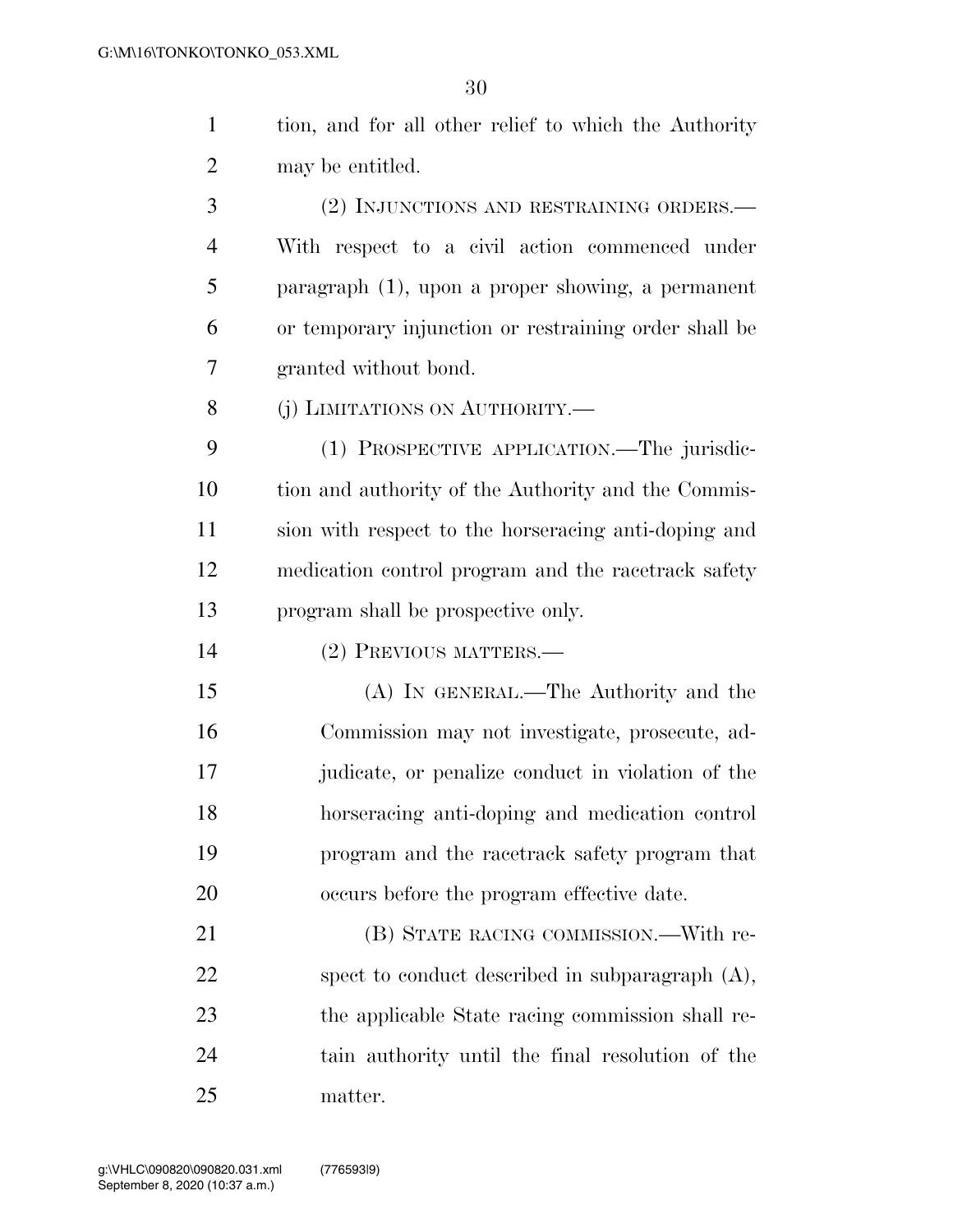tion, and for all other relief to which the Authority may be entitled.

(2) INJUNCTIONS AND RESTRAINING ORDERS.—With respect to a civil action commenced under paragraph (1), upon a proper showing, a permanent or temporary injunction or restraining order shall be granted without bond.

(j) LIMITATIONS ON AUTHORITY.—

(1) PROSPECTIVE APPLICATION.—The jurisdiction and authority of the Authority and the Commission with respect to the horseracing anti-doping and medication control program and the racetrack safety program shall be prospective only.

(2) PREVIOUS MATTERS.—

(A) IN GENERAL.—The Authority and the Commission may not investigate, prosecute, adjudicate, or penalize conduct in violation of the horseracing anti-doping and medication control program and the racetrack safety program that occurs before the program effective date.

(B) STATE RACING COMMISSION.—With respect to conduct described in subparagraph (A), the applicable State racing commission shall retain authority until the final resolution of the matter.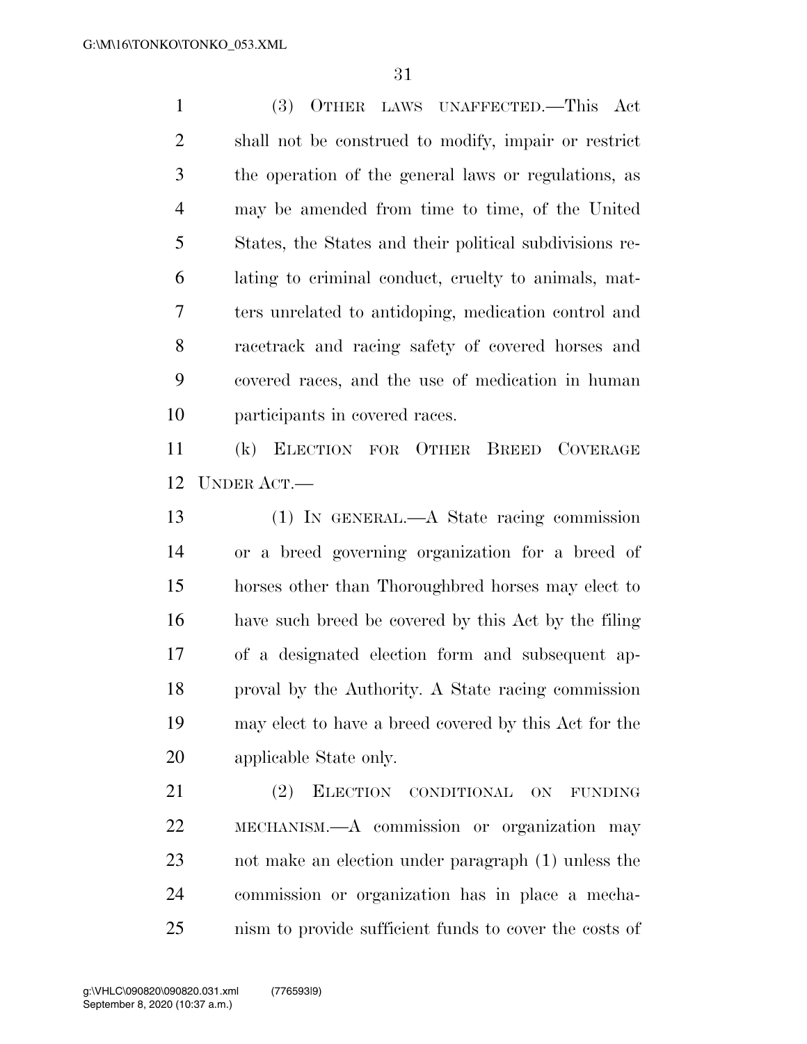(3) OTHER LAWS UNAFFECTED.—This Act shall not be construed to modify, impair or restrict the operation of the general laws or regulations, as may be amended from time to time, of the United States, the States and their political subdivisions relating to criminal conduct, cruelty to animals, matters unrelated to antidoping, medication control and racetrack and racing safety of covered horses and covered races, and the use of medication in human participants in covered races.

(k) ELECTION FOR OTHER BREED COVERAGE UNDER ACT.—

(1) IN GENERAL.—A State racing commission or a breed governing organization for a breed of horses other than Thoroughbred horses may elect to have such breed be covered by this Act by the filing of a designated election form and subsequent approval by the Authority. A State racing commission may elect to have a breed covered by this Act for the applicable State only.

(2) ELECTION CONDITIONAL ON FUNDING MECHANISM.—A commission or organization may not make an election under paragraph (1) unless the commission or organization has in place a mechanism to provide sufficient funds to cover the costs of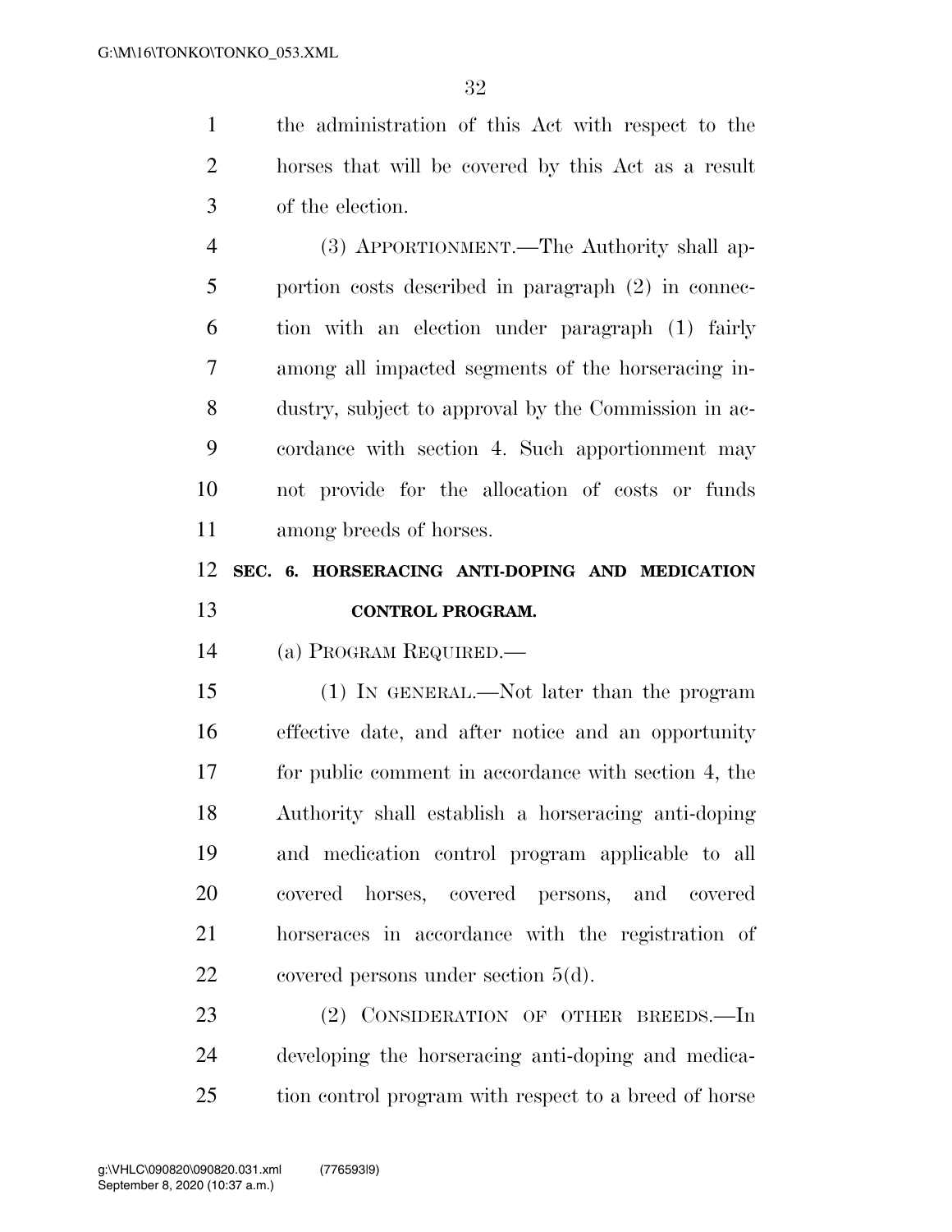the administration of this Act with respect to the horses that will be covered by this Act as a result of the election.

(3) APPORTIONMENT.—The Authority shall apportion costs described in paragraph (2) in connection with an election under paragraph (1) fairly among all impacted segments of the horseracing industry, subject to approval by the Commission in accordance with section 4. Such apportionment may not provide for the allocation of costs or funds among breeds of horses.

**SEC. 6. HORSERACING ANTI-DOPING AND MEDICATION CONTROL PROGRAM.**

(a) PROGRAM REQUIRED.—

(1) IN GENERAL.—Not later than the program effective date, and after notice and an opportunity for public comment in accordance with section 4, the Authority shall establish a horseracing anti-doping and medication control program applicable to all covered horses, covered persons, and covered horseraces in accordance with the registration of covered persons under section 5(d).

(2) CONSIDERATION OF OTHER BREEDS.—In developing the horseracing anti-doping and medication control program with respect to a breed of horse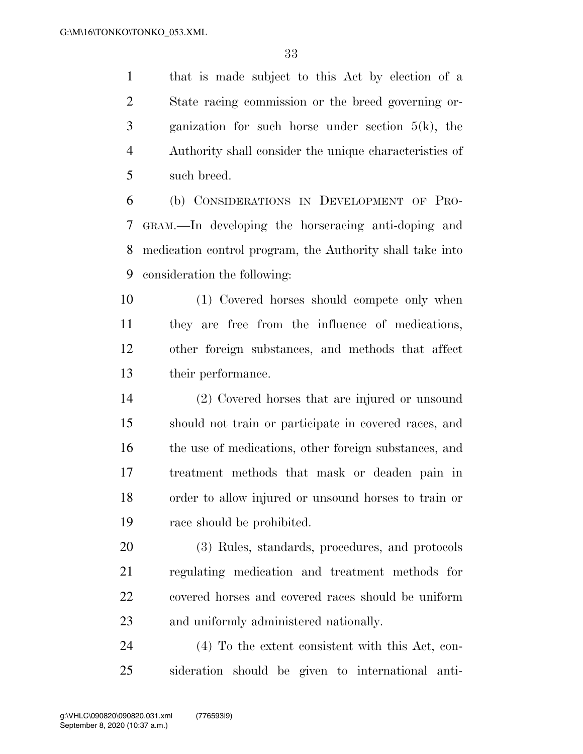that is made subject to this Act by election of a State racing commission or the breed governing organization for such horse under section 5(k), the Authority shall consider the unique characteristics of such breed.

(b) CONSIDERATIONS IN DEVELOPMENT OF PROGRAM.—In developing the horseracing anti-doping and medication control program, the Authority shall take into consideration the following:

(1) Covered horses should compete only when they are free from the influence of medications, other foreign substances, and methods that affect their performance.

(2) Covered horses that are injured or unsound should not train or participate in covered races, and the use of medications, other foreign substances, and treatment methods that mask or deaden pain in order to allow injured or unsound horses to train or race should be prohibited.

(3) Rules, standards, procedures, and protocols regulating medication and treatment methods for covered horses and covered races should be uniform and uniformly administered nationally.

(4) To the extent consistent with this Act, consideration should be given to international anti-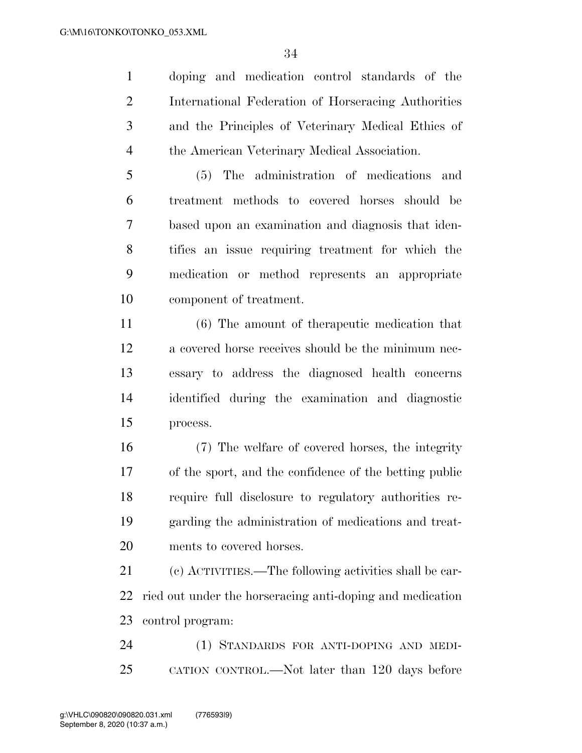doping and medication control standards of the International Federation of Horseracing Authorities and the Principles of Veterinary Medical Ethics of the American Veterinary Medical Association.

(5) The administration of medications and treatment methods to covered horses should be based upon an examination and diagnosis that identifies an issue requiring treatment for which the medication or method represents an appropriate component of treatment.

(6) The amount of therapeutic medication that a covered horse receives should be the minimum necessary to address the diagnosed health concerns identified during the examination and diagnostic process.

(7) The welfare of covered horses, the integrity of the sport, and the confidence of the betting public require full disclosure to regulatory authorities regarding the administration of medications and treatments to covered horses.

(c) ACTIVITIES.—The following activities shall be carried out under the horseracing anti-doping and medication control program:

(1) STANDARDS FOR ANTI-DOPING AND MEDICATION CONTROL.—Not later than 120 days before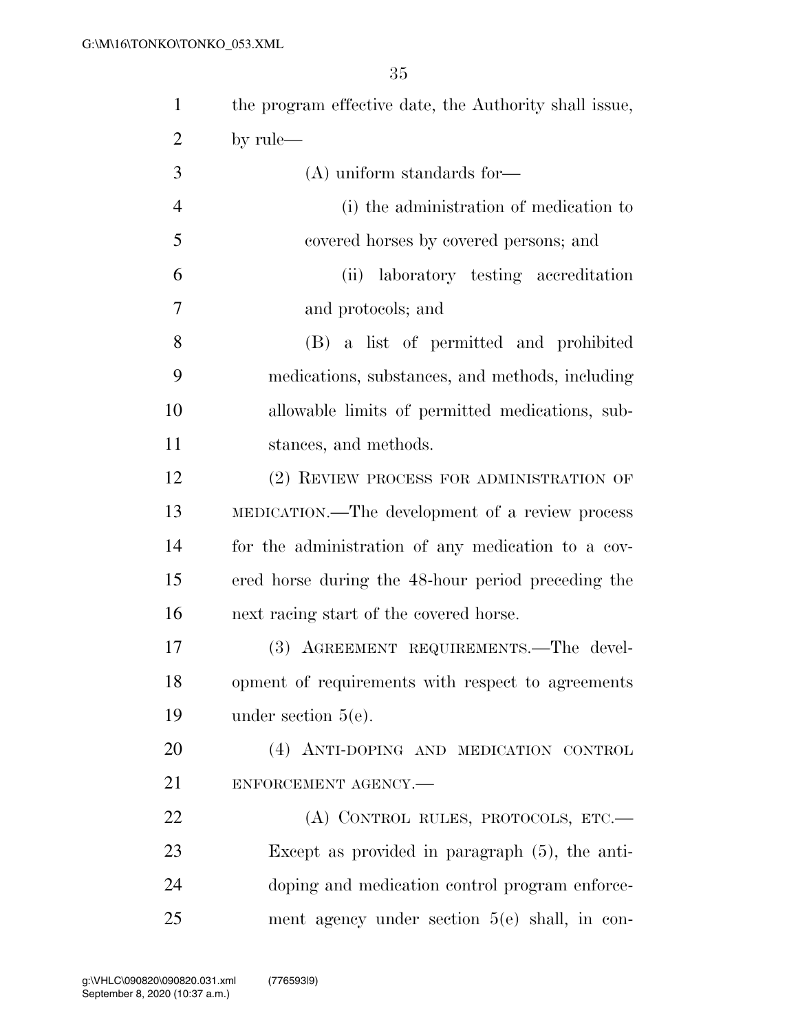the program effective date, the Authority shall issue, by rule—

(A) uniform standards for—

(i) the administration of medication to covered horses by covered persons; and

(ii) laboratory testing accreditation and protocols; and

(B) a list of permitted and prohibited medications, substances, and methods, including allowable limits of permitted medications, substances, and methods.

(2) REVIEW PROCESS FOR ADMINISTRATION OF MEDICATION.—The development of a review process for the administration of any medication to a covered horse during the 48-hour period preceding the next racing start of the covered horse.

(3) AGREEMENT REQUIREMENTS.—The development of requirements with respect to agreements under section 5(e).

(4) ANTI-DOPING AND MEDICATION CONTROL ENFORCEMENT AGENCY.—

(A) CONTROL RULES, PROTOCOLS, ETC.—Except as provided in paragraph (5), the anti-doping and medication control program enforcement agency under section 5(e) shall, in con-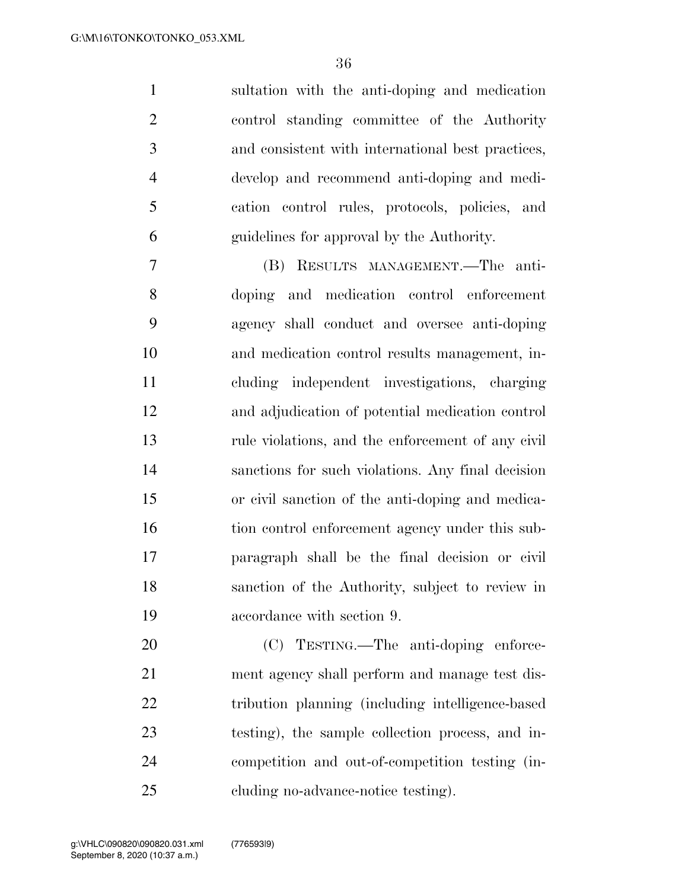sultation with the anti-doping and medication control standing committee of the Authority and consistent with international best practices, develop and recommend anti-doping and medication control rules, protocols, policies, and guidelines for approval by the Authority.

(B) RESULTS MANAGEMENT.—The anti-doping and medication control enforcement agency shall conduct and oversee anti-doping and medication control results management, including independent investigations, charging and adjudication of potential medication control rule violations, and the enforcement of any civil sanctions for such violations. Any final decision or civil sanction of the anti-doping and medication control enforcement agency under this subparagraph shall be the final decision or civil sanction of the Authority, subject to review in accordance with section 9.

(C) TESTING.—The anti-doping enforcement agency shall perform and manage test distribution planning (including intelligence-based testing), the sample collection process, and in-competition and out-of-competition testing (including no-advance-notice testing).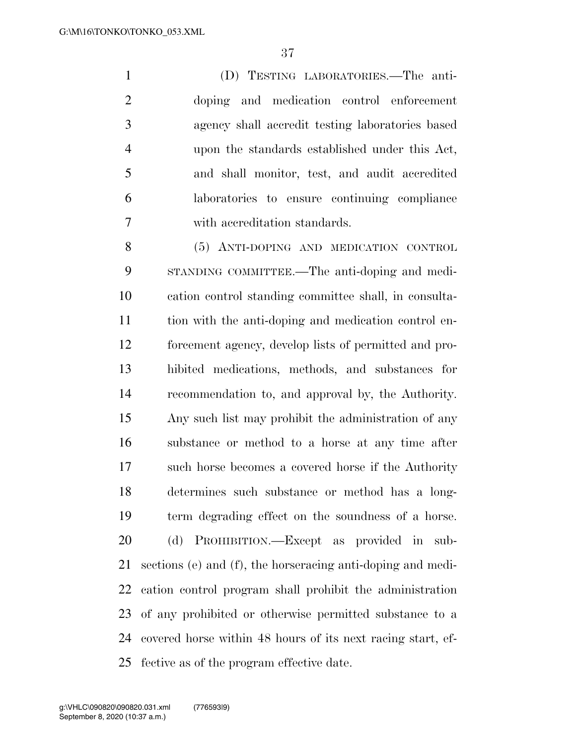(D) TESTING LABORATORIES.—The anti-doping and medication control enforcement agency shall accredit testing laboratories based upon the standards established under this Act, and shall monitor, test, and audit accredited laboratories to ensure continuing compliance with accreditation standards.

(5) ANTI-DOPING AND MEDICATION CONTROL STANDING COMMITTEE.—The anti-doping and medication control standing committee shall, in consultation with the anti-doping and medication control enforcement agency, develop lists of permitted and prohibited medications, methods, and substances for recommendation to, and approval by, the Authority. Any such list may prohibit the administration of any substance or method to a horse at any time after such horse becomes a covered horse if the Authority determines such substance or method has a long-term degrading effect on the soundness of a horse.

(d) PROHIBITION.—Except as provided in subsections (e) and (f), the horseracing anti-doping and medication control program shall prohibit the administration of any prohibited or otherwise permitted substance to a covered horse within 48 hours of its next racing start, effective as of the program effective date.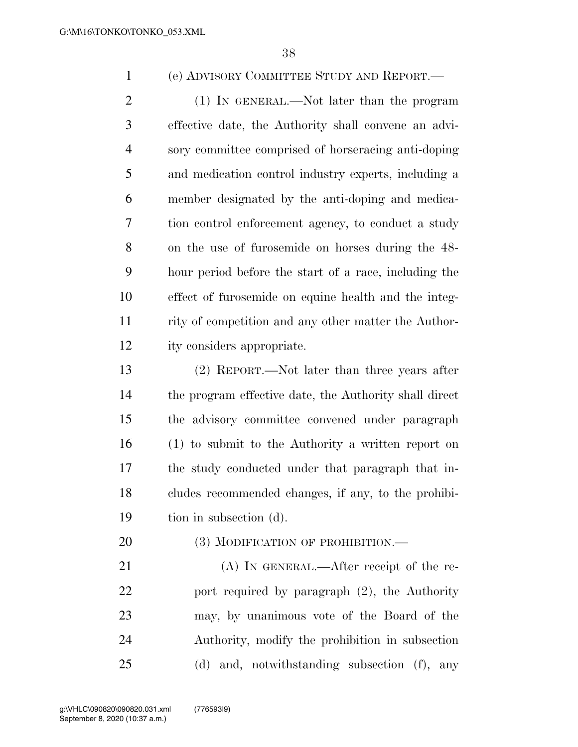(e) ADVISORY COMMITTEE STUDY AND REPORT.—

(1) IN GENERAL.—Not later than the program effective date, the Authority shall convene an advisory committee comprised of horseracing anti-doping and medication control industry experts, including a member designated by the anti-doping and medication control enforcement agency, to conduct a study on the use of furosemide on horses during the 48-hour period before the start of a race, including the effect of furosemide on equine health and the integrity of competition and any other matter the Authority considers appropriate.

(2) REPORT.—Not later than three years after the program effective date, the Authority shall direct the advisory committee convened under paragraph (1) to submit to the Authority a written report on the study conducted under that paragraph that includes recommended changes, if any, to the prohibition in subsection (d).

(3) MODIFICATION OF PROHIBITION.—

(A) IN GENERAL.—After receipt of the report required by paragraph (2), the Authority may, by unanimous vote of the Board of the Authority, modify the prohibition in subsection (d) and, notwithstanding subsection (f), any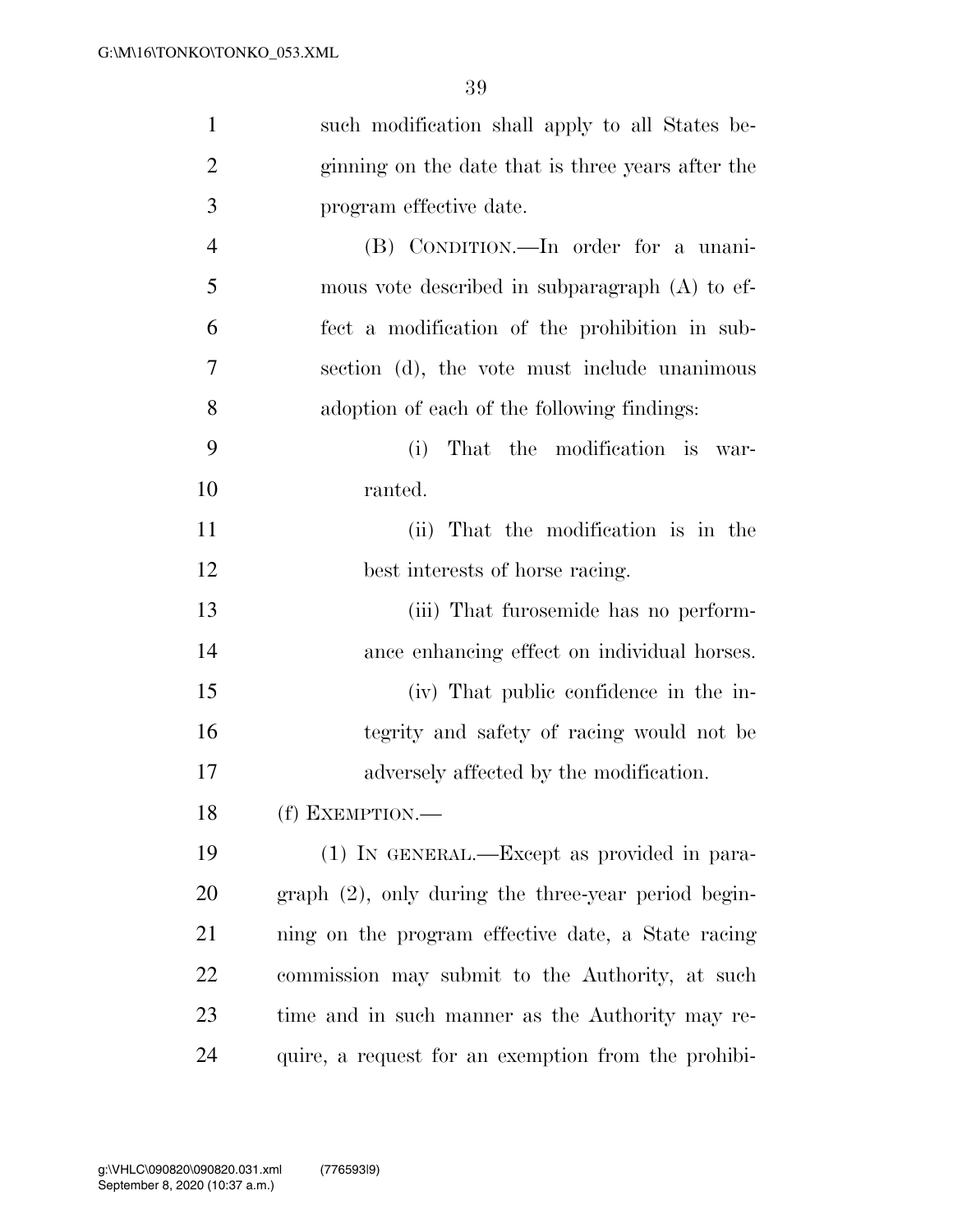such modification shall apply to all States beginning on the date that is three years after the program effective date.

(B) CONDITION.—In order for a unanimous vote described in subparagraph (A) to effect a modification of the prohibition in subsection (d), the vote must include unanimous adoption of each of the following findings:

(i) That the modification is warranted.

(ii) That the modification is in the best interests of horse racing.

(iii) That furosemide has no performance enhancing effect on individual horses.

(iv) That public confidence in the integrity and safety of racing would not be adversely affected by the modification.

(f) EXEMPTION.—

(1) IN GENERAL.—Except as provided in paragraph (2), only during the three-year period beginning on the program effective date, a State racing commission may submit to the Authority, at such time and in such manner as the Authority may require, a request for an exemption from the prohibi-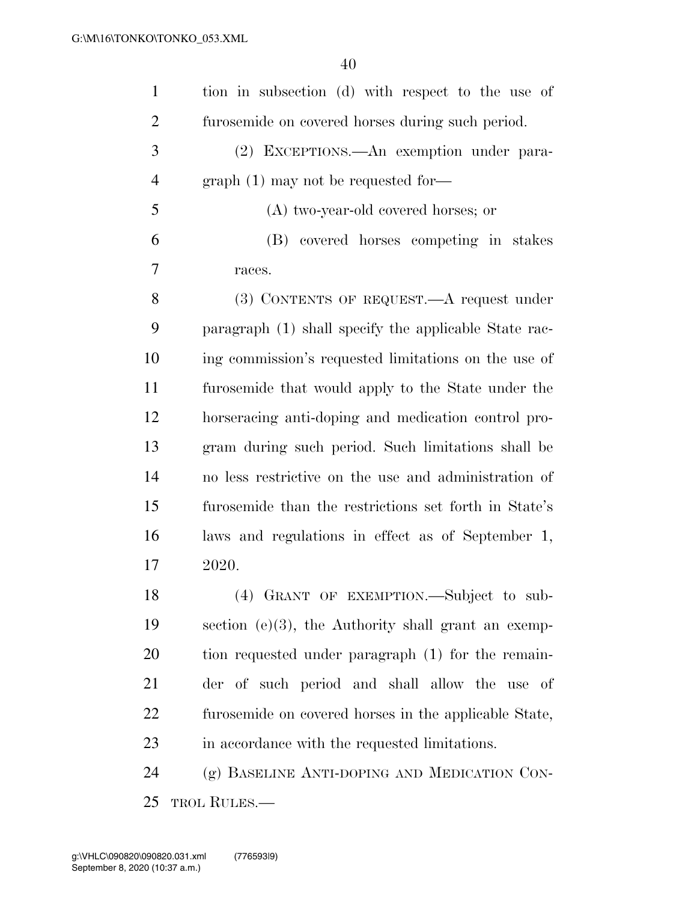tion in subsection (d) with respect to the use of furosemide on covered horses during such period.

(2) EXCEPTIONS.—An exemption under paragraph (1) may not be requested for—

(A) two-year-old covered horses; or

(B) covered horses competing in stakes races.

(3) CONTENTS OF REQUEST.—A request under paragraph (1) shall specify the applicable State racing commission's requested limitations on the use of furosemide that would apply to the State under the horseracing anti-doping and medication control program during such period. Such limitations shall be no less restrictive on the use and administration of furosemide than the restrictions set forth in State's laws and regulations in effect as of September 1, 2020.

(4) GRANT OF EXEMPTION.—Subject to subsection (e)(3), the Authority shall grant an exemption requested under paragraph (1) for the remainder of such period and shall allow the use of furosemide on covered horses in the applicable State, in accordance with the requested limitations.

(g) BASELINE ANTI-DOPING AND MEDICATION CONTROL RULES.—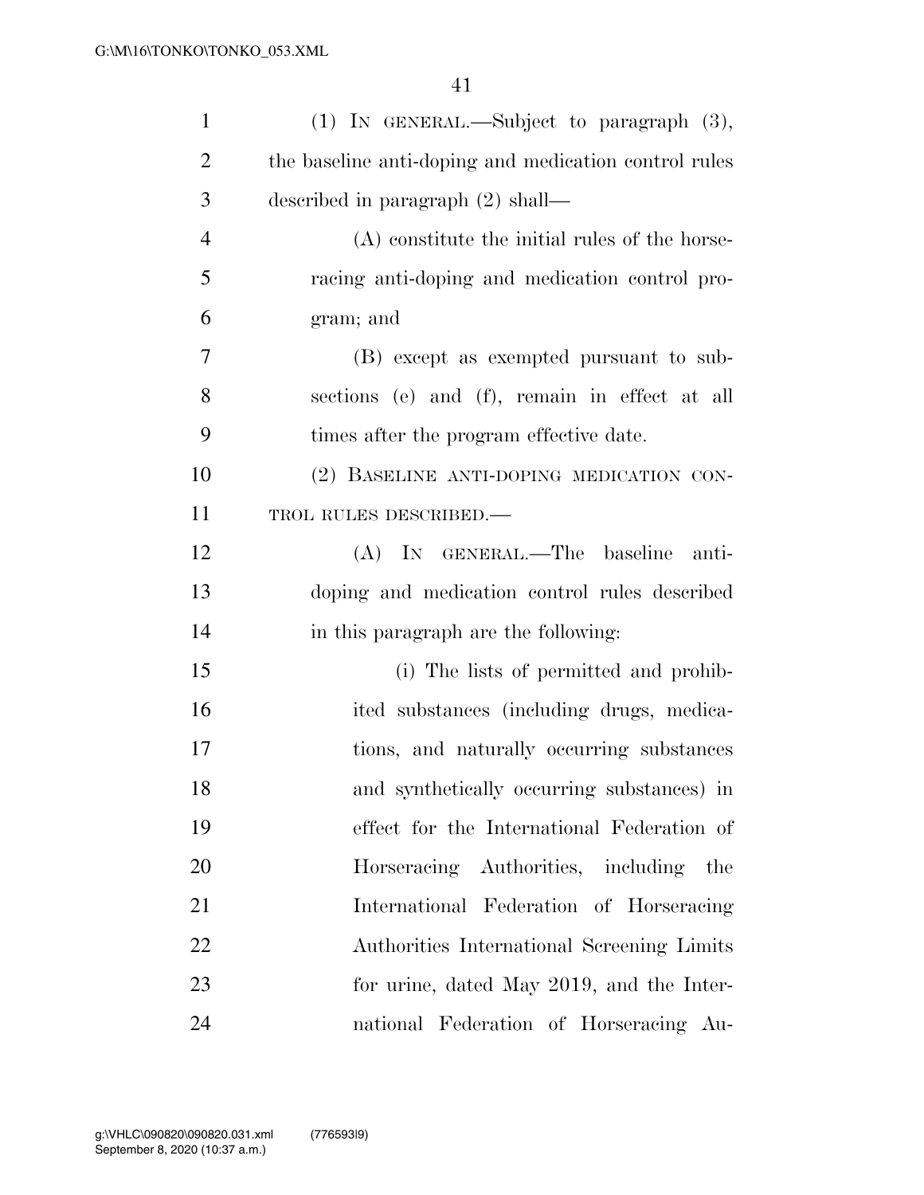(1) IN GENERAL.—Subject to paragraph (3), the baseline anti-doping and medication control rules described in paragraph (2) shall—

(A) constitute the initial rules of the horseracing anti-doping and medication control program; and

(B) except as exempted pursuant to subsections (e) and (f), remain in effect at all times after the program effective date.

(2) BASELINE ANTI-DOPING MEDICATION CONTROL RULES DESCRIBED.—

(A) IN GENERAL.—The baseline anti-doping and medication control rules described in this paragraph are the following:

(i) The lists of permitted and prohibited substances (including drugs, medications, and naturally occurring substances and synthetically occurring substances) in effect for the International Federation of Horseracing Authorities, including the International Federation of Horseracing Authorities International Screening Limits for urine, dated May 2019, and the International Federation of Horseracing Au-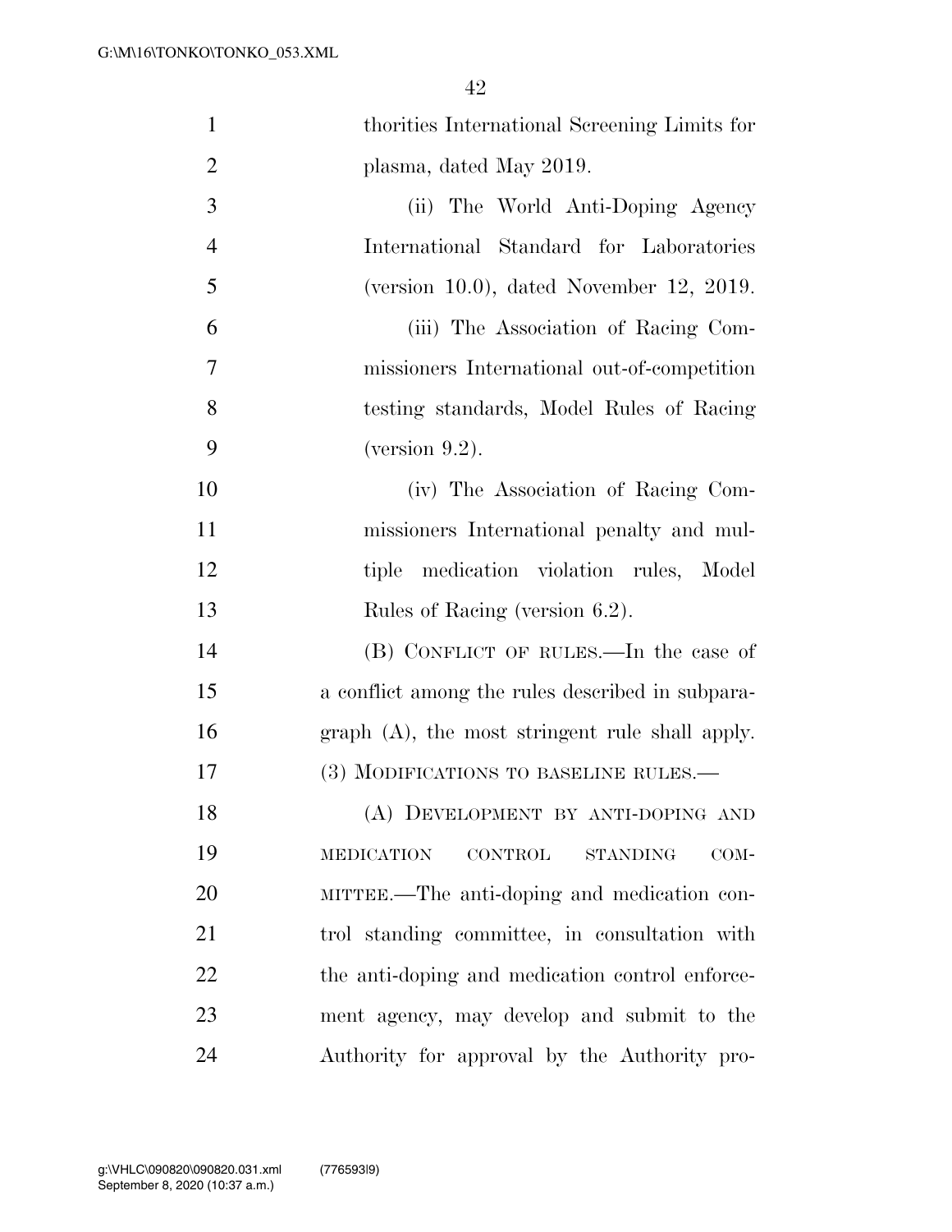thorities International Screening Limits for plasma, dated May 2019.

(ii) The World Anti-Doping Agency International Standard for Laboratories (version 10.0), dated November 12, 2019.

(iii) The Association of Racing Commissioners International out-of-competition testing standards, Model Rules of Racing (version 9.2).

(iv) The Association of Racing Commissioners International penalty and multiple medication violation rules, Model Rules of Racing (version 6.2).

(B) CONFLICT OF RULES.—In the case of a conflict among the rules described in subparagraph (A), the most stringent rule shall apply.

(3) MODIFICATIONS TO BASELINE RULES.—

(A) DEVELOPMENT BY ANTI-DOPING AND MEDICATION CONTROL STANDING COMMITTEE.—The anti-doping and medication control standing committee, in consultation with the anti-doping and medication control enforcement agency, may develop and submit to the Authority for approval by the Authority pro-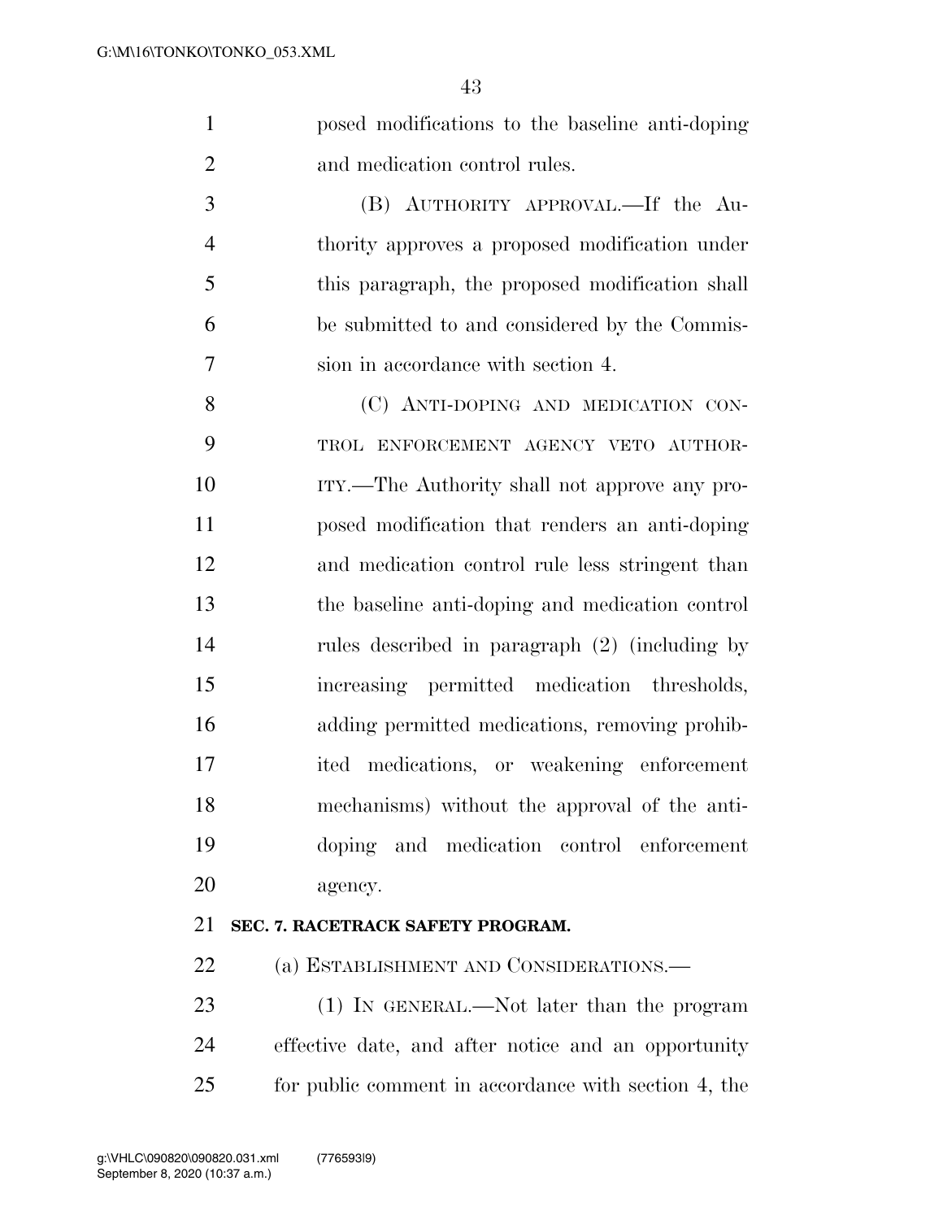posed modifications to the baseline anti-doping and medication control rules.

(B) AUTHORITY APPROVAL.—If the Authority approves a proposed modification under this paragraph, the proposed modification shall be submitted to and considered by the Commission in accordance with section 4.

(C) ANTI-DOPING AND MEDICATION CONTROL ENFORCEMENT AGENCY VETO AUTHORITY.—The Authority shall not approve any proposed modification that renders an anti-doping and medication control rule less stringent than the baseline anti-doping and medication control rules described in paragraph (2) (including by increasing permitted medication thresholds, adding permitted medications, removing prohibited medications, or weakening enforcement mechanisms) without the approval of the anti-doping and medication control enforcement agency.

**SEC. 7. RACETRACK SAFETY PROGRAM.**

(a) ESTABLISHMENT AND CONSIDERATIONS.—

(1) IN GENERAL.—Not later than the program effective date, and after notice and an opportunity for public comment in accordance with section 4, the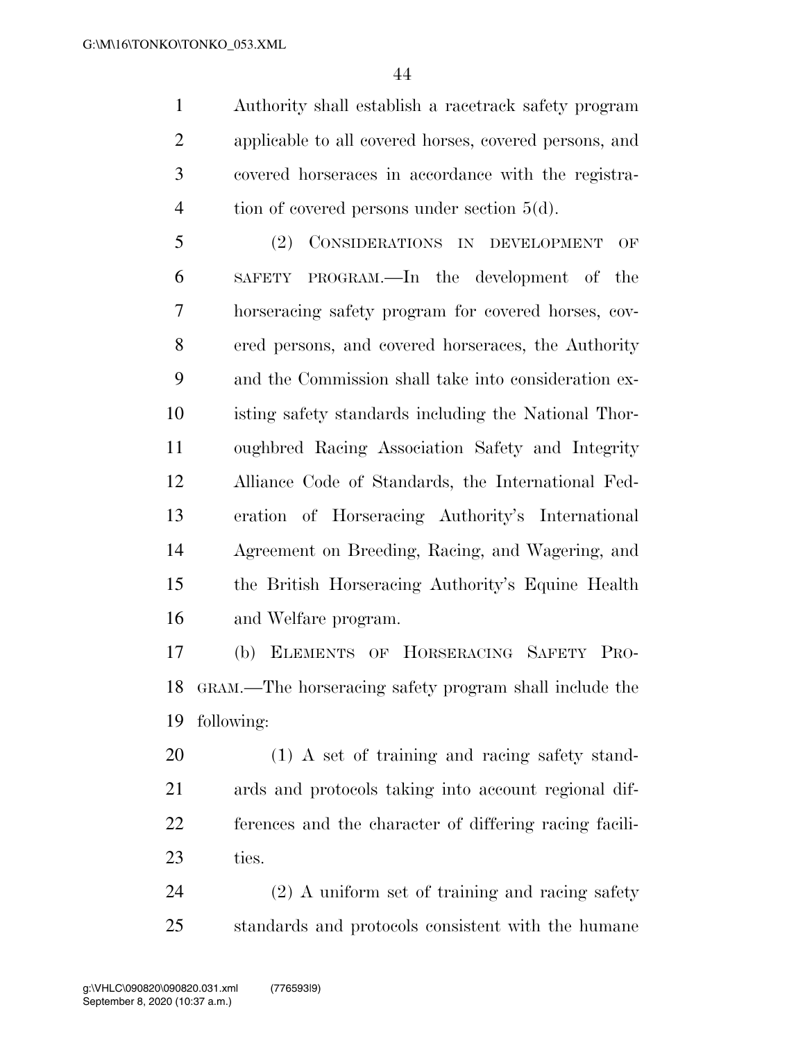Authority shall establish a racetrack safety program applicable to all covered horses, covered persons, and covered horseraces in accordance with the registration of covered persons under section 5(d).

(2) CONSIDERATIONS IN DEVELOPMENT OF SAFETY PROGRAM.—In the development of the horseracing safety program for covered horses, covered persons, and covered horseraces, the Authority and the Commission shall take into consideration existing safety standards including the National Thoroughbred Racing Association Safety and Integrity Alliance Code of Standards, the International Federation of Horseracing Authority's International Agreement on Breeding, Racing, and Wagering, and the British Horseracing Authority's Equine Health and Welfare program.

(b) ELEMENTS OF HORSERACING SAFETY PROGRAM.—The horseracing safety program shall include the following:

(1) A set of training and racing safety standards and protocols taking into account regional differences and the character of differing racing facilities.

(2) A uniform set of training and racing safety standards and protocols consistent with the humane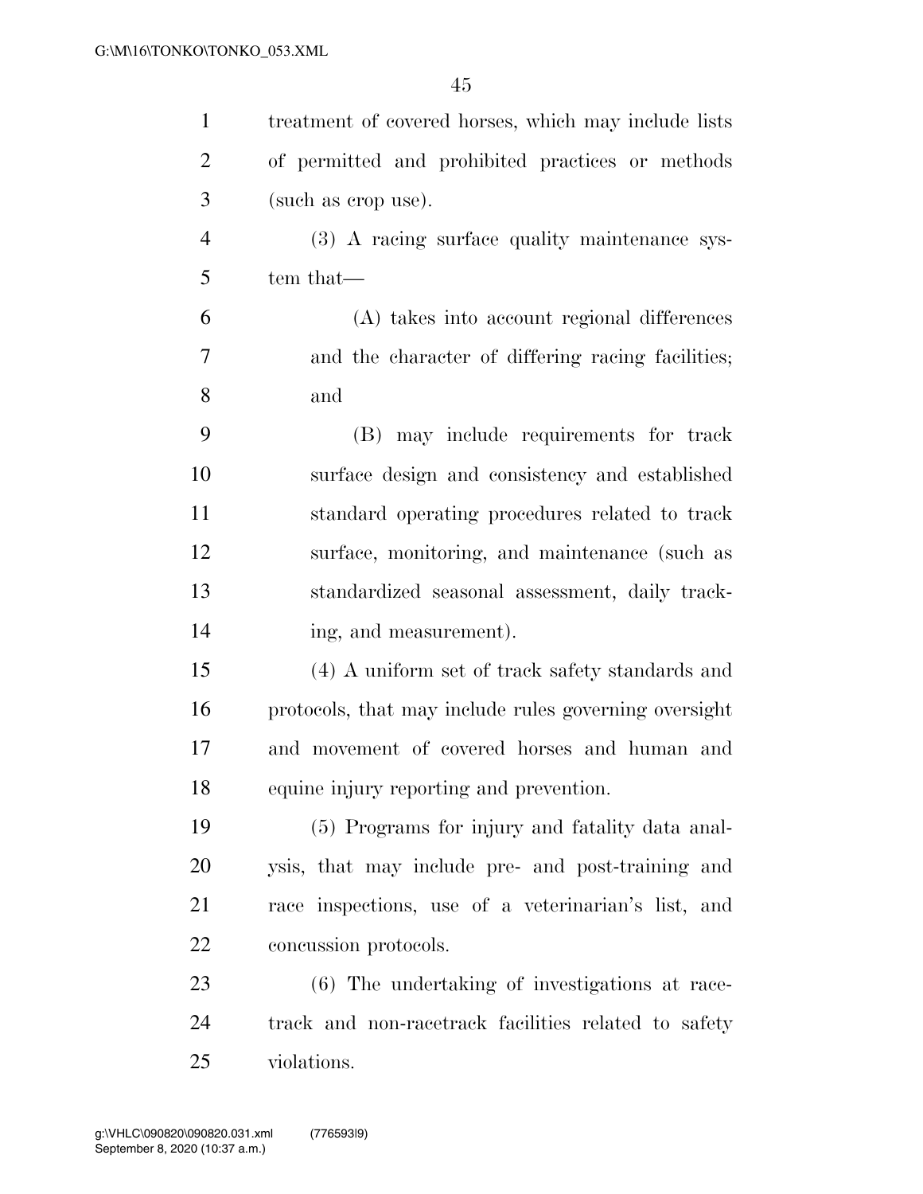treatment of covered horses, which may include lists of permitted and prohibited practices or methods (such as crop use).

(3) A racing surface quality maintenance system that—

(A) takes into account regional differences and the character of differing racing facilities; and

(B) may include requirements for track surface design and consistency and established standard operating procedures related to track surface, monitoring, and maintenance (such as standardized seasonal assessment, daily tracking, and measurement).

(4) A uniform set of track safety standards and protocols, that may include rules governing oversight and movement of covered horses and human and equine injury reporting and prevention.

(5) Programs for injury and fatality data analysis, that may include pre- and post-training and race inspections, use of a veterinarian's list, and concussion protocols.

(6) The undertaking of investigations at racetrack and non-racetrack facilities related to safety violations.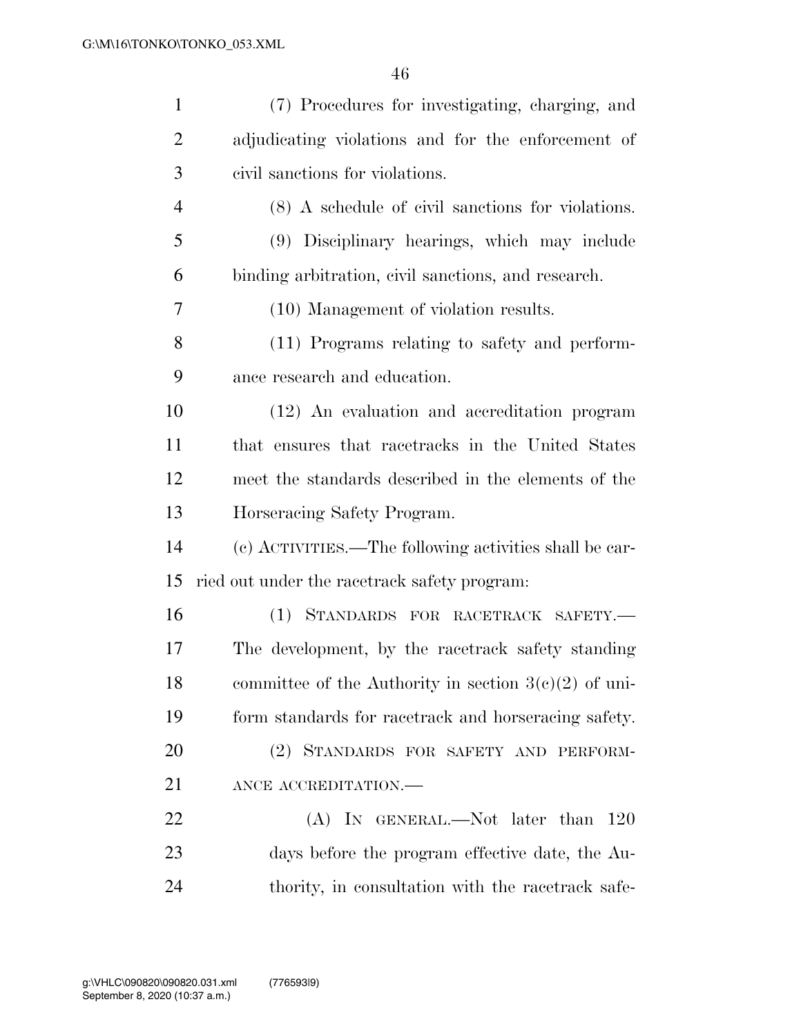(7) Procedures for investigating, charging, and adjudicating violations and for the enforcement of civil sanctions for violations.

(8) A schedule of civil sanctions for violations.

(9) Disciplinary hearings, which may include binding arbitration, civil sanctions, and research.

(10) Management of violation results.

(11) Programs relating to safety and performance research and education.

(12) An evaluation and accreditation program that ensures that racetracks in the United States meet the standards described in the elements of the Horseracing Safety Program.

(c) ACTIVITIES.—The following activities shall be carried out under the racetrack safety program:

(1) STANDARDS FOR RACETRACK SAFETY.—The development, by the racetrack safety standing committee of the Authority in section 3(c)(2) of uniform standards for racetrack and horseracing safety.

(2) STANDARDS FOR SAFETY AND PERFORMANCE ACCREDITATION.—

(A) IN GENERAL.—Not later than 120 days before the program effective date, the Authority, in consultation with the racetrack safe-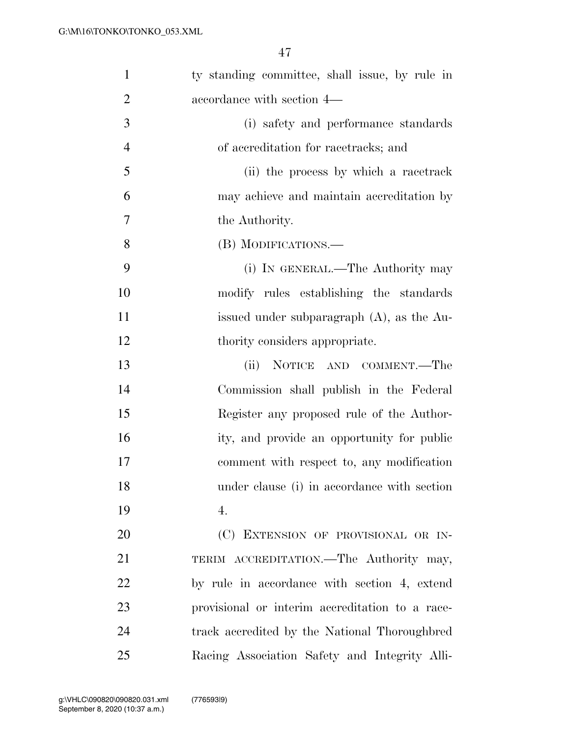ty standing committee, shall issue, by rule in accordance with section 4—

(i) safety and performance standards of accreditation for racetracks; and

(ii) the process by which a racetrack may achieve and maintain accreditation by the Authority.

(B) MODIFICATIONS.—

(i) IN GENERAL.—The Authority may modify rules establishing the standards issued under subparagraph (A), as the Authority considers appropriate.

(ii) NOTICE AND COMMENT.—The Commission shall publish in the Federal Register any proposed rule of the Authority, and provide an opportunity for public comment with respect to, any modification under clause (i) in accordance with section 4.

(C) EXTENSION OF PROVISIONAL OR INTERIM ACCREDITATION.—The Authority may, by rule in accordance with section 4, extend provisional or interim accreditation to a racetrack accredited by the National Thoroughbred Racing Association Safety and Integrity Alli-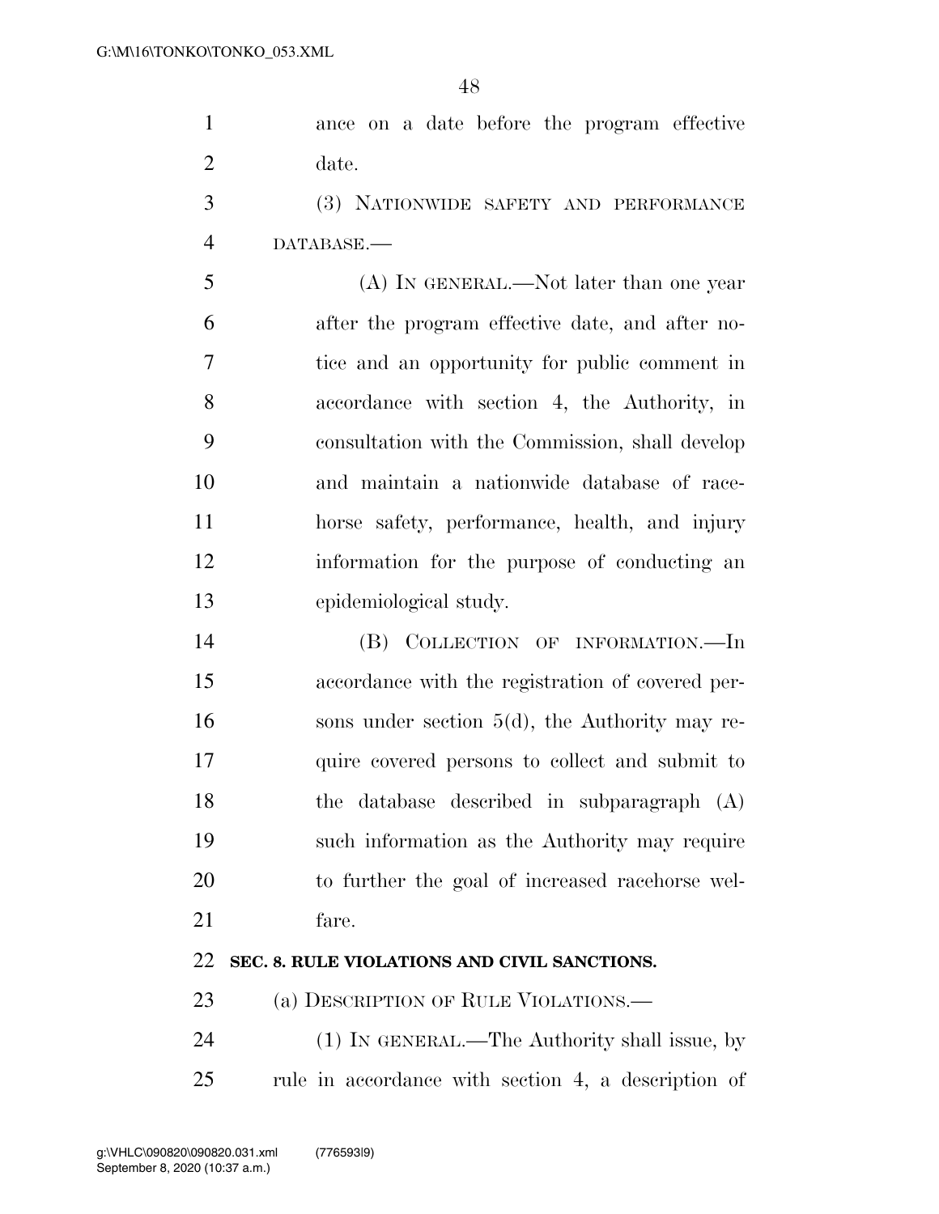ance on a date before the program effective date.

(3) NATIONWIDE SAFETY AND PERFORMANCE DATABASE.—

(A) IN GENERAL.—Not later than one year after the program effective date, and after notice and an opportunity for public comment in accordance with section 4, the Authority, in consultation with the Commission, shall develop and maintain a nationwide database of racehorse safety, performance, health, and injury information for the purpose of conducting an epidemiological study.

(B) COLLECTION OF INFORMATION.—In accordance with the registration of covered persons under section 5(d), the Authority may require covered persons to collect and submit to the database described in subparagraph (A) such information as the Authority may require to further the goal of increased racehorse welfare.

**SEC. 8. RULE VIOLATIONS AND CIVIL SANCTIONS.**

(a) DESCRIPTION OF RULE VIOLATIONS.—

(1) IN GENERAL.—The Authority shall issue, by rule in accordance with section 4, a description of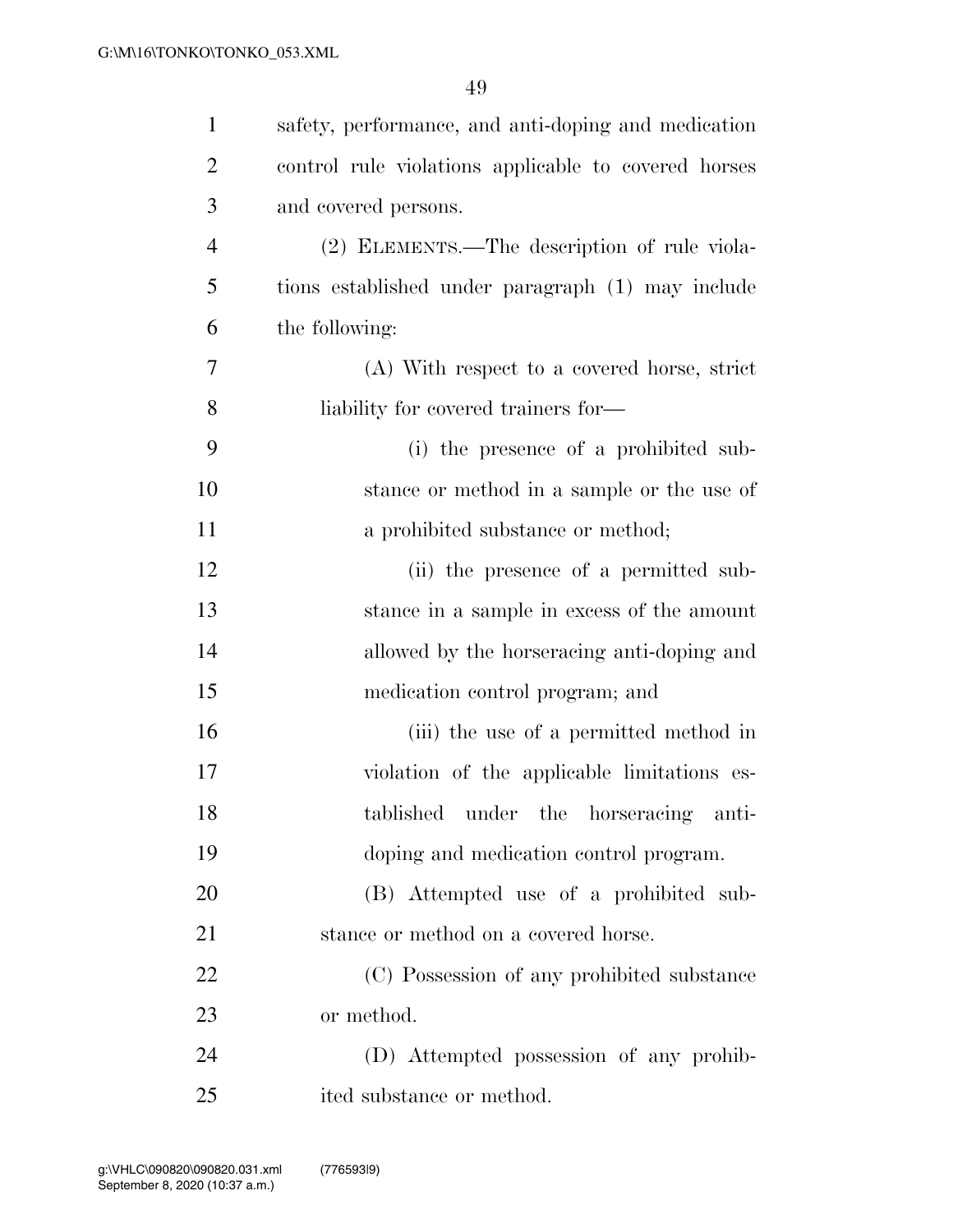safety, performance, and anti-doping and medication control rule violations applicable to covered horses and covered persons.

(2) ELEMENTS.—The description of rule violations established under paragraph (1) may include the following:

(A) With respect to a covered horse, strict liability for covered trainers for—

(i) the presence of a prohibited substance or method in a sample or the use of a prohibited substance or method;

(ii) the presence of a permitted substance in a sample in excess of the amount allowed by the horseracing anti-doping and medication control program; and

(iii) the use of a permitted method in violation of the applicable limitations established under the horseracing anti-doping and medication control program.

(B) Attempted use of a prohibited substance or method on a covered horse.

(C) Possession of any prohibited substance or method.

(D) Attempted possession of any prohibited substance or method.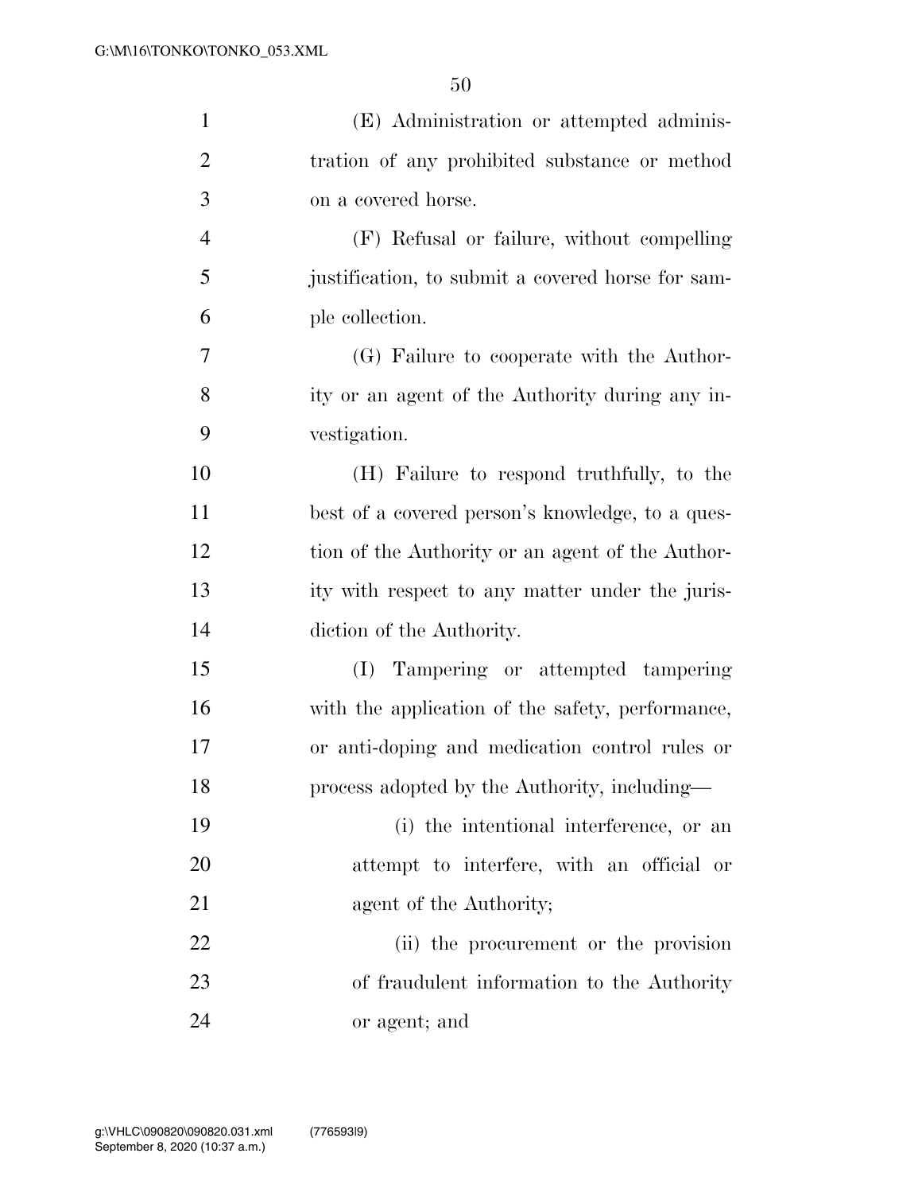(E) Administration or attempted administration of any prohibited substance or method on a covered horse.

(F) Refusal or failure, without compelling justification, to submit a covered horse for sample collection.

(G) Failure to cooperate with the Authority or an agent of the Authority during any investigation.

(H) Failure to respond truthfully, to the best of a covered person's knowledge, to a question of the Authority or an agent of the Authority with respect to any matter under the jurisdiction of the Authority.

(I) Tampering or attempted tampering with the application of the safety, performance, or anti-doping and medication control rules or process adopted by the Authority, including—

(i) the intentional interference, or an attempt to interfere, with an official or agent of the Authority;

(ii) the procurement or the provision of fraudulent information to the Authority or agent; and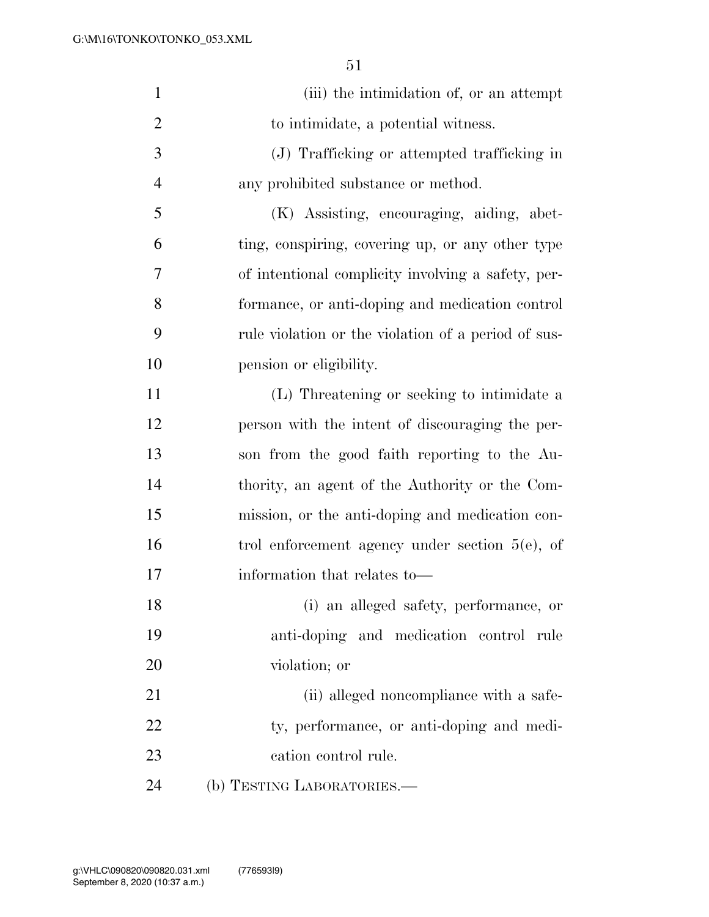(iii) the intimidation of, or an attempt to intimidate, a potential witness.

(J) Trafficking or attempted trafficking in any prohibited substance or method.

(K) Assisting, encouraging, aiding, abetting, conspiring, covering up, or any other type of intentional complicity involving a safety, performance, or anti-doping and medication control rule violation or the violation of a period of suspension or eligibility.

(L) Threatening or seeking to intimidate a person with the intent of discouraging the person from the good faith reporting to the Authority, an agent of the Authority or the Commission, or the anti-doping and medication control enforcement agency under section 5(e), of information that relates to—

(i) an alleged safety, performance, or anti-doping and medication control rule violation; or

(ii) alleged noncompliance with a safety, performance, or anti-doping and medication control rule.

(b) TESTING LABORATORIES.—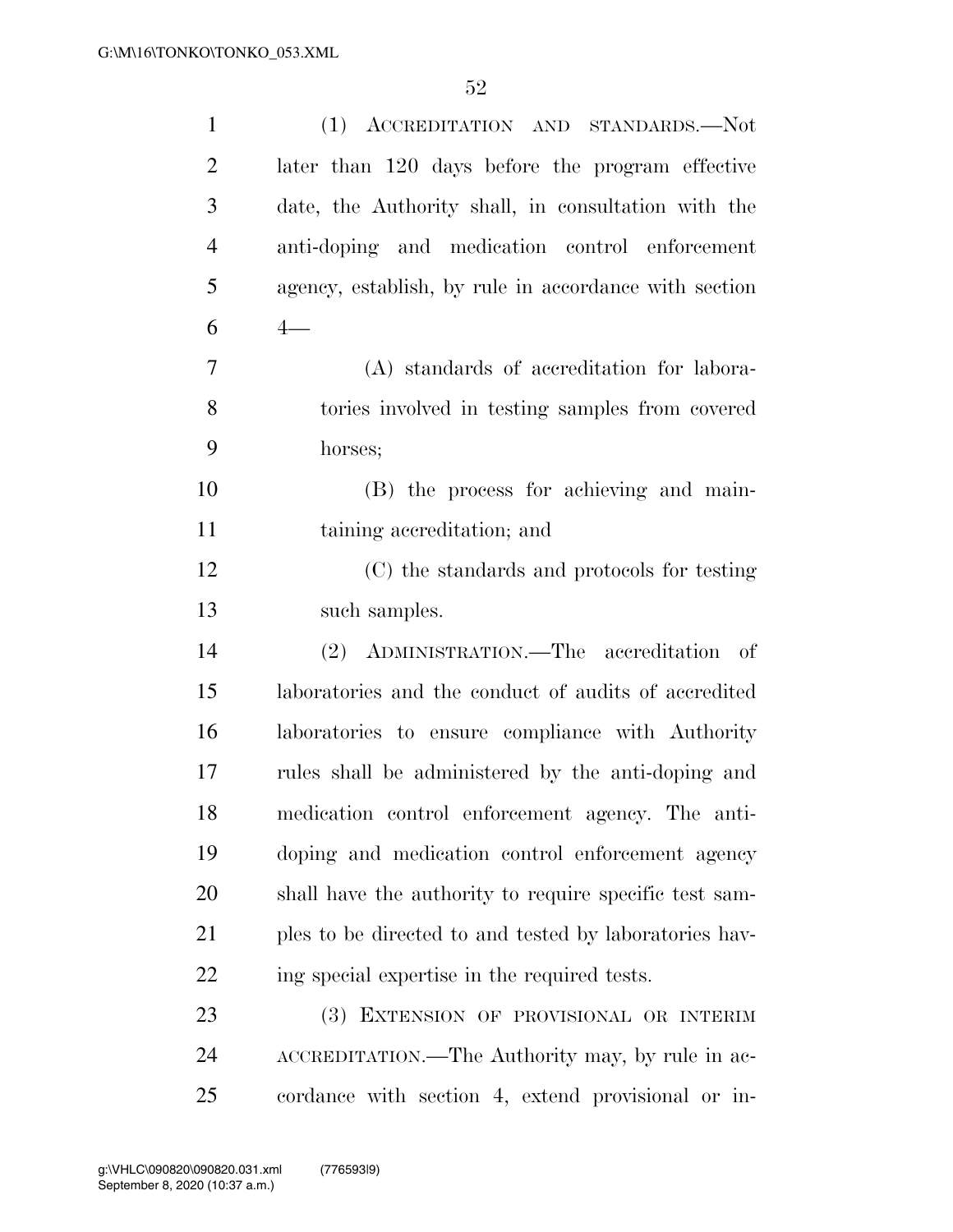(1) ACCREDITATION AND STANDARDS.—Not later than 120 days before the program effective date, the Authority shall, in consultation with the anti-doping and medication control enforcement agency, establish, by rule in accordance with section 4—

(A) standards of accreditation for laboratories involved in testing samples from covered horses;

(B) the process for achieving and maintaining accreditation; and

(C) the standards and protocols for testing such samples.

(2) ADMINISTRATION.—The accreditation of laboratories and the conduct of audits of accredited laboratories to ensure compliance with Authority rules shall be administered by the anti-doping and medication control enforcement agency. The anti-doping and medication control enforcement agency shall have the authority to require specific test samples to be directed to and tested by laboratories having special expertise in the required tests.

(3) EXTENSION OF PROVISIONAL OR INTERIM ACCREDITATION.—The Authority may, by rule in accordance with section 4, extend provisional or in-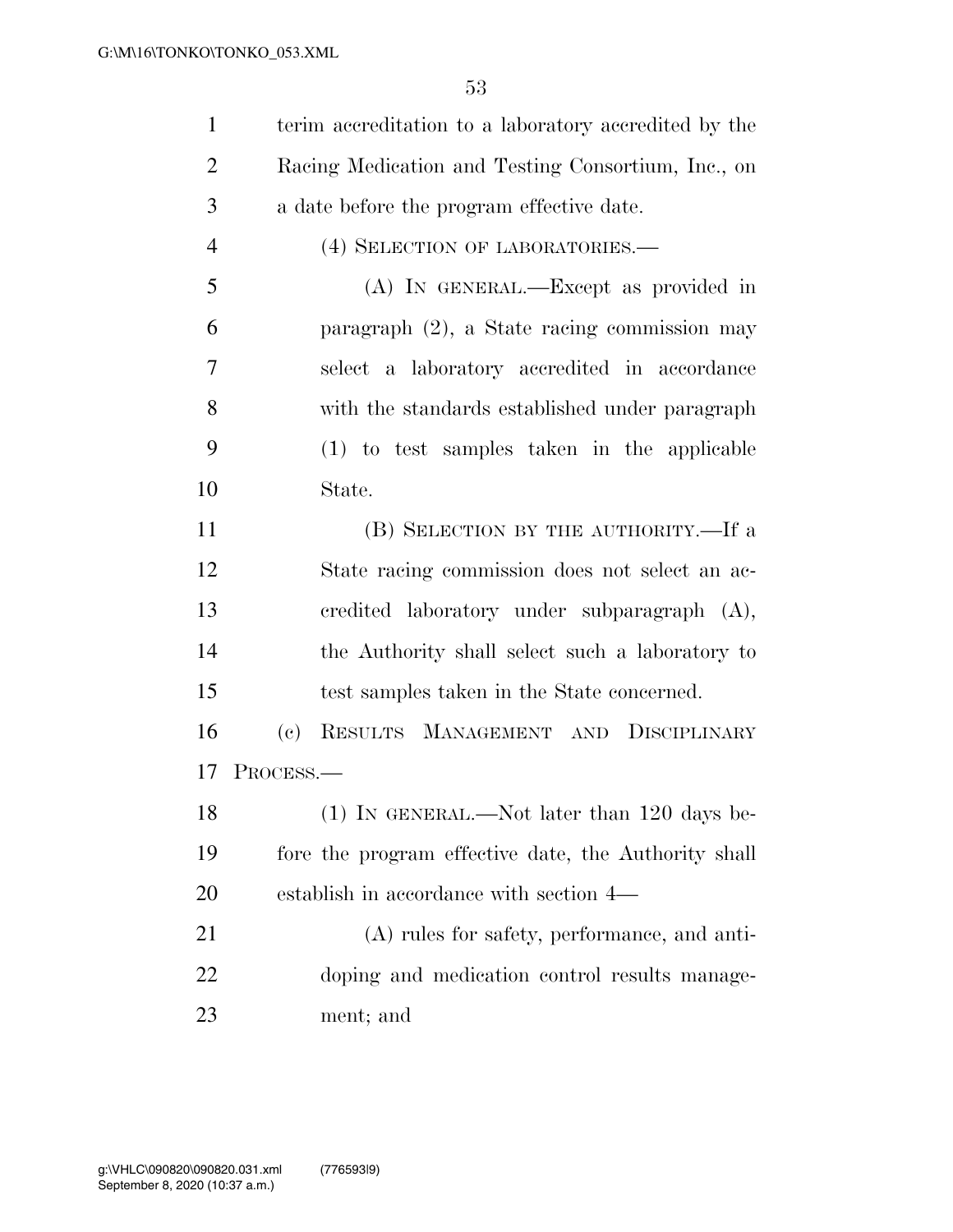terim accreditation to a laboratory accredited by the Racing Medication and Testing Consortium, Inc., on a date before the program effective date.

(4) SELECTION OF LABORATORIES.—

(A) IN GENERAL.—Except as provided in paragraph (2), a State racing commission may select a laboratory accredited in accordance with the standards established under paragraph (1) to test samples taken in the applicable State.

(B) SELECTION BY THE AUTHORITY.—If a State racing commission does not select an accredited laboratory under subparagraph (A), the Authority shall select such a laboratory to test samples taken in the State concerned.

(c) RESULTS MANAGEMENT AND DISCIPLINARY PROCESS.—

(1) IN GENERAL.—Not later than 120 days before the program effective date, the Authority shall establish in accordance with section 4—

(A) rules for safety, performance, and anti-doping and medication control results management; and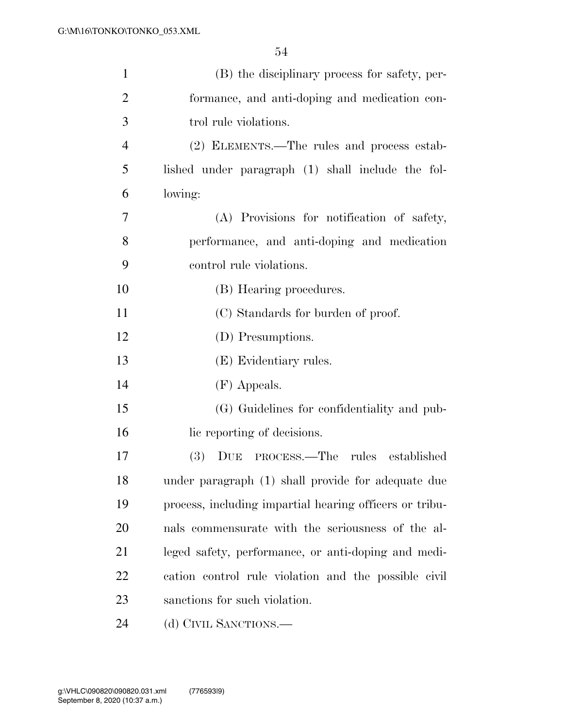(B) the disciplinary process for safety, performance, and anti-doping and medication control rule violations.

(2) ELEMENTS.—The rules and process established under paragraph (1) shall include the following:

(A) Provisions for notification of safety, performance, and anti-doping and medication control rule violations.

(B) Hearing procedures.

(C) Standards for burden of proof.

(D) Presumptions.

(E) Evidentiary rules.

(F) Appeals.

(G) Guidelines for confidentiality and public reporting of decisions.

(3) DUE PROCESS.—The rules established under paragraph (1) shall provide for adequate due process, including impartial hearing officers or tribunals commensurate with the seriousness of the alleged safety, performance, or anti-doping and medication control rule violation and the possible civil sanctions for such violation.

(d) CIVIL SANCTIONS.—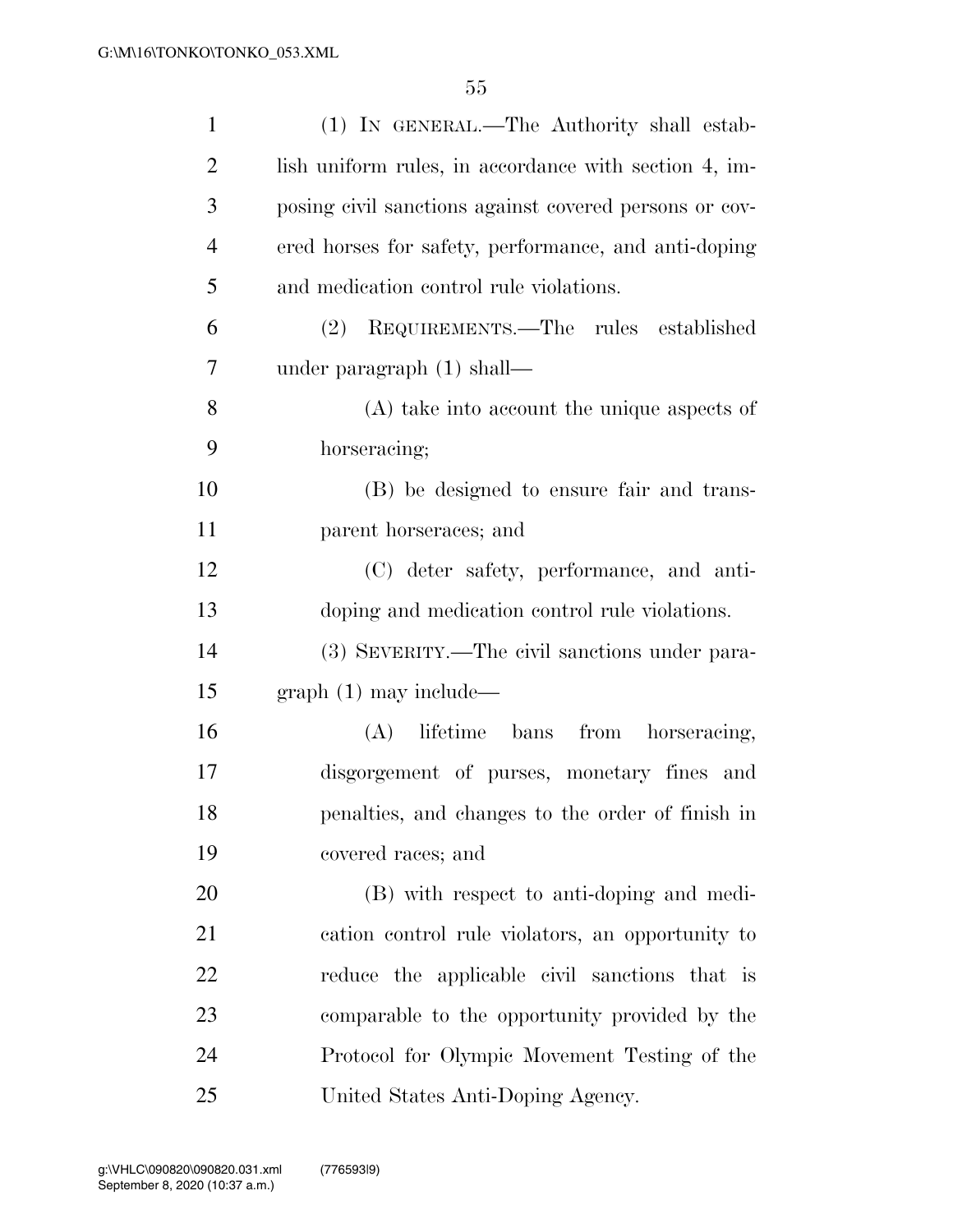(1) IN GENERAL.—The Authority shall establish uniform rules, in accordance with section 4, imposing civil sanctions against covered persons or covered horses for safety, performance, and anti-doping and medication control rule violations.

(2) REQUIREMENTS.—The rules established under paragraph (1) shall—

(A) take into account the unique aspects of horseracing;

(B) be designed to ensure fair and transparent horseraces; and

(C) deter safety, performance, and anti-doping and medication control rule violations.

(3) SEVERITY.—The civil sanctions under paragraph (1) may include—

(A) lifetime bans from horseracing, disgorgement of purses, monetary fines and penalties, and changes to the order of finish in covered races; and

(B) with respect to anti-doping and medication control rule violators, an opportunity to reduce the applicable civil sanctions that is comparable to the opportunity provided by the Protocol for Olympic Movement Testing of the United States Anti-Doping Agency.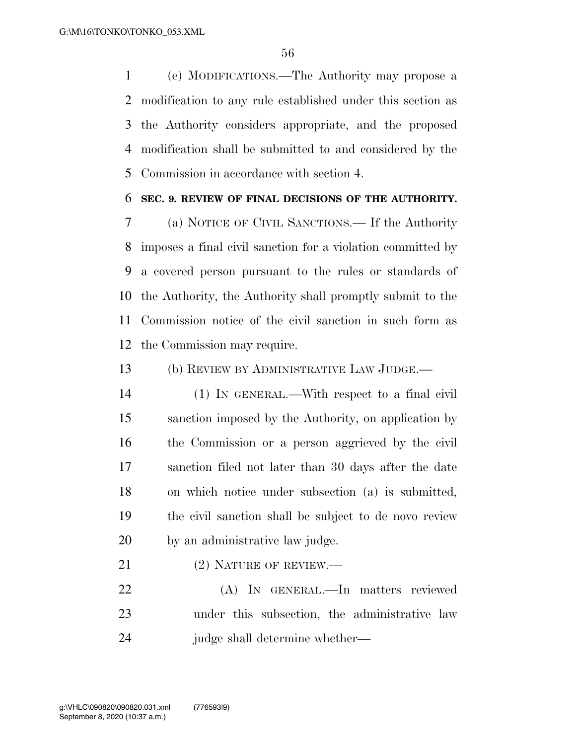(e) MODIFICATIONS.—The Authority may propose a modification to any rule established under this section as the Authority considers appropriate, and the proposed modification shall be submitted to and considered by the Commission in accordance with section 4.

**SEC. 9. REVIEW OF FINAL DECISIONS OF THE AUTHORITY.**

(a) NOTICE OF CIVIL SANCTIONS.— If the Authority imposes a final civil sanction for a violation committed by a covered person pursuant to the rules or standards of the Authority, the Authority shall promptly submit to the Commission notice of the civil sanction in such form as the Commission may require.

(b) REVIEW BY ADMINISTRATIVE LAW JUDGE.—

(1) IN GENERAL.—With respect to a final civil sanction imposed by the Authority, on application by the Commission or a person aggrieved by the civil sanction filed not later than 30 days after the date on which notice under subsection (a) is submitted, the civil sanction shall be subject to de novo review by an administrative law judge.

(2) NATURE OF REVIEW.—

(A) IN GENERAL.—In matters reviewed under this subsection, the administrative law judge shall determine whether—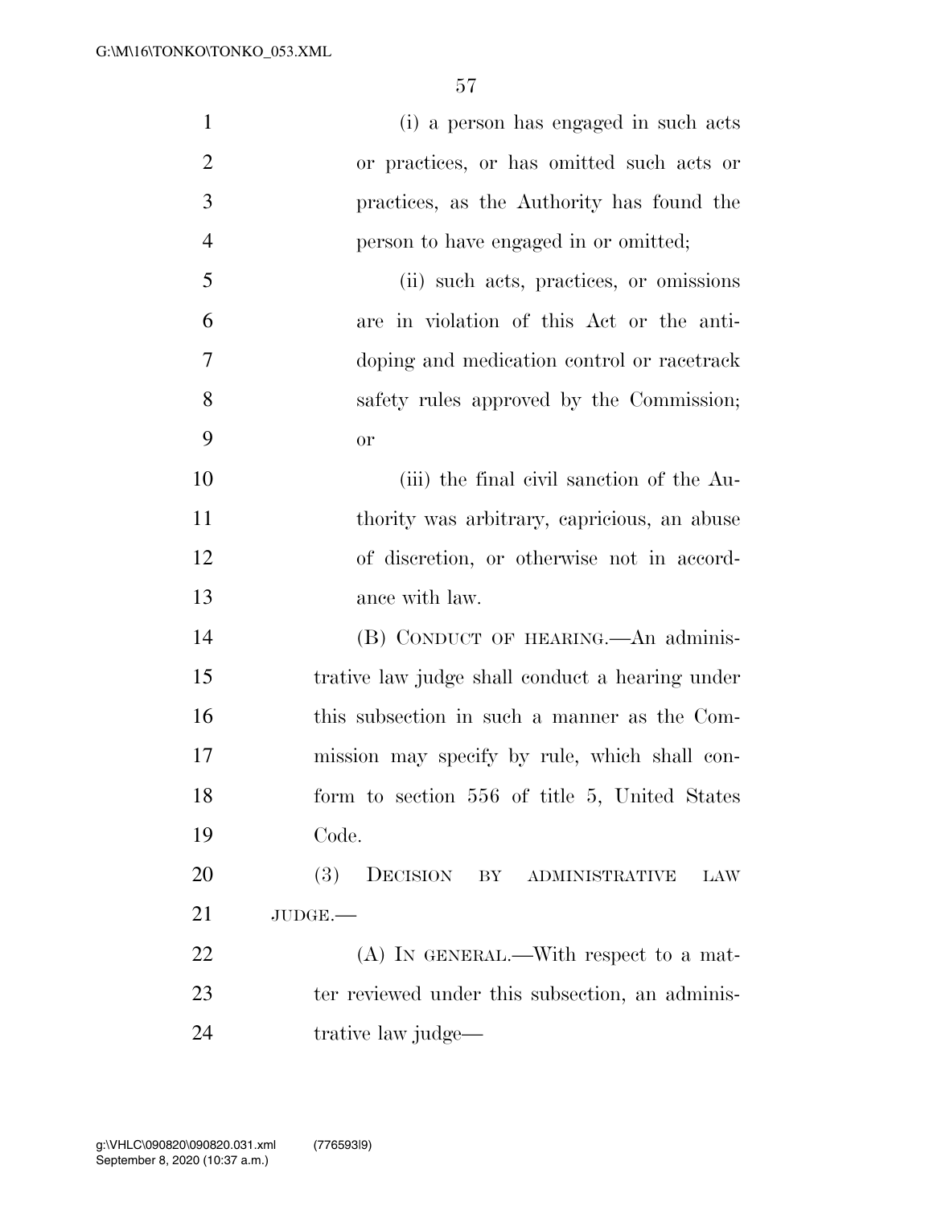(i) a person has engaged in such acts or practices, or has omitted such acts or practices, as the Authority has found the person to have engaged in or omitted;

(ii) such acts, practices, or omissions are in violation of this Act or the anti-doping and medication control or racetrack safety rules approved by the Commission; or

(iii) the final civil sanction of the Authority was arbitrary, capricious, an abuse of discretion, or otherwise not in accordance with law.

(B) CONDUCT OF HEARING.—An administrative law judge shall conduct a hearing under this subsection in such a manner as the Commission may specify by rule, which shall conform to section 556 of title 5, United States Code.

(3) DECISION BY ADMINISTRATIVE LAW JUDGE.—

(A) IN GENERAL.—With respect to a matter reviewed under this subsection, an administrative law judge—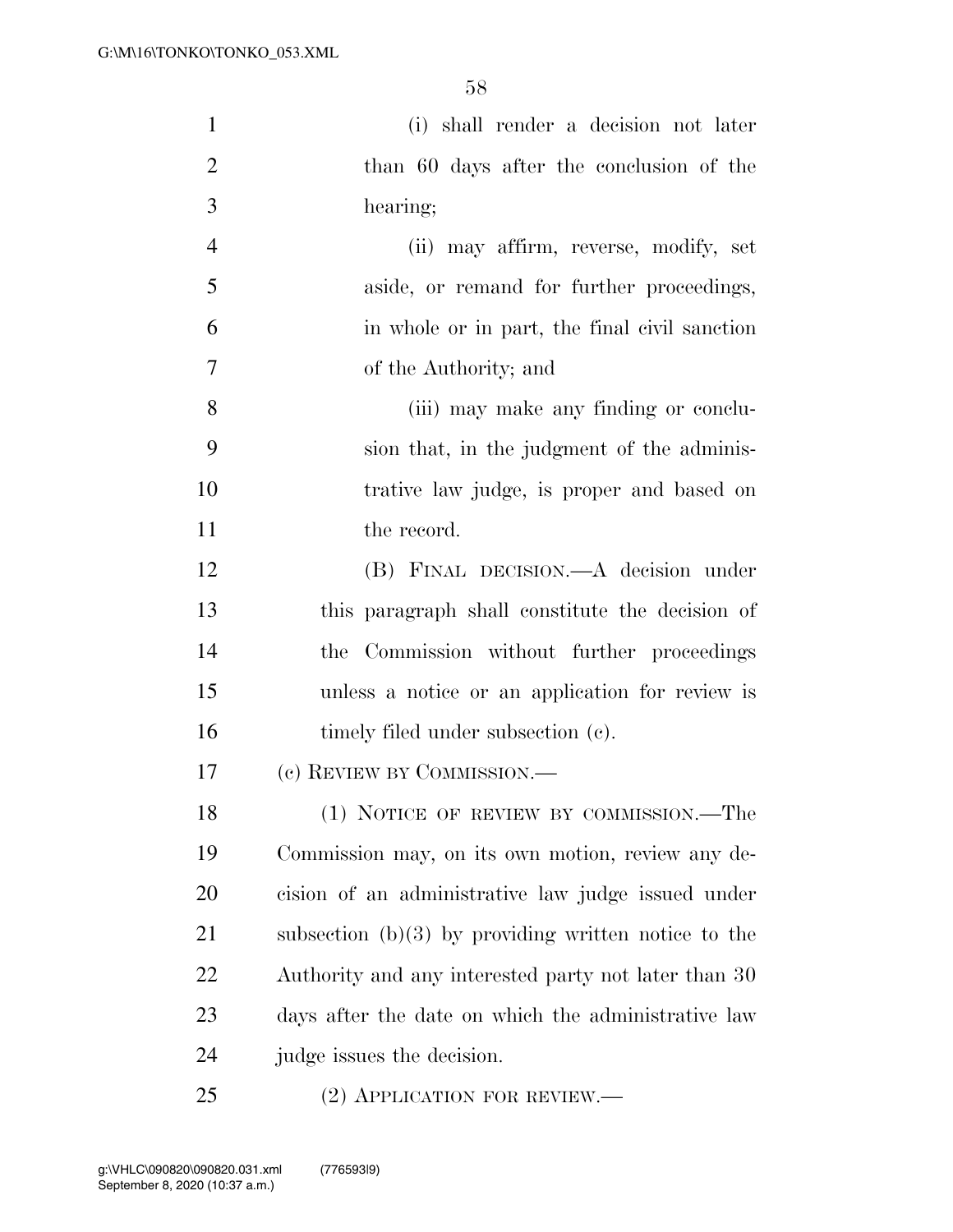(i) shall render a decision not later than 60 days after the conclusion of the hearing;

(ii) may affirm, reverse, modify, set aside, or remand for further proceedings, in whole or in part, the final civil sanction of the Authority; and

(iii) may make any finding or conclusion that, in the judgment of the administrative law judge, is proper and based on the record.

(B) FINAL DECISION.—A decision under this paragraph shall constitute the decision of the Commission without further proceedings unless a notice or an application for review is timely filed under subsection (c).

(c) REVIEW BY COMMISSION.—

(1) NOTICE OF REVIEW BY COMMISSION.—The Commission may, on its own motion, review any decision of an administrative law judge issued under subsection (b)(3) by providing written notice to the Authority and any interested party not later than 30 days after the date on which the administrative law judge issues the decision.

(2) APPLICATION FOR REVIEW.—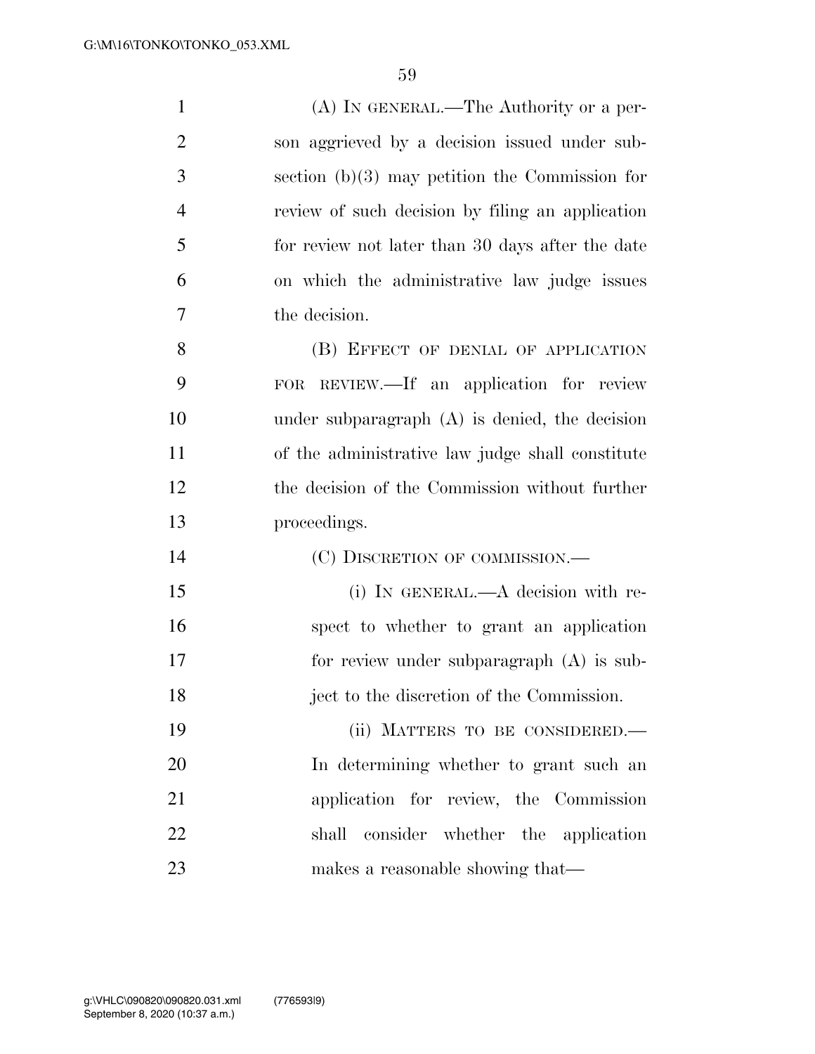(A) IN GENERAL.—The Authority or a person aggrieved by a decision issued under subsection (b)(3) may petition the Commission for review of such decision by filing an application for review not later than 30 days after the date on which the administrative law judge issues the decision.

(B) EFFECT OF DENIAL OF APPLICATION FOR REVIEW.—If an application for review under subparagraph (A) is denied, the decision of the administrative law judge shall constitute the decision of the Commission without further proceedings.

(C) DISCRETION OF COMMISSION.—

(i) IN GENERAL.—A decision with respect to whether to grant an application for review under subparagraph (A) is subject to the discretion of the Commission.

(ii) MATTERS TO BE CONSIDERED.—In determining whether to grant such an application for review, the Commission shall consider whether the application makes a reasonable showing that—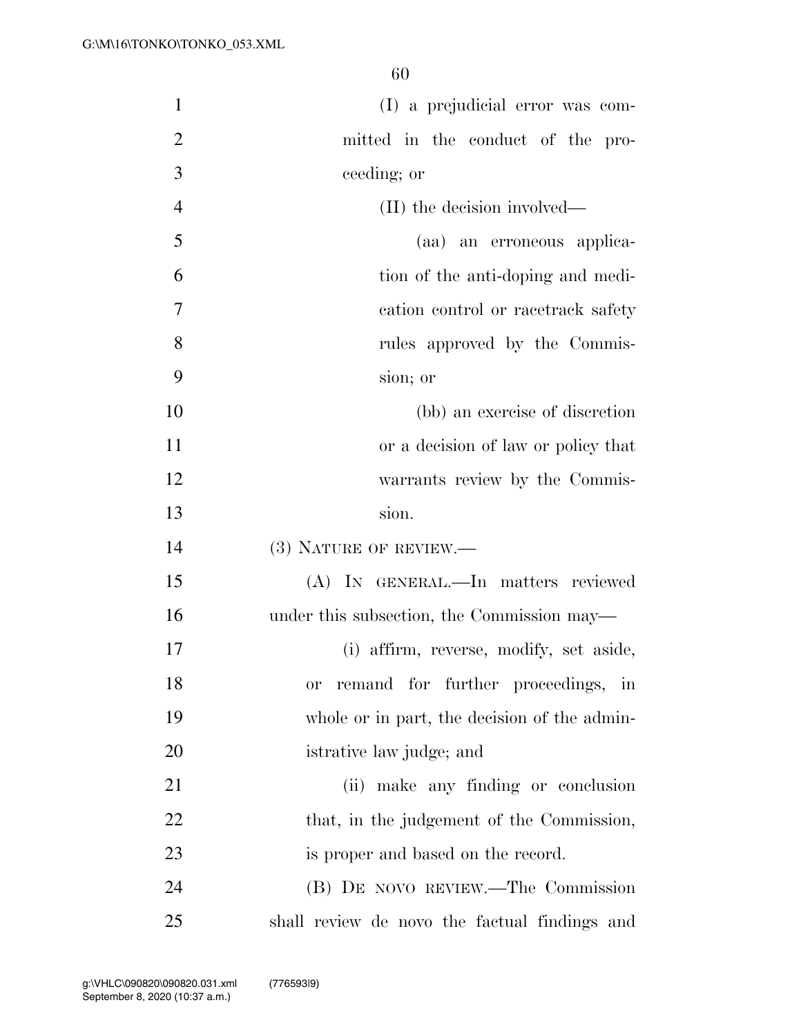(I) a prejudicial error was committed in the conduct of the proceeding; or

(II) the decision involved—

(aa) an erroneous application of the anti-doping and medication control or racetrack safety rules approved by the Commission; or

(bb) an exercise of discretion or a decision of law or policy that warrants review by the Commission.

(3) NATURE OF REVIEW.—

(A) IN GENERAL.—In matters reviewed under this subsection, the Commission may—

(i) affirm, reverse, modify, set aside, or remand for further proceedings, in whole or in part, the decision of the administrative law judge; and

(ii) make any finding or conclusion that, in the judgement of the Commission, is proper and based on the record.

(B) DE NOVO REVIEW.—The Commission shall review de novo the factual findings and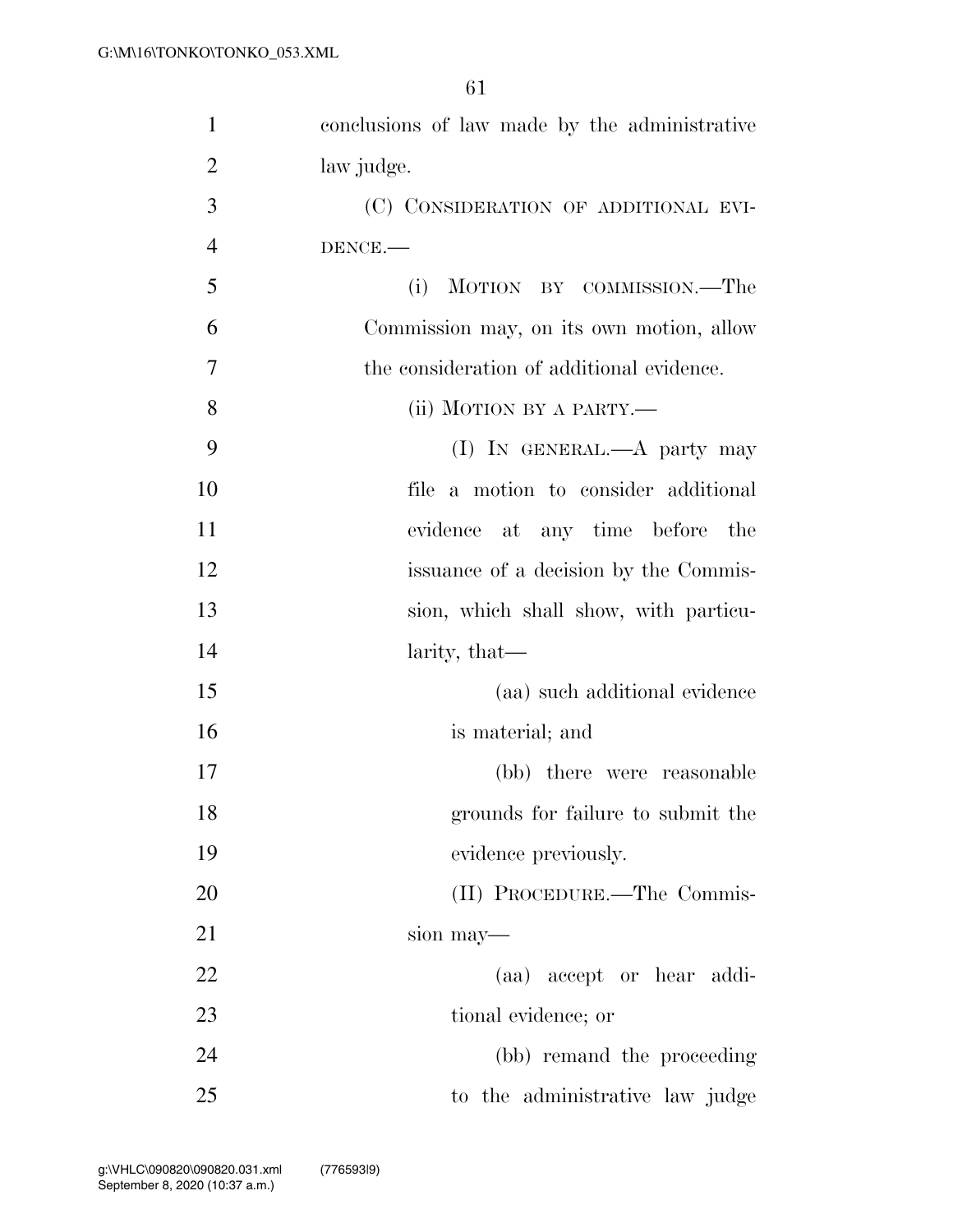conclusions of law made by the administrative law judge.

(C) CONSIDERATION OF ADDITIONAL EVIDENCE.—

(i) MOTION BY COMMISSION.—The Commission may, on its own motion, allow the consideration of additional evidence.

(ii) MOTION BY A PARTY.—

(I) IN GENERAL.—A party may file a motion to consider additional evidence at any time before the issuance of a decision by the Commission, which shall show, with particularity, that—

(aa) such additional evidence is material; and

(bb) there were reasonable grounds for failure to submit the evidence previously.

(II) PROCEDURE.—The Commission may—

(aa) accept or hear additional evidence; or

(bb) remand the proceeding to the administrative law judge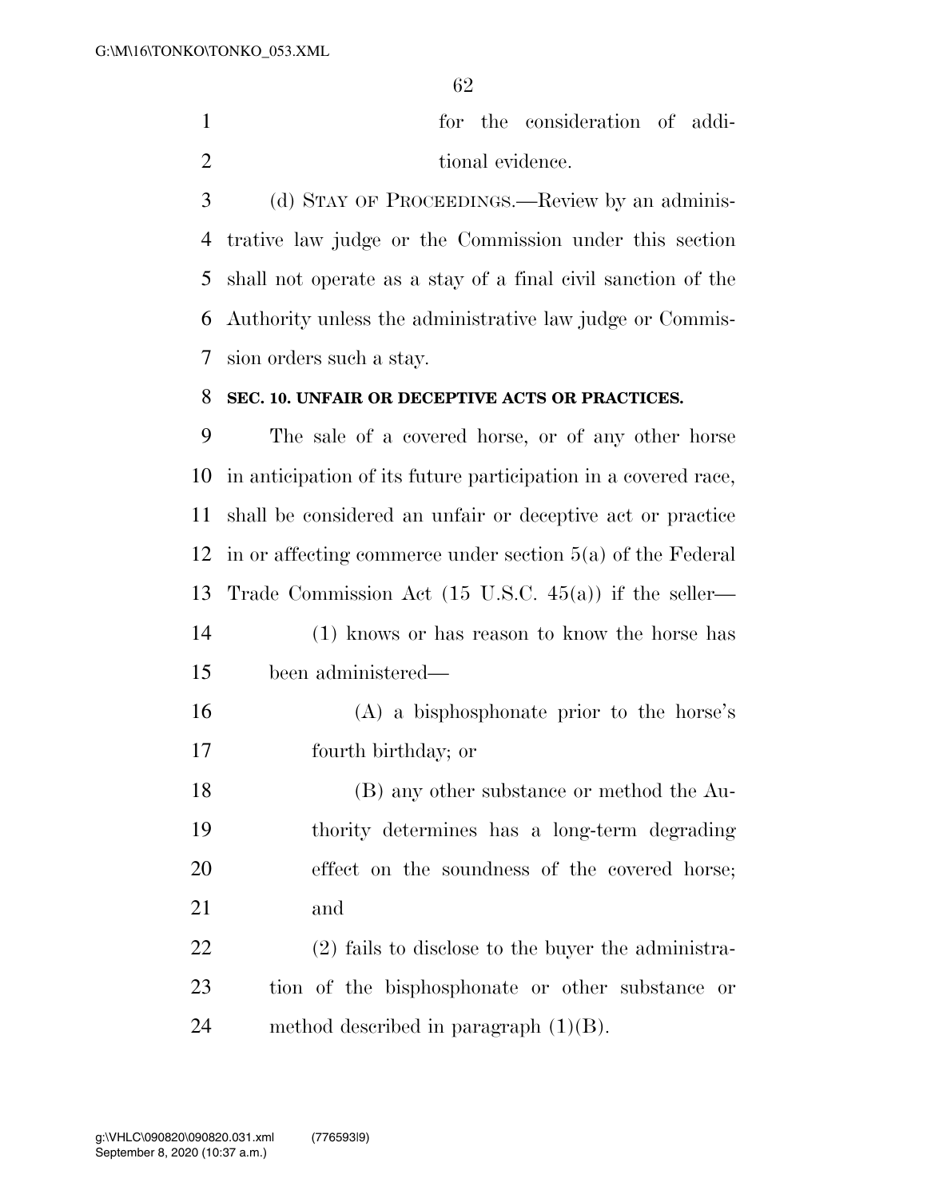for the consideration of additional evidence.

(d) STAY OF PROCEEDINGS.—Review by an administrative law judge or the Commission under this section shall not operate as a stay of a final civil sanction of the Authority unless the administrative law judge or Commission orders such a stay.

**SEC. 10. UNFAIR OR DECEPTIVE ACTS OR PRACTICES.**

The sale of a covered horse, or of any other horse in anticipation of its future participation in a covered race, shall be considered an unfair or deceptive act or practice in or affecting commerce under section 5(a) of the Federal Trade Commission Act (15 U.S.C. 45(a)) if the seller—

(1) knows or has reason to know the horse has been administered—

(A) a bisphosphonate prior to the horse's fourth birthday; or

(B) any other substance or method the Authority determines has a long-term degrading effect on the soundness of the covered horse; and

(2) fails to disclose to the buyer the administration of the bisphosphonate or other substance or method described in paragraph (1)(B).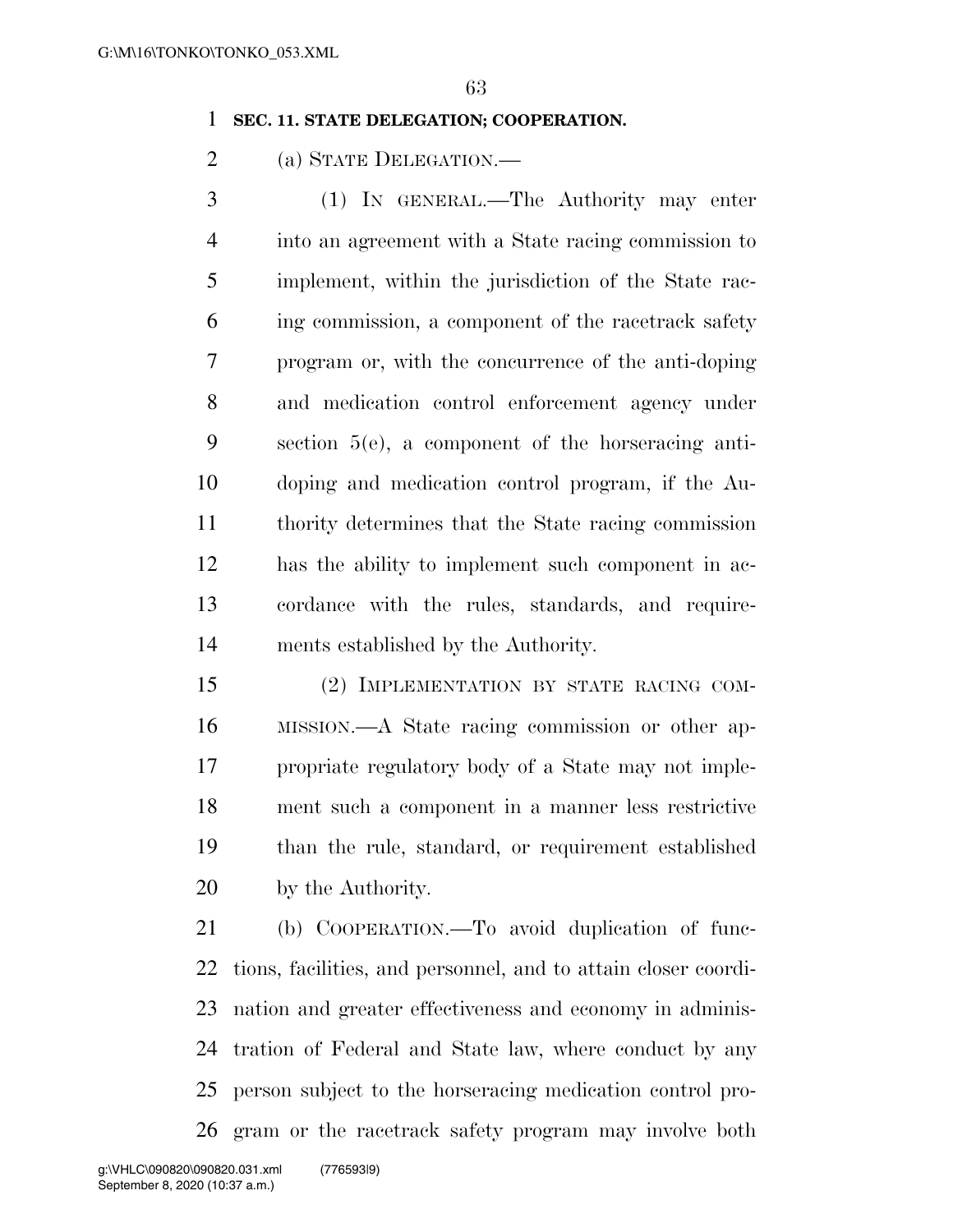**SEC. 11. STATE DELEGATION; COOPERATION.**

(a) STATE DELEGATION.—

(1) IN GENERAL.—The Authority may enter into an agreement with a State racing commission to implement, within the jurisdiction of the State racing commission, a component of the racetrack safety program or, with the concurrence of the anti-doping and medication control enforcement agency under section 5(e), a component of the horseracing anti-doping and medication control program, if the Authority determines that the State racing commission has the ability to implement such component in accordance with the rules, standards, and requirements established by the Authority.

(2) IMPLEMENTATION BY STATE RACING COMMISSION.—A State racing commission or other appropriate regulatory body of a State may not implement such a component in a manner less restrictive than the rule, standard, or requirement established by the Authority.

(b) COOPERATION.—To avoid duplication of functions, facilities, and personnel, and to attain closer coordination and greater effectiveness and economy in administration of Federal and State law, where conduct by any person subject to the horseracing medication control program or the racetrack safety program may involve both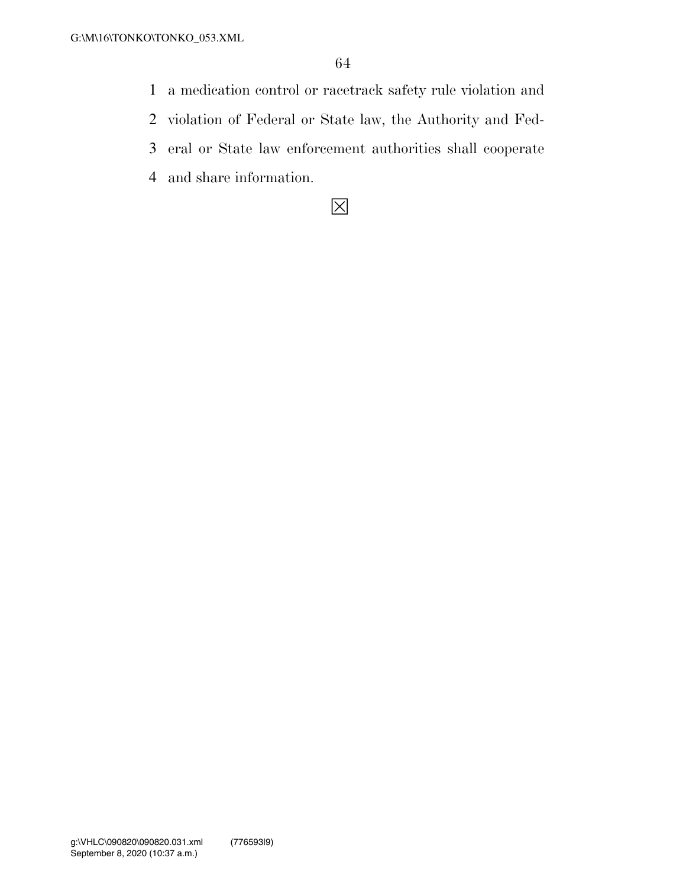a medication control or racetrack safety rule violation and violation of Federal or State law, the Authority and Federal or State law enforcement authorities shall cooperate and share information.

☒